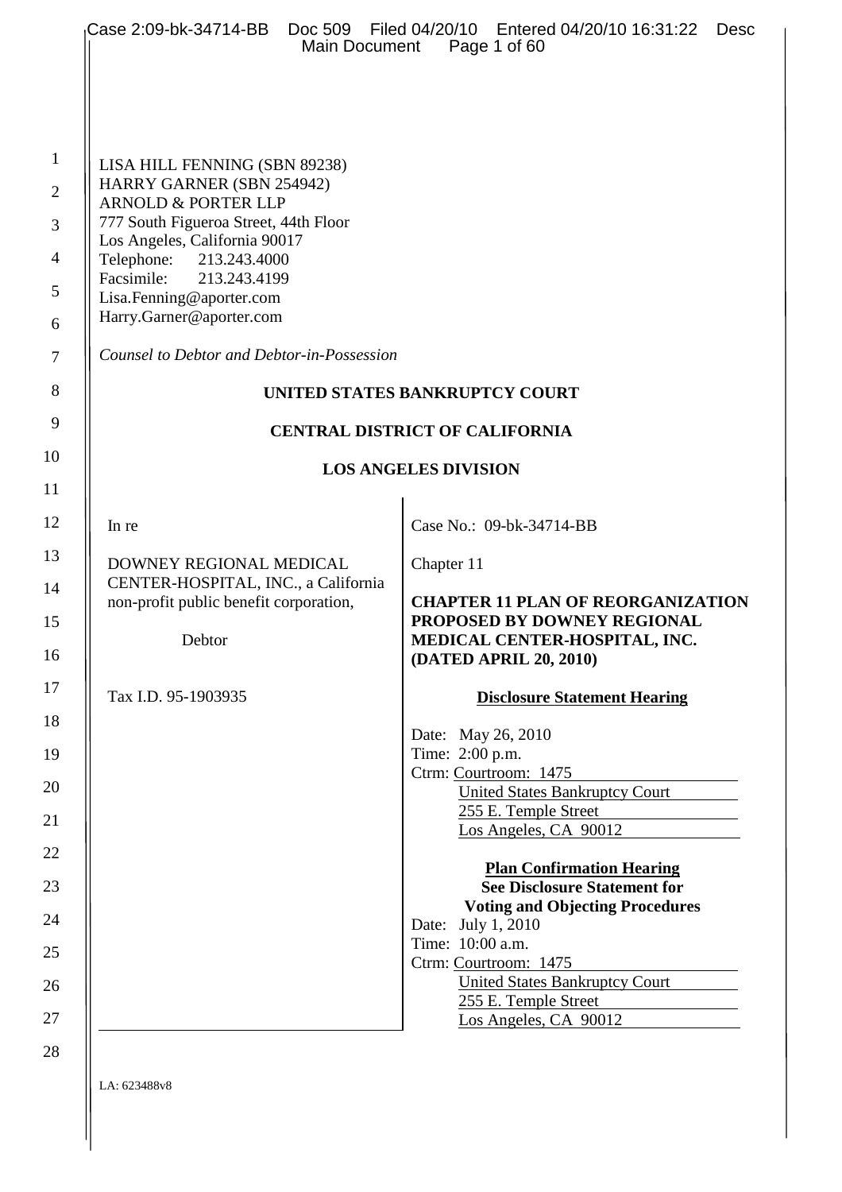LISA HILL FENNING (SBN 89238)
HARRY GARNER (SBN 254942)
ARNOLD & PORTER LLP
777 South Figueroa Street, 44th Floor
Los Angeles, California 90017
Telephone: 213.243.4000
Facsimile: 213.243.4199
Lisa.Fenning@aporter.com
Harry.Garner@aporter.com

*Counsel to Debtor and Debtor-in-Possession*

**UNITED STATES BANKRUPTCY COURT**

**CENTRAL DISTRICT OF CALIFORNIA**

**LOS ANGELES DIVISION**

In re

DOWNEY REGIONAL MEDICAL CENTER-HOSPITAL, INC., a California non-profit public benefit corporation,

Debtor

Tax I.D. 95-1903935

Case No.: 09-bk-34714-BB

Chapter 11

**CHAPTER 11 PLAN OF REORGANIZATION PROPOSED BY DOWNEY REGIONAL MEDICAL CENTER-HOSPITAL, INC. (DATED APRIL 20, 2010)**

**Disclosure Statement Hearing**

Date: May 26, 2010
Time: 2:00 p.m.
Ctrm: Courtroom: 1475
United States Bankruptcy Court
255 E. Temple Street
Los Angeles, CA 90012

**Plan Confirmation Hearing**
**See Disclosure Statement for Voting and Objecting Procedures**

Date: July 1, 2010
Time: 10:00 a.m.
Ctrm: Courtroom: 1475
United States Bankruptcy Court
255 E. Temple Street
Los Angeles, CA 90012

LA: 623488v8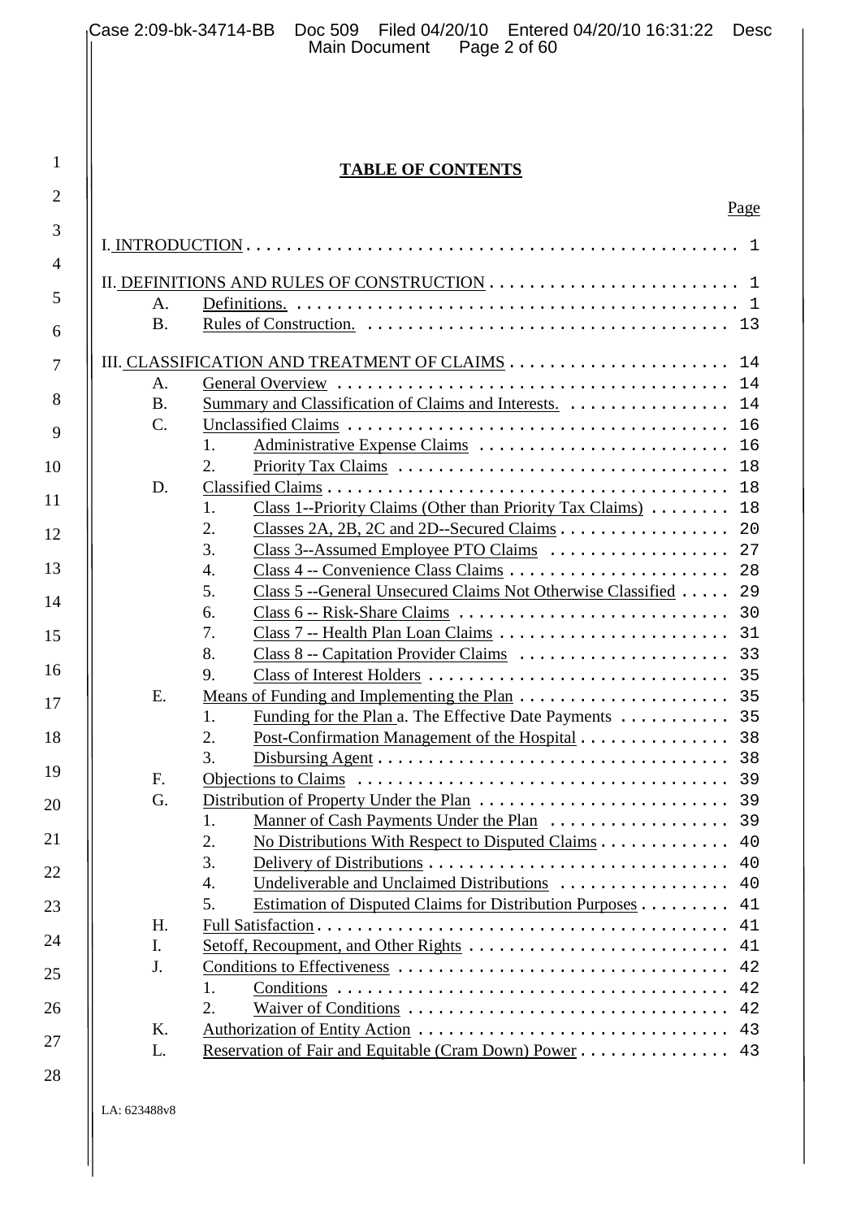# TABLE OF CONTENTS

| | | | Page |
|---|---|---|---|
| I. INTRODUCTION | | | 1 |
| II. DEFINITIONS AND RULES OF CONSTRUCTION | | | 1 |
| | A. | Definitions. | 1 |
| | B. | Rules of Construction. | 13 |
| III. CLASSIFICATION AND TREATMENT OF CLAIMS | | | 14 |
| | A. | General Overview | 14 |
| | B. | Summary and Classification of Claims and Interests. | 14 |
| | C. | Unclassified Claims | 16 |
| | | 1. Administrative Expense Claims | 16 |
| | | 2. Priority Tax Claims | 18 |
| | D. | Classified Claims | 18 |
| | | 1. Class 1--Priority Claims (Other than Priority Tax Claims) | 18 |
| | | 2. Classes 2A, 2B, 2C and 2D--Secured Claims | 20 |
| | | 3. Class 3--Assumed Employee PTO Claims | 27 |
| | | 4. Class 4 -- Convenience Class Claims | 28 |
| | | 5. Class 5 --General Unsecured Claims Not Otherwise Classified | 29 |
| | | 6. Class 6 -- Risk-Share Claims | 30 |
| | | 7. Class 7 -- Health Plan Loan Claims | 31 |
| | | 8. Class 8 -- Capitation Provider Claims | 33 |
| | | 9. Class of Interest Holders | 35 |
| | E. | Means of Funding and Implementing the Plan | 35 |
| | | 1. Funding for the Plan a. The Effective Date Payments | 35 |
| | | 2. Post-Confirmation Management of the Hospital | 38 |
| | | 3. Disbursing Agent | 38 |
| | F. | Objections to Claims | 39 |
| | G. | Distribution of Property Under the Plan | 39 |
| | | 1. Manner of Cash Payments Under the Plan | 39 |
| | | 2. No Distributions With Respect to Disputed Claims | 40 |
| | | 3. Delivery of Distributions | 40 |
| | | 4. Undeliverable and Unclaimed Distributions | 40 |
| | | 5. Estimation of Disputed Claims for Distribution Purposes | 41 |
| | H. | Full Satisfaction | 41 |
| | I. | Setoff, Recoupment, and Other Rights | 41 |
| | J. | Conditions to Effectiveness | 42 |
| | | 1. Conditions | 42 |
| | | 2. Waiver of Conditions | 42 |
| | K. | Authorization of Entity Action | 43 |
| | L. | Reservation of Fair and Equitable (Cram Down) Power | 43 |

LA: 623488v8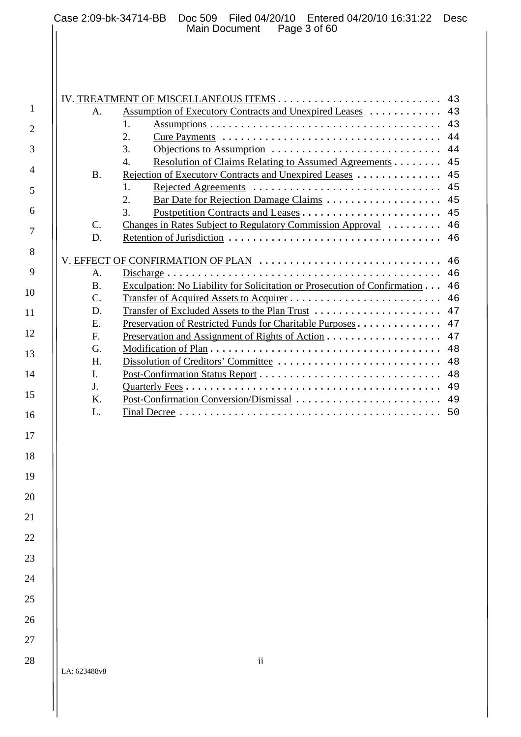IV. TREATMENT OF MISCELLANEOUS ITEMS . . . . . . . . . . . . . . . . . . . . . . . . . . . 43

- A. Assumption of Executory Contracts and Unexpired Leases . . . . . . . . . . . . 43
  - 1. Assumptions . . . . . . . . . . . . . . . . . . . . . . . . . . . . . . . . . . . . . 43
  - 2. Cure Payments . . . . . . . . . . . . . . . . . . . . . . . . . . . . . . . . . . . 44
  - 3. Objections to Assumption . . . . . . . . . . . . . . . . . . . . . . . . . . . 44
  - 4. Resolution of Claims Relating to Assumed Agreements . . . . . . . . 45
- B. Rejection of Executory Contracts and Unexpired Leases . . . . . . . . . . . . . . 45
  - 1. Rejected Agreements . . . . . . . . . . . . . . . . . . . . . . . . . . . . . . 45
  - 2. Bar Date for Rejection Damage Claims . . . . . . . . . . . . . . . . . . . 45
  - 3. Postpetition Contracts and Leases . . . . . . . . . . . . . . . . . . . . . . . 45
- C. Changes in Rates Subject to Regulatory Commission Approval . . . . . . . . . 46
- D. Retention of Jurisdiction . . . . . . . . . . . . . . . . . . . . . . . . . . . . . . . . . . 46

V. EFFECT OF CONFIRMATION OF PLAN . . . . . . . . . . . . . . . . . . . . . . . . . . . . . 46

- A. Discharge . . . . . . . . . . . . . . . . . . . . . . . . . . . . . . . . . . . . . . . . . . . . 46
- B. Exculpation: No Liability for Solicitation or Prosecution of Confirmation . . . 46
- C. Transfer of Acquired Assets to Acquirer . . . . . . . . . . . . . . . . . . . . . . . . . 46
- D. Transfer of Excluded Assets to the Plan Trust . . . . . . . . . . . . . . . . . . . . . 47
- E. Preservation of Restricted Funds for Charitable Purposes . . . . . . . . . . . . . . 47
- F. Preservation and Assignment of Rights of Action . . . . . . . . . . . . . . . . . . . 47
- G. Modification of Plan . . . . . . . . . . . . . . . . . . . . . . . . . . . . . . . . . . . . . . 48
- H. Dissolution of Creditors' Committee . . . . . . . . . . . . . . . . . . . . . . . . . . . 48
- I. Post-Confirmation Status Report . . . . . . . . . . . . . . . . . . . . . . . . . . . . . . 48
- J. Quarterly Fees . . . . . . . . . . . . . . . . . . . . . . . . . . . . . . . . . . . . . . . . . . 49
- K. Post-Confirmation Conversion/Dismissal . . . . . . . . . . . . . . . . . . . . . . . . 49
- L. Final Decree . . . . . . . . . . . . . . . . . . . . . . . . . . . . . . . . . . . . . . . . . . . 50

LA: 623488v8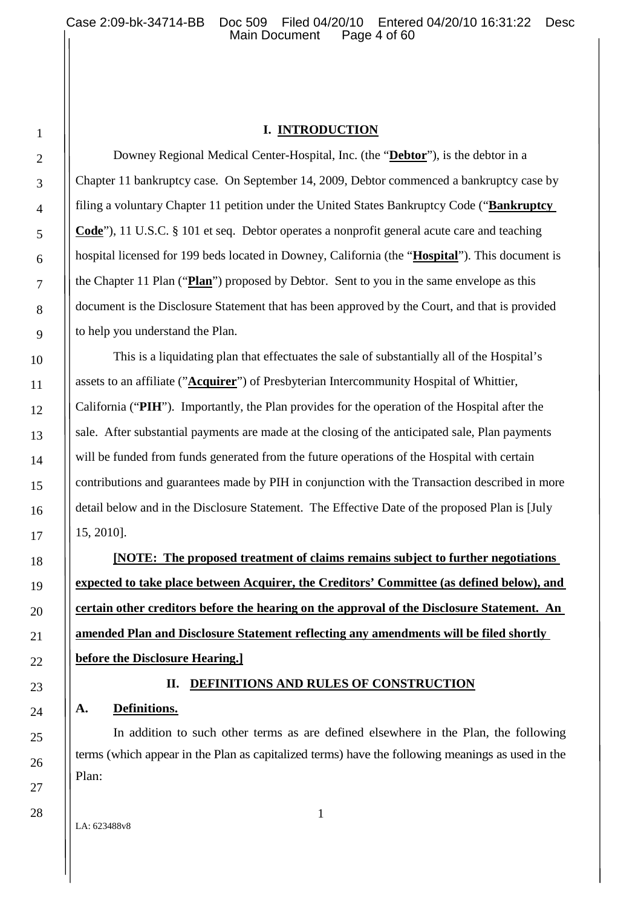# I. INTRODUCTION

Downey Regional Medical Center-Hospital, Inc. (the "**Debtor**"), is the debtor in a Chapter 11 bankruptcy case. On September 14, 2009, Debtor commenced a bankruptcy case by filing a voluntary Chapter 11 petition under the United States Bankruptcy Code ("**Bankruptcy Code**"), 11 U.S.C. § 101 et seq. Debtor operates a nonprofit general acute care and teaching hospital licensed for 199 beds located in Downey, California (the "**Hospital**"). This document is the Chapter 11 Plan ("**Plan**") proposed by Debtor. Sent to you in the same envelope as this document is the Disclosure Statement that has been approved by the Court, and that is provided to help you understand the Plan.

This is a liquidating plan that effectuates the sale of substantially all of the Hospital's assets to an affiliate ("**Acquirer**") of Presbyterian Intercommunity Hospital of Whittier, California ("**PIH**"). Importantly, the Plan provides for the operation of the Hospital after the sale. After substantial payments are made at the closing of the anticipated sale, Plan payments will be funded from funds generated from the future operations of the Hospital with certain contributions and guarantees made by PIH in conjunction with the Transaction described in more detail below and in the Disclosure Statement. The Effective Date of the proposed Plan is [July 15, 2010].

**[NOTE: The proposed treatment of claims remains subject to further negotiations expected to take place between Acquirer, the Creditors' Committee (as defined below), and certain other creditors before the hearing on the approval of the Disclosure Statement. An amended Plan and Disclosure Statement reflecting any amendments will be filed shortly before the Disclosure Hearing.]**

# II. DEFINITIONS AND RULES OF CONSTRUCTION

## A. Definitions.

In addition to such other terms as are defined elsewhere in the Plan, the following terms (which appear in the Plan as capitalized terms) have the following meanings as used in the Plan: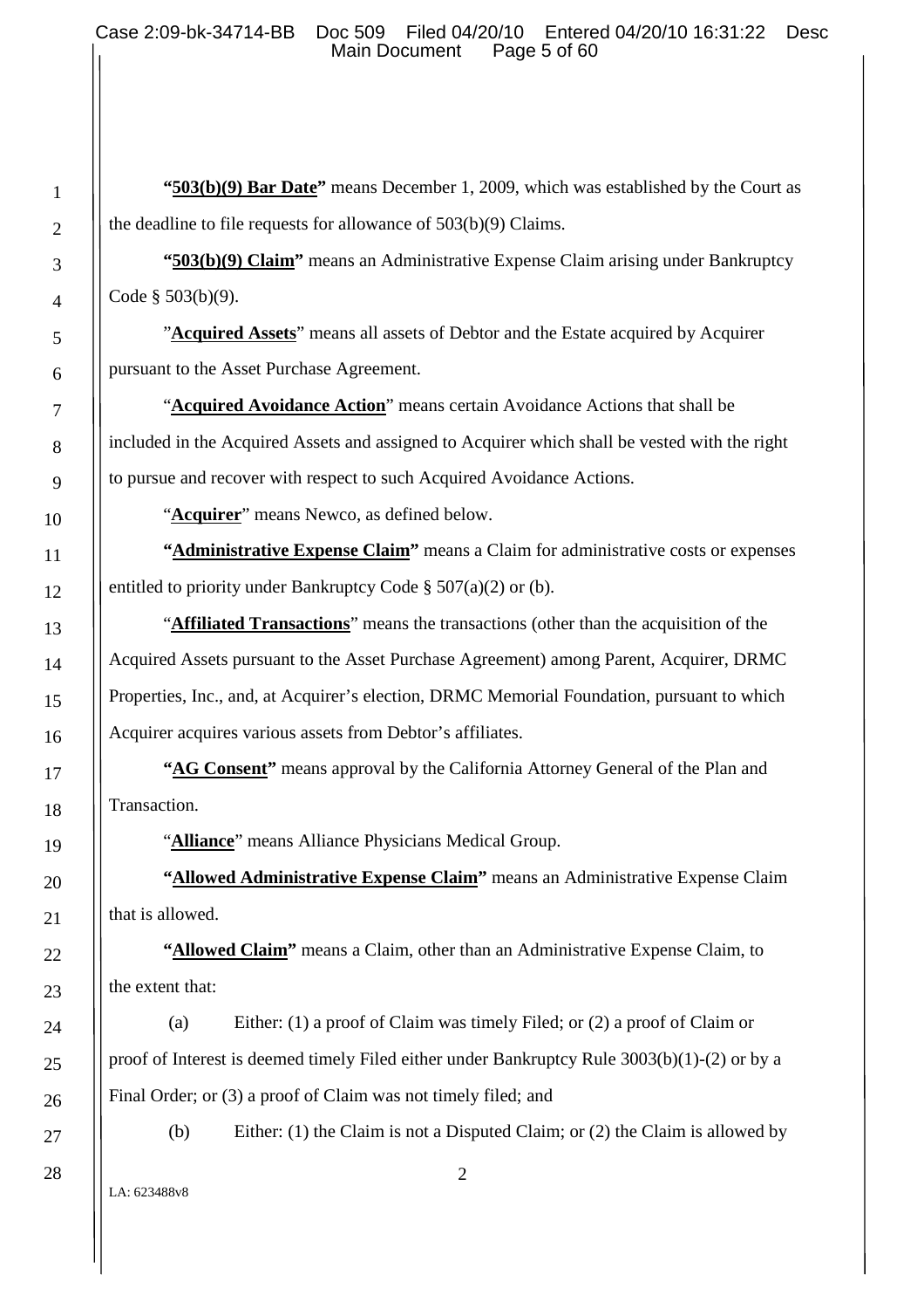**"503(b)(9) Bar Date"** means December 1, 2009, which was established by the Court as the deadline to file requests for allowance of 503(b)(9) Claims.

**"503(b)(9) Claim"** means an Administrative Expense Claim arising under Bankruptcy Code § 503(b)(9).

"**Acquired Assets**" means all assets of Debtor and the Estate acquired by Acquirer pursuant to the Asset Purchase Agreement.

"**Acquired Avoidance Action**" means certain Avoidance Actions that shall be included in the Acquired Assets and assigned to Acquirer which shall be vested with the right to pursue and recover with respect to such Acquired Avoidance Actions.

"**Acquirer**" means Newco, as defined below.

**"Administrative Expense Claim"** means a Claim for administrative costs or expenses entitled to priority under Bankruptcy Code § 507(a)(2) or (b).

"**Affiliated Transactions**" means the transactions (other than the acquisition of the Acquired Assets pursuant to the Asset Purchase Agreement) among Parent, Acquirer, DRMC Properties, Inc., and, at Acquirer's election, DRMC Memorial Foundation, pursuant to which Acquirer acquires various assets from Debtor's affiliates.

**"AG Consent"** means approval by the California Attorney General of the Plan and Transaction.

"**Alliance**" means Alliance Physicians Medical Group.

**"Allowed Administrative Expense Claim"** means an Administrative Expense Claim that is allowed.

**"Allowed Claim"** means a Claim, other than an Administrative Expense Claim, to the extent that:

(a) Either: (1) a proof of Claim was timely Filed; or (2) a proof of Claim or proof of Interest is deemed timely Filed either under Bankruptcy Rule 3003(b)(1)-(2) or by a Final Order; or (3) a proof of Claim was not timely filed; and

(b) Either: (1) the Claim is not a Disputed Claim; or (2) the Claim is allowed by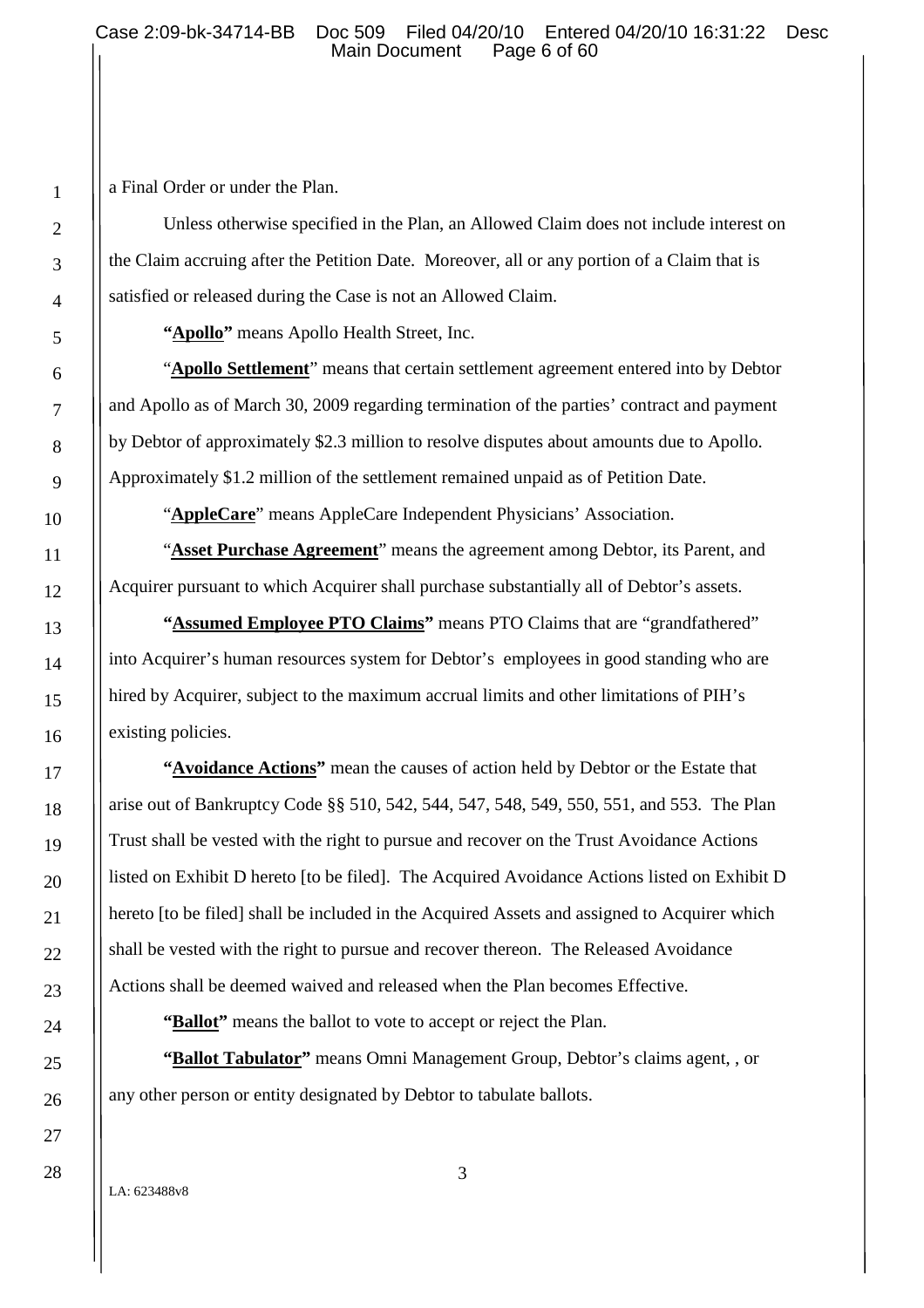a Final Order or under the Plan.

Unless otherwise specified in the Plan, an Allowed Claim does not include interest on the Claim accruing after the Petition Date. Moreover, all or any portion of a Claim that is satisfied or released during the Case is not an Allowed Claim.

**"Apollo"** means Apollo Health Street, Inc.

"**Apollo Settlement**" means that certain settlement agreement entered into by Debtor and Apollo as of March 30, 2009 regarding termination of the parties' contract and payment by Debtor of approximately $2.3 million to resolve disputes about amounts due to Apollo. Approximately $1.2 million of the settlement remained unpaid as of Petition Date.

"**AppleCare**" means AppleCare Independent Physicians' Association.

"**Asset Purchase Agreement**" means the agreement among Debtor, its Parent, and Acquirer pursuant to which Acquirer shall purchase substantially all of Debtor's assets.

**"Assumed Employee PTO Claims"** means PTO Claims that are "grandfathered" into Acquirer's human resources system for Debtor's employees in good standing who are hired by Acquirer, subject to the maximum accrual limits and other limitations of PIH's existing policies.

**"Avoidance Actions"** mean the causes of action held by Debtor or the Estate that arise out of Bankruptcy Code §§ 510, 542, 544, 547, 548, 549, 550, 551, and 553. The Plan Trust shall be vested with the right to pursue and recover on the Trust Avoidance Actions listed on Exhibit D hereto [to be filed]. The Acquired Avoidance Actions listed on Exhibit D hereto [to be filed] shall be included in the Acquired Assets and assigned to Acquirer which shall be vested with the right to pursue and recover thereon. The Released Avoidance Actions shall be deemed waived and released when the Plan becomes Effective.

**"Ballot"** means the ballot to vote to accept or reject the Plan.

**"Ballot Tabulator"** means Omni Management Group, Debtor's claims agent, , or any other person or entity designated by Debtor to tabulate ballots.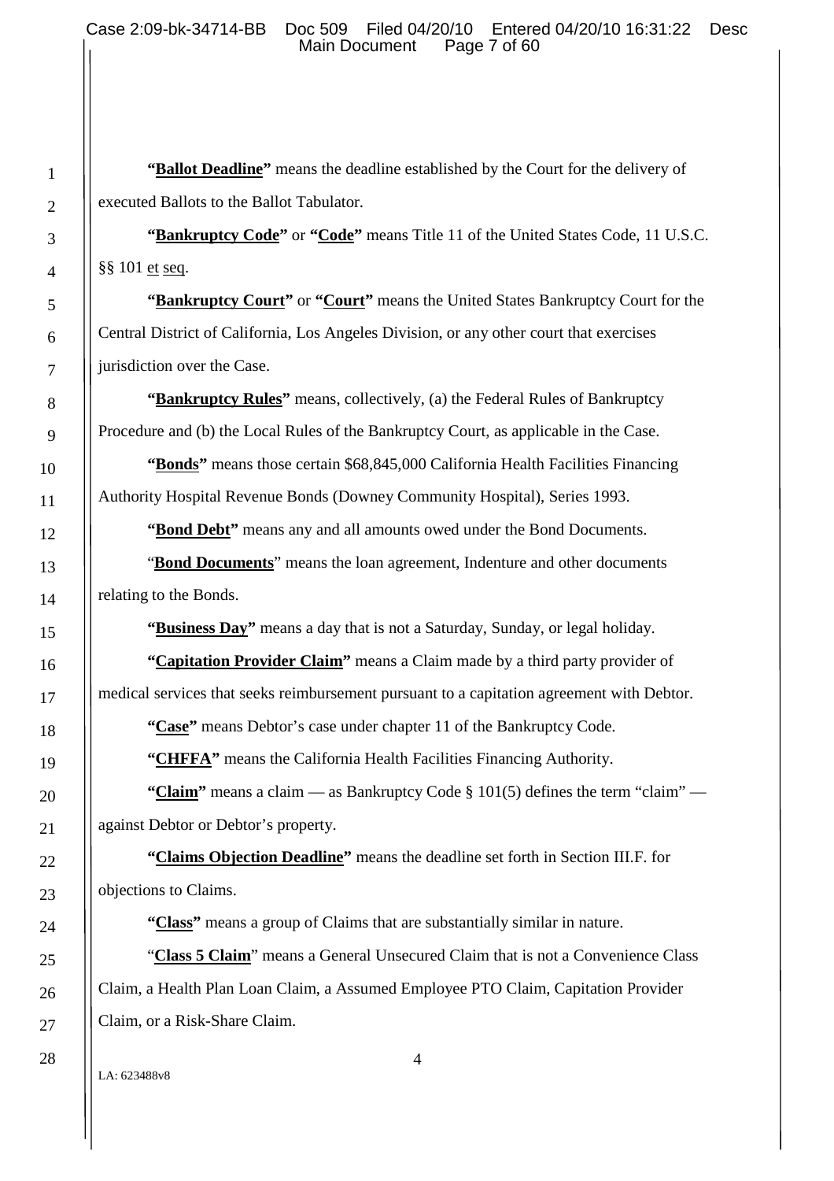**"Ballot Deadline"** means the deadline established by the Court for the delivery of executed Ballots to the Ballot Tabulator.

**"Bankruptcy Code"** or **"Code"** means Title 11 of the United States Code, 11 U.S.C. §§ 101 et seq.

**"Bankruptcy Court"** or **"Court"** means the United States Bankruptcy Court for the Central District of California, Los Angeles Division, or any other court that exercises jurisdiction over the Case.

**"Bankruptcy Rules"** means, collectively, (a) the Federal Rules of Bankruptcy Procedure and (b) the Local Rules of the Bankruptcy Court, as applicable in the Case.

**"Bonds"** means those certain $68,845,000 California Health Facilities Financing Authority Hospital Revenue Bonds (Downey Community Hospital), Series 1993.

**"Bond Debt"** means any and all amounts owed under the Bond Documents.

"**Bond Documents**" means the loan agreement, Indenture and other documents relating to the Bonds.

**"Business Day"** means a day that is not a Saturday, Sunday, or legal holiday.

**"Capitation Provider Claim"** means a Claim made by a third party provider of medical services that seeks reimbursement pursuant to a capitation agreement with Debtor.

**"Case"** means Debtor's case under chapter 11 of the Bankruptcy Code.

**"CHFFA"** means the California Health Facilities Financing Authority.

**"Claim"** means a claim — as Bankruptcy Code § 101(5) defines the term "claim" — against Debtor or Debtor's property.

**"Claims Objection Deadline"** means the deadline set forth in Section III.F. for objections to Claims.

**"Class"** means a group of Claims that are substantially similar in nature.

"**Class 5 Claim**" means a General Unsecured Claim that is not a Convenience Class Claim, a Health Plan Loan Claim, a Assumed Employee PTO Claim, Capitation Provider Claim, or a Risk-Share Claim.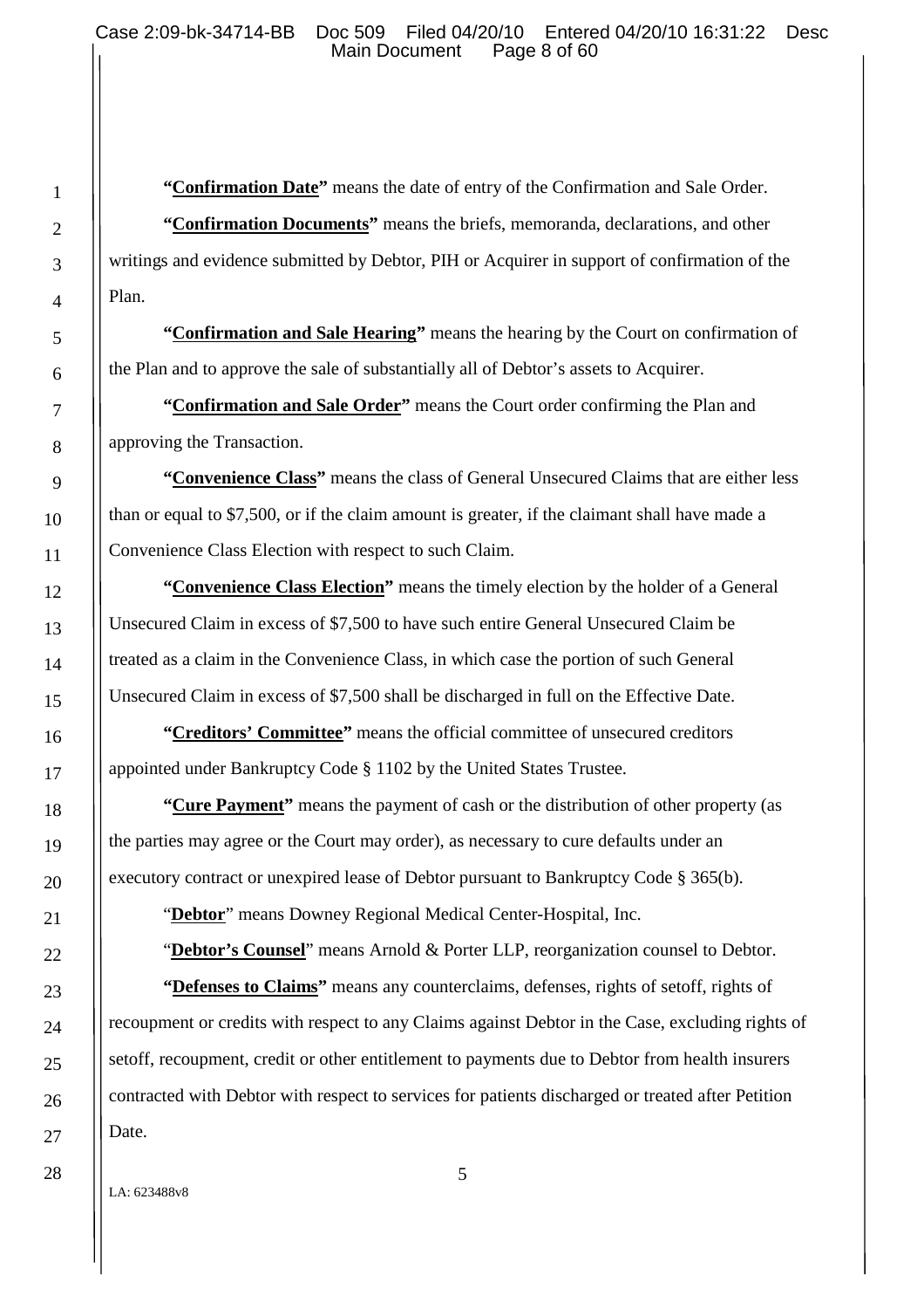**"Confirmation Date"** means the date of entry of the Confirmation and Sale Order.

**"Confirmation Documents"** means the briefs, memoranda, declarations, and other writings and evidence submitted by Debtor, PIH or Acquirer in support of confirmation of the Plan.

**"Confirmation and Sale Hearing"** means the hearing by the Court on confirmation of the Plan and to approve the sale of substantially all of Debtor's assets to Acquirer.

**"Confirmation and Sale Order"** means the Court order confirming the Plan and approving the Transaction.

**"Convenience Class"** means the class of General Unsecured Claims that are either less than or equal to $7,500, or if the claim amount is greater, if the claimant shall have made a Convenience Class Election with respect to such Claim.

**"Convenience Class Election"** means the timely election by the holder of a General Unsecured Claim in excess of $7,500 to have such entire General Unsecured Claim be treated as a claim in the Convenience Class, in which case the portion of such General Unsecured Claim in excess of $7,500 shall be discharged in full on the Effective Date.

**"Creditors' Committee"** means the official committee of unsecured creditors appointed under Bankruptcy Code § 1102 by the United States Trustee.

**"Cure Payment"** means the payment of cash or the distribution of other property (as the parties may agree or the Court may order), as necessary to cure defaults under an executory contract or unexpired lease of Debtor pursuant to Bankruptcy Code § 365(b).

"**Debtor**" means Downey Regional Medical Center-Hospital, Inc.

"**Debtor's Counsel**" means Arnold & Porter LLP, reorganization counsel to Debtor.

**"Defenses to Claims"** means any counterclaims, defenses, rights of setoff, rights of recoupment or credits with respect to any Claims against Debtor in the Case, excluding rights of setoff, recoupment, credit or other entitlement to payments due to Debtor from health insurers contracted with Debtor with respect to services for patients discharged or treated after Petition Date.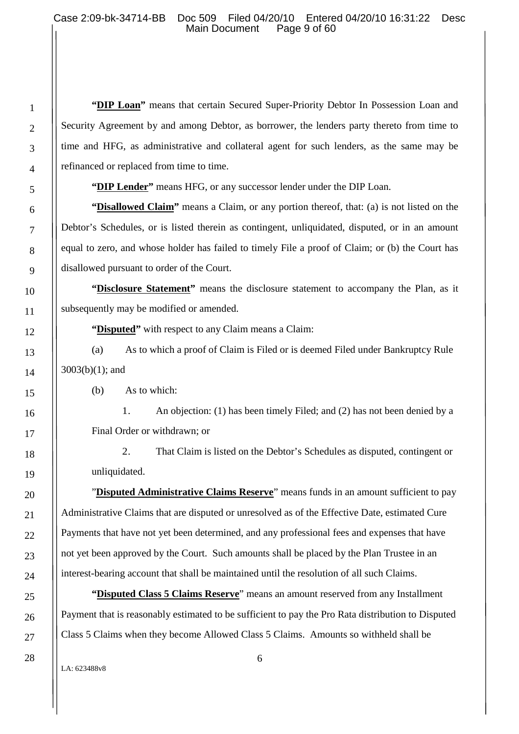**"DIP Loan"** means that certain Secured Super-Priority Debtor In Possession Loan and Security Agreement by and among Debtor, as borrower, the lenders party thereto from time to time and HFG, as administrative and collateral agent for such lenders, as the same may be refinanced or replaced from time to time.

**"DIP Lender"** means HFG, or any successor lender under the DIP Loan.

**"Disallowed Claim"** means a Claim, or any portion thereof, that: (a) is not listed on the Debtor's Schedules, or is listed therein as contingent, unliquidated, disputed, or in an amount equal to zero, and whose holder has failed to timely File a proof of Claim; or (b) the Court has disallowed pursuant to order of the Court.

**"Disclosure Statement"** means the disclosure statement to accompany the Plan, as it subsequently may be modified or amended.

**"Disputed"** with respect to any Claim means a Claim:

(a) As to which a proof of Claim is Filed or is deemed Filed under Bankruptcy Rule 3003(b)(1); and

(b) As to which:

1. An objection: (1) has been timely Filed; and (2) has not been denied by a Final Order or withdrawn; or

2. That Claim is listed on the Debtor's Schedules as disputed, contingent or unliquidated.

"**Disputed Administrative Claims Reserve**" means funds in an amount sufficient to pay Administrative Claims that are disputed or unresolved as of the Effective Date, estimated Cure Payments that have not yet been determined, and any professional fees and expenses that have not yet been approved by the Court. Such amounts shall be placed by the Plan Trustee in an interest-bearing account that shall be maintained until the resolution of all such Claims.

**"Disputed Class 5 Claims Reserve"** means an amount reserved from any Installment Payment that is reasonably estimated to be sufficient to pay the Pro Rata distribution to Disputed Class 5 Claims when they become Allowed Class 5 Claims. Amounts so withheld shall be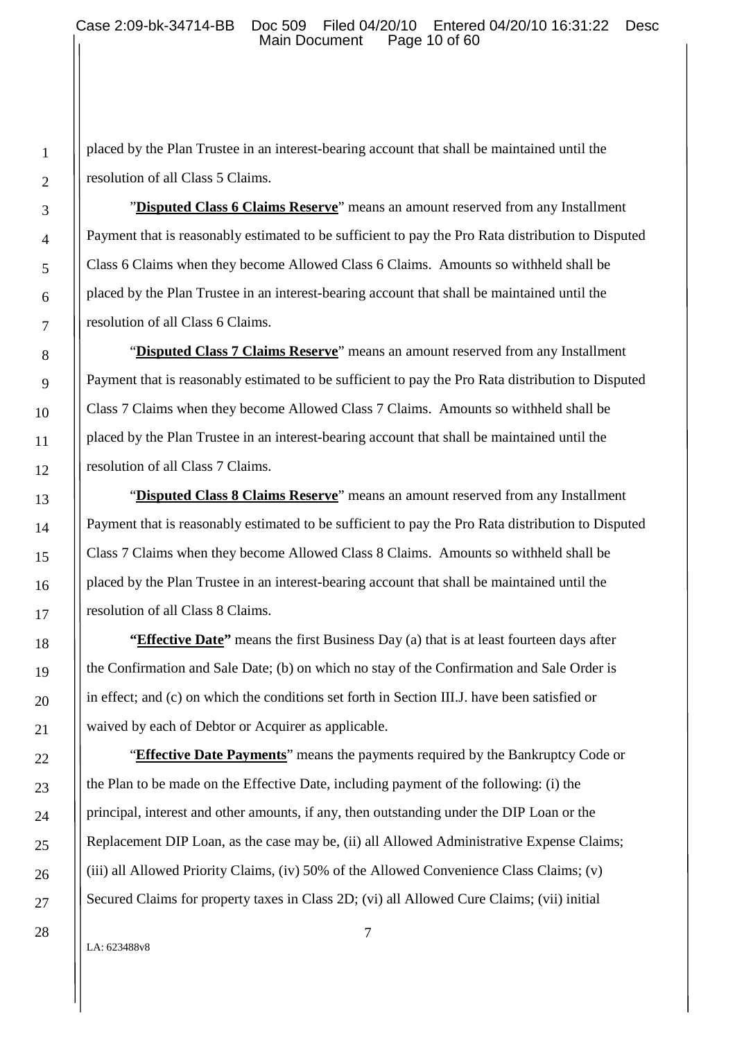placed by the Plan Trustee in an interest-bearing account that shall be maintained until the resolution of all Class 5 Claims.

"**Disputed Class 6 Claims Reserve**" means an amount reserved from any Installment Payment that is reasonably estimated to be sufficient to pay the Pro Rata distribution to Disputed Class 6 Claims when they become Allowed Class 6 Claims. Amounts so withheld shall be placed by the Plan Trustee in an interest-bearing account that shall be maintained until the resolution of all Class 6 Claims.

"**Disputed Class 7 Claims Reserve**" means an amount reserved from any Installment Payment that is reasonably estimated to be sufficient to pay the Pro Rata distribution to Disputed Class 7 Claims when they become Allowed Class 7 Claims. Amounts so withheld shall be placed by the Plan Trustee in an interest-bearing account that shall be maintained until the resolution of all Class 7 Claims.

"**Disputed Class 8 Claims Reserve**" means an amount reserved from any Installment Payment that is reasonably estimated to be sufficient to pay the Pro Rata distribution to Disputed Class 7 Claims when they become Allowed Class 8 Claims. Amounts so withheld shall be placed by the Plan Trustee in an interest-bearing account that shall be maintained until the resolution of all Class 8 Claims.

**"Effective Date"** means the first Business Day (a) that is at least fourteen days after the Confirmation and Sale Date; (b) on which no stay of the Confirmation and Sale Order is in effect; and (c) on which the conditions set forth in Section III.J. have been satisfied or waived by each of Debtor or Acquirer as applicable.

"**Effective Date Payments**" means the payments required by the Bankruptcy Code or the Plan to be made on the Effective Date, including payment of the following: (i) the principal, interest and other amounts, if any, then outstanding under the DIP Loan or the Replacement DIP Loan, as the case may be, (ii) all Allowed Administrative Expense Claims; (iii) all Allowed Priority Claims, (iv) 50% of the Allowed Convenience Class Claims; (v) Secured Claims for property taxes in Class 2D; (vi) all Allowed Cure Claims; (vii) initial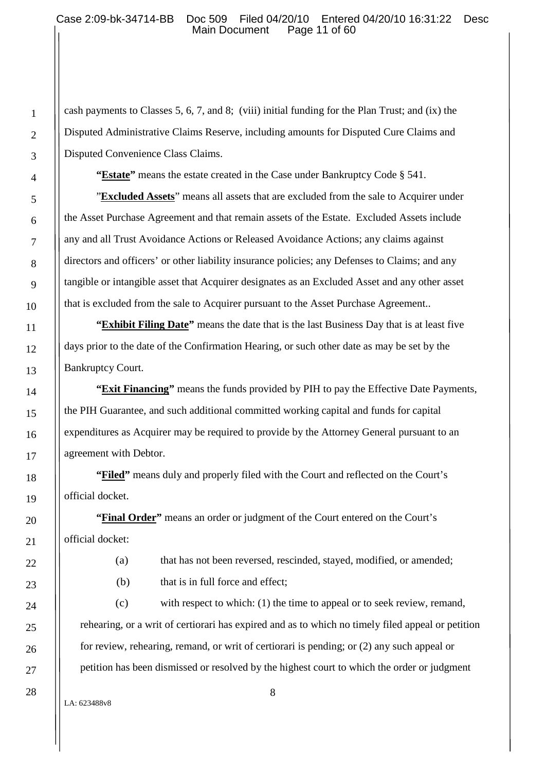cash payments to Classes 5, 6, 7, and 8; (viii) initial funding for the Plan Trust; and (ix) the Disputed Administrative Claims Reserve, including amounts for Disputed Cure Claims and Disputed Convenience Class Claims.

**"Estate"** means the estate created in the Case under Bankruptcy Code § 541.

**"Excluded Assets"** means all assets that are excluded from the sale to Acquirer under the Asset Purchase Agreement and that remain assets of the Estate. Excluded Assets include any and all Trust Avoidance Actions or Released Avoidance Actions; any claims against directors and officers' or other liability insurance policies; any Defenses to Claims; and any tangible or intangible asset that Acquirer designates as an Excluded Asset and any other asset that is excluded from the sale to Acquirer pursuant to the Asset Purchase Agreement..

**"Exhibit Filing Date"** means the date that is the last Business Day that is at least five days prior to the date of the Confirmation Hearing, or such other date as may be set by the Bankruptcy Court.

**"Exit Financing"** means the funds provided by PIH to pay the Effective Date Payments, the PIH Guarantee, and such additional committed working capital and funds for capital expenditures as Acquirer may be required to provide by the Attorney General pursuant to an agreement with Debtor.

**"Filed"** means duly and properly filed with the Court and reflected on the Court's official docket.

**"Final Order"** means an order or judgment of the Court entered on the Court's official docket:

(a) that has not been reversed, rescinded, stayed, modified, or amended;

(b) that is in full force and effect;

(c) with respect to which: (1) the time to appeal or to seek review, remand, rehearing, or a writ of certiorari has expired and as to which no timely filed appeal or petition for review, rehearing, remand, or writ of certiorari is pending; or (2) any such appeal or petition has been dismissed or resolved by the highest court to which the order or judgment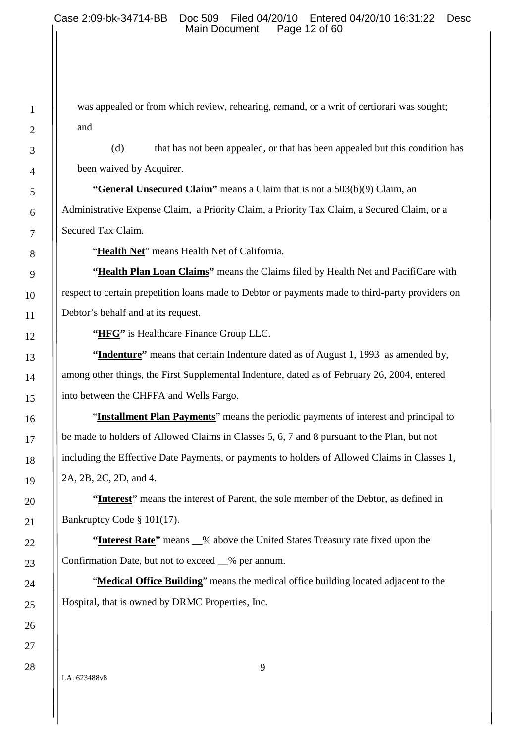was appealed or from which review, rehearing, remand, or a writ of certiorari was sought; and

(d) that has not been appealed, or that has been appealed but this condition has been waived by Acquirer.

**"General Unsecured Claim"** means a Claim that is not a 503(b)(9) Claim, an Administrative Expense Claim, a Priority Claim, a Priority Tax Claim, a Secured Claim, or a Secured Tax Claim.

"**Health Net**" means Health Net of California.

**"Health Plan Loan Claims"** means the Claims filed by Health Net and PacifiCare with respect to certain prepetition loans made to Debtor or payments made to third-party providers on Debtor's behalf and at its request.

**"HFG"** is Healthcare Finance Group LLC.

**"Indenture"** means that certain Indenture dated as of August 1, 1993 as amended by, among other things, the First Supplemental Indenture, dated as of February 26, 2004, entered into between the CHFFA and Wells Fargo.

"**Installment Plan Payments**" means the periodic payments of interest and principal to be made to holders of Allowed Claims in Classes 5, 6, 7 and 8 pursuant to the Plan, but not including the Effective Date Payments, or payments to holders of Allowed Claims in Classes 1, 2A, 2B, 2C, 2D, and 4.

**"Interest"** means the interest of Parent, the sole member of the Debtor, as defined in Bankruptcy Code § 101(17).

**"Interest Rate"** means __% above the United States Treasury rate fixed upon the Confirmation Date, but not to exceed __% per annum.

"**Medical Office Building**" means the medical office building located adjacent to the Hospital, that is owned by DRMC Properties, Inc.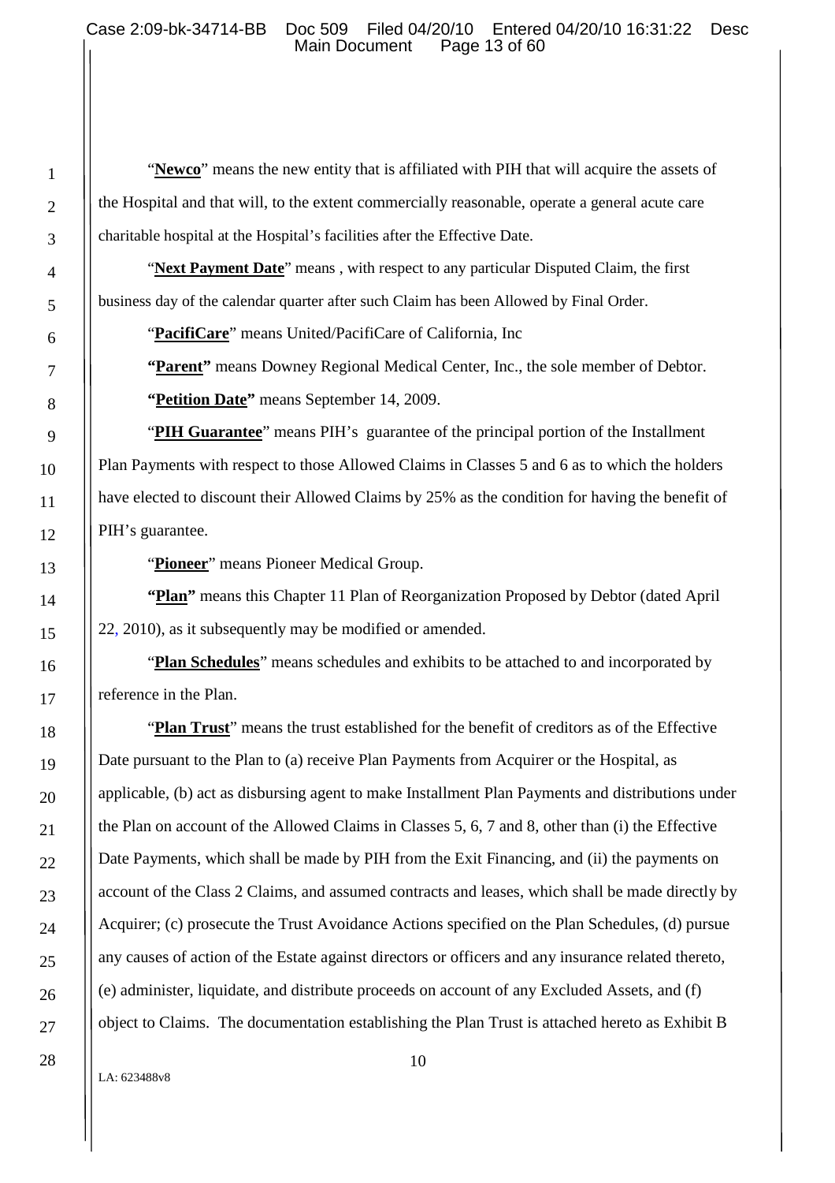"**Newco**" means the new entity that is affiliated with PIH that will acquire the assets of the Hospital and that will, to the extent commercially reasonable, operate a general acute care charitable hospital at the Hospital's facilities after the Effective Date.

"**Next Payment Date**" means , with respect to any particular Disputed Claim, the first business day of the calendar quarter after such Claim has been Allowed by Final Order.

"**PacifiCare**" means United/PacifiCare of California, Inc

**"Parent"** means Downey Regional Medical Center, Inc., the sole member of Debtor.

**"Petition Date"** means September 14, 2009.

"**PIH Guarantee**" means PIH's guarantee of the principal portion of the Installment Plan Payments with respect to those Allowed Claims in Classes 5 and 6 as to which the holders have elected to discount their Allowed Claims by 25% as the condition for having the benefit of PIH's guarantee.

"**Pioneer**" means Pioneer Medical Group.

**"Plan"** means this Chapter 11 Plan of Reorganization Proposed by Debtor (dated April 22, 2010), as it subsequently may be modified or amended.

"**Plan Schedules**" means schedules and exhibits to be attached to and incorporated by reference in the Plan.

"**Plan Trust**" means the trust established for the benefit of creditors as of the Effective Date pursuant to the Plan to (a) receive Plan Payments from Acquirer or the Hospital, as applicable, (b) act as disbursing agent to make Installment Plan Payments and distributions under the Plan on account of the Allowed Claims in Classes 5, 6, 7 and 8, other than (i) the Effective Date Payments, which shall be made by PIH from the Exit Financing, and (ii) the payments on account of the Class 2 Claims, and assumed contracts and leases, which shall be made directly by Acquirer; (c) prosecute the Trust Avoidance Actions specified on the Plan Schedules, (d) pursue any causes of action of the Estate against directors or officers and any insurance related thereto, (e) administer, liquidate, and distribute proceeds on account of any Excluded Assets, and (f) object to Claims. The documentation establishing the Plan Trust is attached hereto as Exhibit B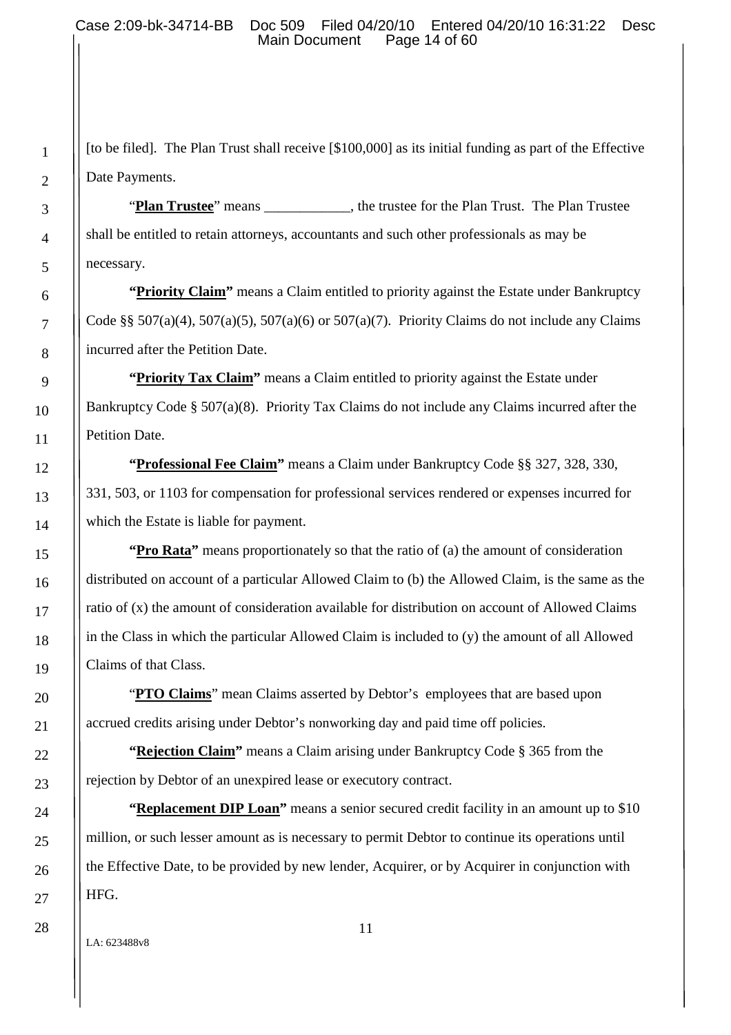[to be filed]. The Plan Trust shall receive [$100,000] as its initial funding as part of the Effective Date Payments.

"**Plan Trustee**" means ____________, the trustee for the Plan Trust. The Plan Trustee shall be entitled to retain attorneys, accountants and such other professionals as may be necessary.

**"Priority Claim"** means a Claim entitled to priority against the Estate under Bankruptcy Code §§ 507(a)(4), 507(a)(5), 507(a)(6) or 507(a)(7). Priority Claims do not include any Claims incurred after the Petition Date.

**"Priority Tax Claim"** means a Claim entitled to priority against the Estate under Bankruptcy Code § 507(a)(8). Priority Tax Claims do not include any Claims incurred after the Petition Date.

**"Professional Fee Claim"** means a Claim under Bankruptcy Code §§ 327, 328, 330, 331, 503, or 1103 for compensation for professional services rendered or expenses incurred for which the Estate is liable for payment.

**"Pro Rata"** means proportionately so that the ratio of (a) the amount of consideration distributed on account of a particular Allowed Claim to (b) the Allowed Claim, is the same as the ratio of (x) the amount of consideration available for distribution on account of Allowed Claims in the Class in which the particular Allowed Claim is included to (y) the amount of all Allowed Claims of that Class.

"**PTO Claims**" mean Claims asserted by Debtor's employees that are based upon accrued credits arising under Debtor's nonworking day and paid time off policies.

**"Rejection Claim"** means a Claim arising under Bankruptcy Code § 365 from the rejection by Debtor of an unexpired lease or executory contract.

**"Replacement DIP Loan"** means a senior secured credit facility in an amount up to $10 million, or such lesser amount as is necessary to permit Debtor to continue its operations until the Effective Date, to be provided by new lender, Acquirer, or by Acquirer in conjunction with HFG.

LA: 623488v8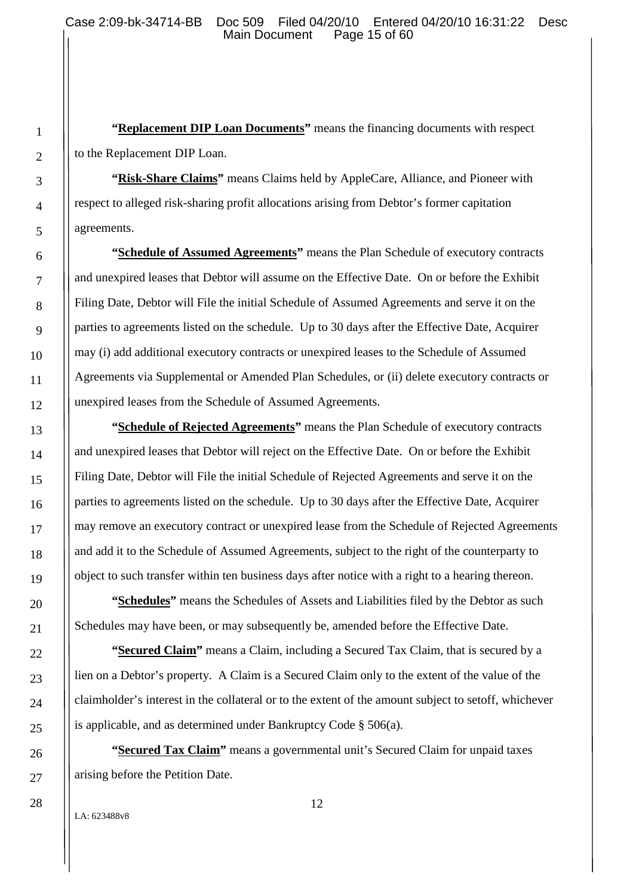**"Replacement DIP Loan Documents"** means the financing documents with respect to the Replacement DIP Loan.

**"Risk-Share Claims"** means Claims held by AppleCare, Alliance, and Pioneer with respect to alleged risk-sharing profit allocations arising from Debtor's former capitation agreements.

**"Schedule of Assumed Agreements"** means the Plan Schedule of executory contracts and unexpired leases that Debtor will assume on the Effective Date. On or before the Exhibit Filing Date, Debtor will File the initial Schedule of Assumed Agreements and serve it on the parties to agreements listed on the schedule. Up to 30 days after the Effective Date, Acquirer may (i) add additional executory contracts or unexpired leases to the Schedule of Assumed Agreements via Supplemental or Amended Plan Schedules, or (ii) delete executory contracts or unexpired leases from the Schedule of Assumed Agreements.

**"Schedule of Rejected Agreements"** means the Plan Schedule of executory contracts and unexpired leases that Debtor will reject on the Effective Date. On or before the Exhibit Filing Date, Debtor will File the initial Schedule of Rejected Agreements and serve it on the parties to agreements listed on the schedule. Up to 30 days after the Effective Date, Acquirer may remove an executory contract or unexpired lease from the Schedule of Rejected Agreements and add it to the Schedule of Assumed Agreements, subject to the right of the counterparty to object to such transfer within ten business days after notice with a right to a hearing thereon.

**"Schedules"** means the Schedules of Assets and Liabilities filed by the Debtor as such Schedules may have been, or may subsequently be, amended before the Effective Date.

**"Secured Claim"** means a Claim, including a Secured Tax Claim, that is secured by a lien on a Debtor's property. A Claim is a Secured Claim only to the extent of the value of the claimholder's interest in the collateral or to the extent of the amount subject to setoff, whichever is applicable, and as determined under Bankruptcy Code § 506(a).

**"Secured Tax Claim"** means a governmental unit's Secured Claim for unpaid taxes arising before the Petition Date.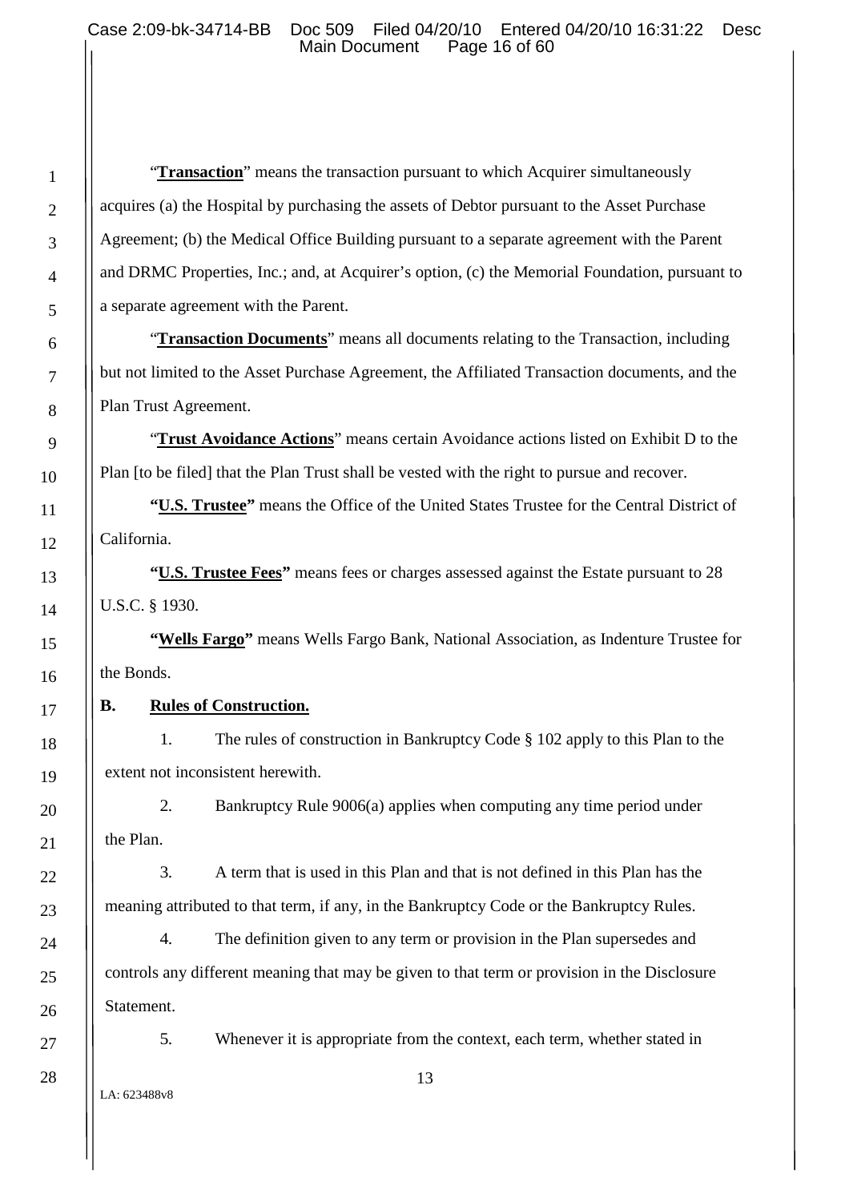"**Transaction**" means the transaction pursuant to which Acquirer simultaneously acquires (a) the Hospital by purchasing the assets of Debtor pursuant to the Asset Purchase Agreement; (b) the Medical Office Building pursuant to a separate agreement with the Parent and DRMC Properties, Inc.; and, at Acquirer's option, (c) the Memorial Foundation, pursuant to a separate agreement with the Parent.

"**Transaction Documents**" means all documents relating to the Transaction, including but not limited to the Asset Purchase Agreement, the Affiliated Transaction documents, and the Plan Trust Agreement.

"**Trust Avoidance Actions**" means certain Avoidance actions listed on Exhibit D to the Plan [to be filed] that the Plan Trust shall be vested with the right to pursue and recover.

**"U.S. Trustee"** means the Office of the United States Trustee for the Central District of California.

**"U.S. Trustee Fees"** means fees or charges assessed against the Estate pursuant to 28 U.S.C. § 1930.

**"Wells Fargo"** means Wells Fargo Bank, National Association, as Indenture Trustee for the Bonds.

**B. Rules of Construction.**

1. The rules of construction in Bankruptcy Code § 102 apply to this Plan to the extent not inconsistent herewith.

2. Bankruptcy Rule 9006(a) applies when computing any time period under the Plan.

3. A term that is used in this Plan and that is not defined in this Plan has the meaning attributed to that term, if any, in the Bankruptcy Code or the Bankruptcy Rules.

4. The definition given to any term or provision in the Plan supersedes and controls any different meaning that may be given to that term or provision in the Disclosure Statement.

5. Whenever it is appropriate from the context, each term, whether stated in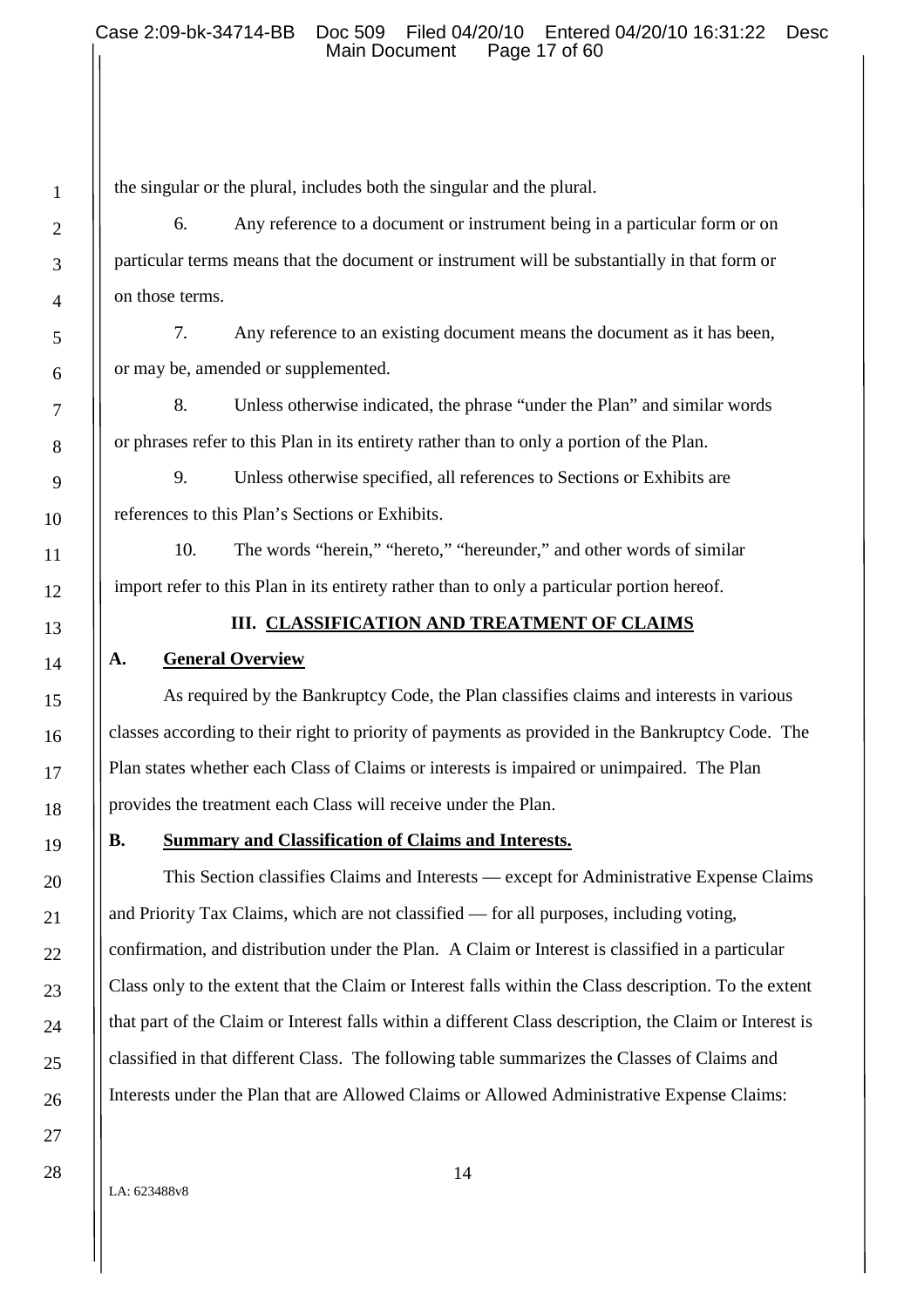the singular or the plural, includes both the singular and the plural.

6. Any reference to a document or instrument being in a particular form or on particular terms means that the document or instrument will be substantially in that form or on those terms.

7. Any reference to an existing document means the document as it has been, or may be, amended or supplemented.

8. Unless otherwise indicated, the phrase "under the Plan" and similar words or phrases refer to this Plan in its entirety rather than to only a portion of the Plan.

9. Unless otherwise specified, all references to Sections or Exhibits are references to this Plan's Sections or Exhibits.

10. The words "herein," "hereto," "hereunder," and other words of similar import refer to this Plan in its entirety rather than to only a particular portion hereof.

## III. CLASSIFICATION AND TREATMENT OF CLAIMS

### A. General Overview

As required by the Bankruptcy Code, the Plan classifies claims and interests in various classes according to their right to priority of payments as provided in the Bankruptcy Code. The Plan states whether each Class of Claims or interests is impaired or unimpaired. The Plan provides the treatment each Class will receive under the Plan.

### B. Summary and Classification of Claims and Interests.

This Section classifies Claims and Interests — except for Administrative Expense Claims and Priority Tax Claims, which are not classified — for all purposes, including voting, confirmation, and distribution under the Plan. A Claim or Interest is classified in a particular Class only to the extent that the Claim or Interest falls within the Class description. To the extent that part of the Claim or Interest falls within a different Class description, the Claim or Interest is classified in that different Class. The following table summarizes the Classes of Claims and Interests under the Plan that are Allowed Claims or Allowed Administrative Expense Claims:

LA: 623488v8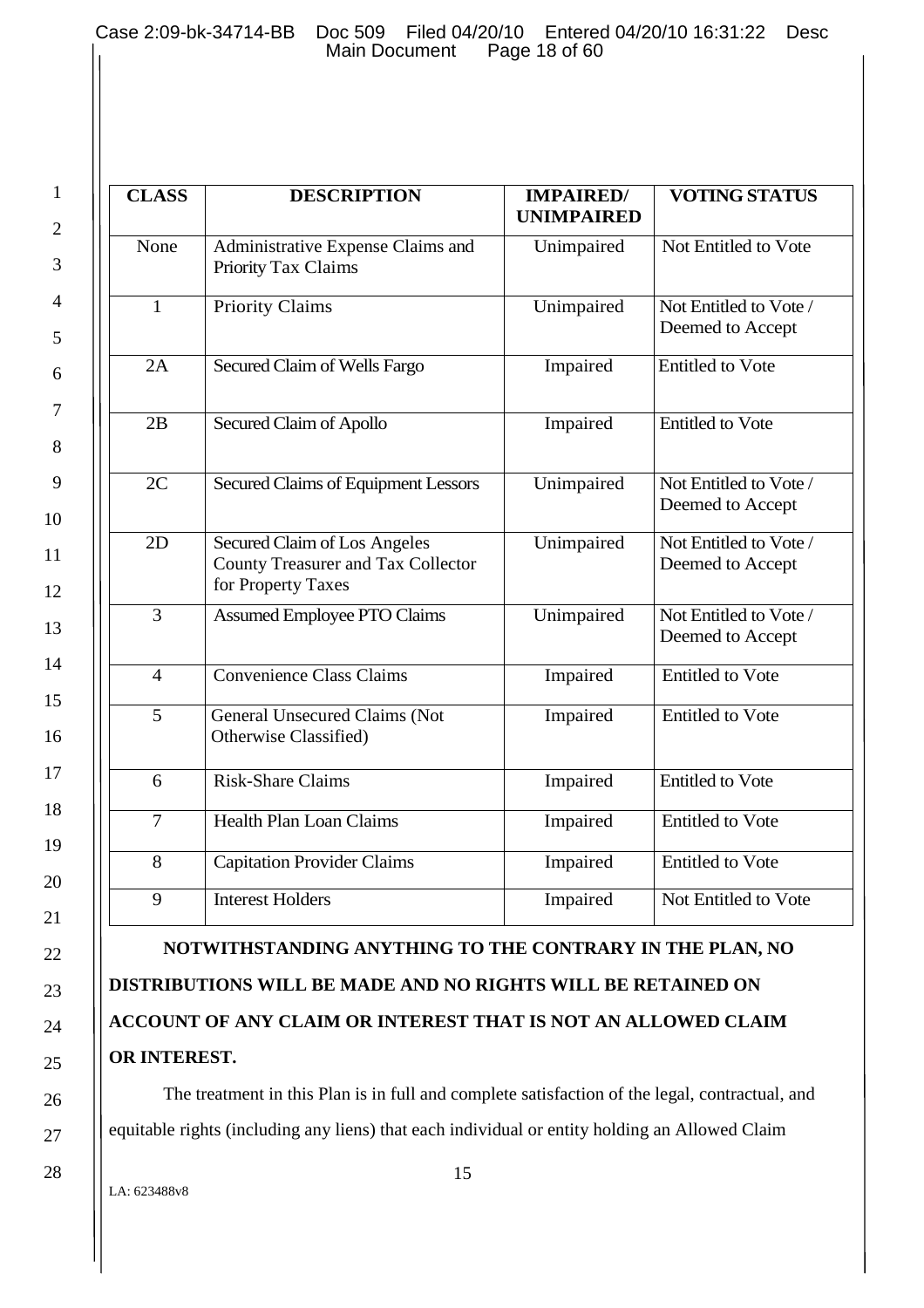| CLASS | DESCRIPTION | IMPAIRED/ UNIMPAIRED | VOTING STATUS |
|---|---|---|---|
| None | Administrative Expense Claims and Priority Tax Claims | Unimpaired | Not Entitled to Vote |
| 1 | Priority Claims | Unimpaired | Not Entitled to Vote / Deemed to Accept |
| 2A | Secured Claim of Wells Fargo | Impaired | Entitled to Vote |
| 2B | Secured Claim of Apollo | Impaired | Entitled to Vote |
| 2C | Secured Claims of Equipment Lessors | Unimpaired | Not Entitled to Vote / Deemed to Accept |
| 2D | Secured Claim of Los Angeles County Treasurer and Tax Collector for Property Taxes | Unimpaired | Not Entitled to Vote / Deemed to Accept |
| 3 | Assumed Employee PTO Claims | Unimpaired | Not Entitled to Vote / Deemed to Accept |
| 4 | Convenience Class Claims | Impaired | Entitled to Vote |
| 5 | General Unsecured Claims (Not Otherwise Classified) | Impaired | Entitled to Vote |
| 6 | Risk-Share Claims | Impaired | Entitled to Vote |
| 7 | Health Plan Loan Claims | Impaired | Entitled to Vote |
| 8 | Capitation Provider Claims | Impaired | Entitled to Vote |
| 9 | Interest Holders | Impaired | Not Entitled to Vote |

**NOTWITHSTANDING ANYTHING TO THE CONTRARY IN THE PLAN, NO DISTRIBUTIONS WILL BE MADE AND NO RIGHTS WILL BE RETAINED ON ACCOUNT OF ANY CLAIM OR INTEREST THAT IS NOT AN ALLOWED CLAIM OR INTEREST.**

The treatment in this Plan is in full and complete satisfaction of the legal, contractual, and equitable rights (including any liens) that each individual or entity holding an Allowed Claim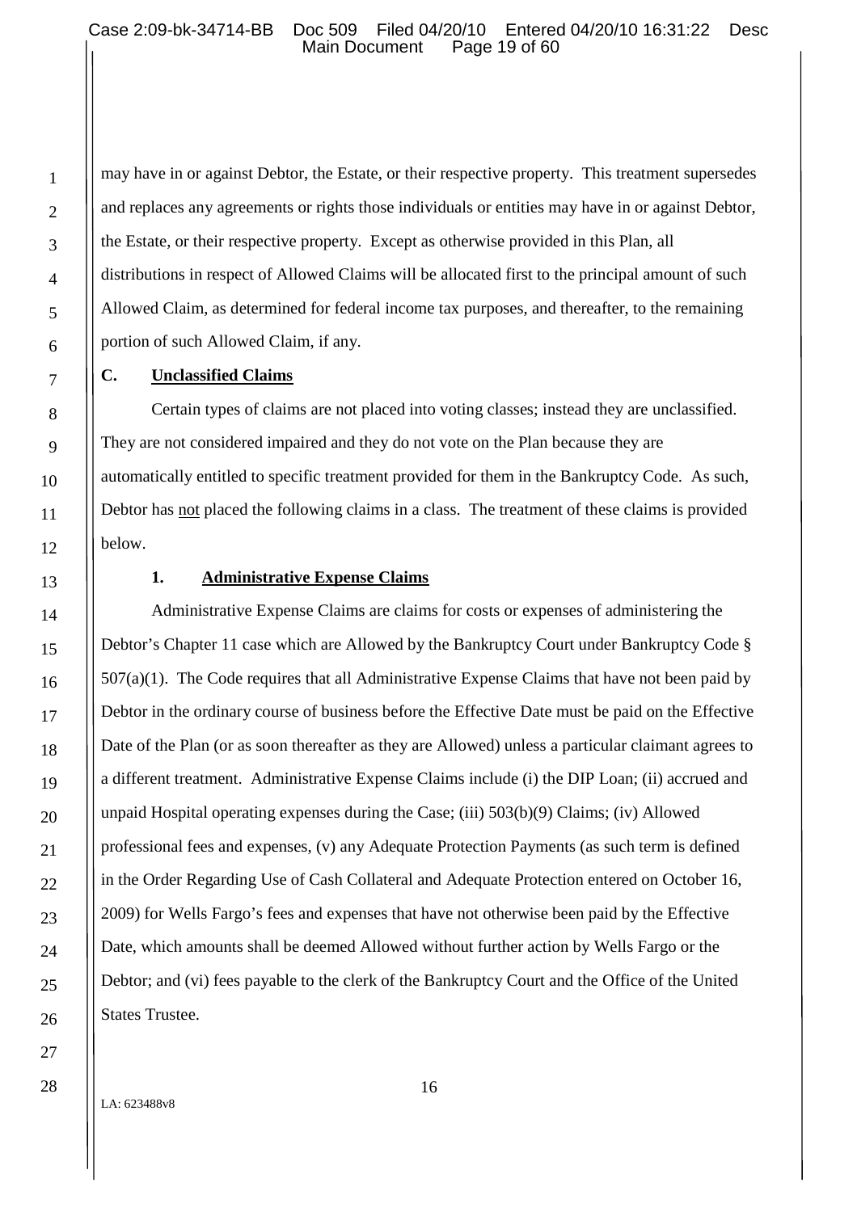may have in or against Debtor, the Estate, or their respective property. This treatment supersedes and replaces any agreements or rights those individuals or entities may have in or against Debtor, the Estate, or their respective property. Except as otherwise provided in this Plan, all distributions in respect of Allowed Claims will be allocated first to the principal amount of such Allowed Claim, as determined for federal income tax purposes, and thereafter, to the remaining portion of such Allowed Claim, if any.

### C. Unclassified Claims

Certain types of claims are not placed into voting classes; instead they are unclassified. They are not considered impaired and they do not vote on the Plan because they are automatically entitled to specific treatment provided for them in the Bankruptcy Code. As such, Debtor has not placed the following claims in a class. The treatment of these claims is provided below.

#### 1. Administrative Expense Claims

Administrative Expense Claims are claims for costs or expenses of administering the Debtor's Chapter 11 case which are Allowed by the Bankruptcy Court under Bankruptcy Code § 507(a)(1). The Code requires that all Administrative Expense Claims that have not been paid by Debtor in the ordinary course of business before the Effective Date must be paid on the Effective Date of the Plan (or as soon thereafter as they are Allowed) unless a particular claimant agrees to a different treatment. Administrative Expense Claims include (i) the DIP Loan; (ii) accrued and unpaid Hospital operating expenses during the Case; (iii) 503(b)(9) Claims; (iv) Allowed professional fees and expenses, (v) any Adequate Protection Payments (as such term is defined in the Order Regarding Use of Cash Collateral and Adequate Protection entered on October 16, 2009) for Wells Fargo's fees and expenses that have not otherwise been paid by the Effective Date, which amounts shall be deemed Allowed without further action by Wells Fargo or the Debtor; and (vi) fees payable to the clerk of the Bankruptcy Court and the Office of the United States Trustee.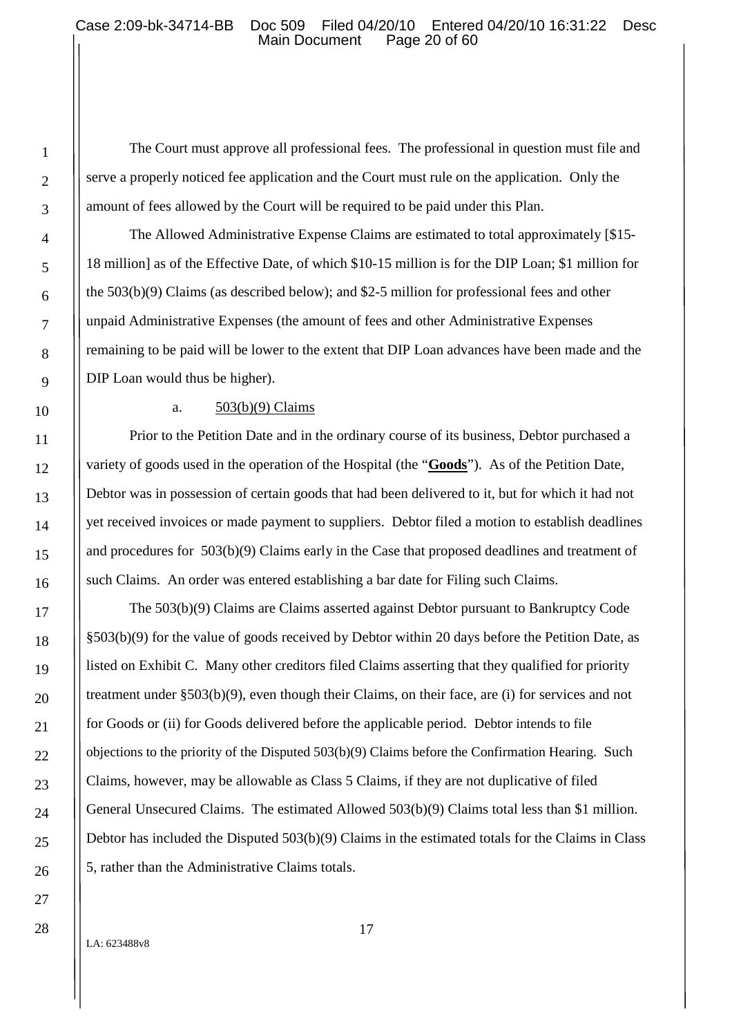The Court must approve all professional fees. The professional in question must file and serve a properly noticed fee application and the Court must rule on the application. Only the amount of fees allowed by the Court will be required to be paid under this Plan.

The Allowed Administrative Expense Claims are estimated to total approximately [$15-18 million] as of the Effective Date, of which $10-15 million is for the DIP Loan; $1 million for the 503(b)(9) Claims (as described below); and $2-5 million for professional fees and other unpaid Administrative Expenses (the amount of fees and other Administrative Expenses remaining to be paid will be lower to the extent that DIP Loan advances have been made and the DIP Loan would thus be higher).

a. 503(b)(9) Claims

Prior to the Petition Date and in the ordinary course of its business, Debtor purchased a variety of goods used in the operation of the Hospital (the "**Goods**"). As of the Petition Date, Debtor was in possession of certain goods that had been delivered to it, but for which it had not yet received invoices or made payment to suppliers. Debtor filed a motion to establish deadlines and procedures for 503(b)(9) Claims early in the Case that proposed deadlines and treatment of such Claims. An order was entered establishing a bar date for Filing such Claims.

The 503(b)(9) Claims are Claims asserted against Debtor pursuant to Bankruptcy Code §503(b)(9) for the value of goods received by Debtor within 20 days before the Petition Date, as listed on Exhibit C. Many other creditors filed Claims asserting that they qualified for priority treatment under §503(b)(9), even though their Claims, on their face, are (i) for services and not for Goods or (ii) for Goods delivered before the applicable period. Debtor intends to file objections to the priority of the Disputed 503(b)(9) Claims before the Confirmation Hearing. Such Claims, however, may be allowable as Class 5 Claims, if they are not duplicative of filed General Unsecured Claims. The estimated Allowed 503(b)(9) Claims total less than $1 million. Debtor has included the Disputed 503(b)(9) Claims in the estimated totals for the Claims in Class 5, rather than the Administrative Claims totals.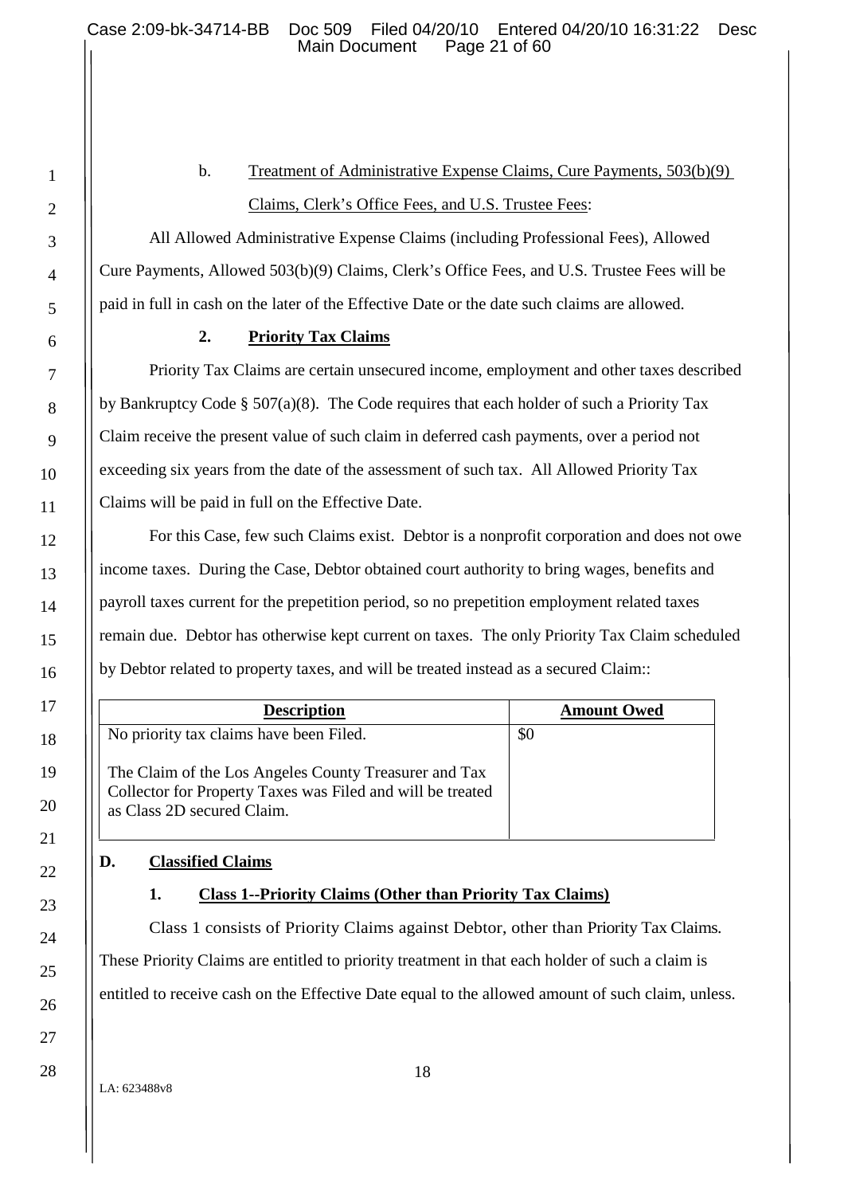b. Treatment of Administrative Expense Claims, Cure Payments, 503(b)(9) Claims, Clerk's Office Fees, and U.S. Trustee Fees:

All Allowed Administrative Expense Claims (including Professional Fees), Allowed Cure Payments, Allowed 503(b)(9) Claims, Clerk's Office Fees, and U.S. Trustee Fees will be paid in full in cash on the later of the Effective Date or the date such claims are allowed.

### 2. Priority Tax Claims

Priority Tax Claims are certain unsecured income, employment and other taxes described by Bankruptcy Code § 507(a)(8). The Code requires that each holder of such a Priority Tax Claim receive the present value of such claim in deferred cash payments, over a period not exceeding six years from the date of the assessment of such tax. All Allowed Priority Tax Claims will be paid in full on the Effective Date.

For this Case, few such Claims exist. Debtor is a nonprofit corporation and does not owe income taxes. During the Case, Debtor obtained court authority to bring wages, benefits and payroll taxes current for the prepetition period, so no prepetition employment related taxes remain due. Debtor has otherwise kept current on taxes. The only Priority Tax Claim scheduled by Debtor related to property taxes, and will be treated instead as a secured Claim::

| Description | Amount Owed |
|---|---|
| No priority tax claims have been Filed.<br><br>The Claim of the Los Angeles County Treasurer and Tax Collector for Property Taxes was Filed and will be treated as Class 2D secured Claim. | $0 |

## D. Classified Claims

### 1. Class 1--Priority Claims (Other than Priority Tax Claims)

Class 1 consists of Priority Claims against Debtor, other than Priority Tax Claims. These Priority Claims are entitled to priority treatment in that each holder of such a claim is entitled to receive cash on the Effective Date equal to the allowed amount of such claim, unless.

LA: 623488v8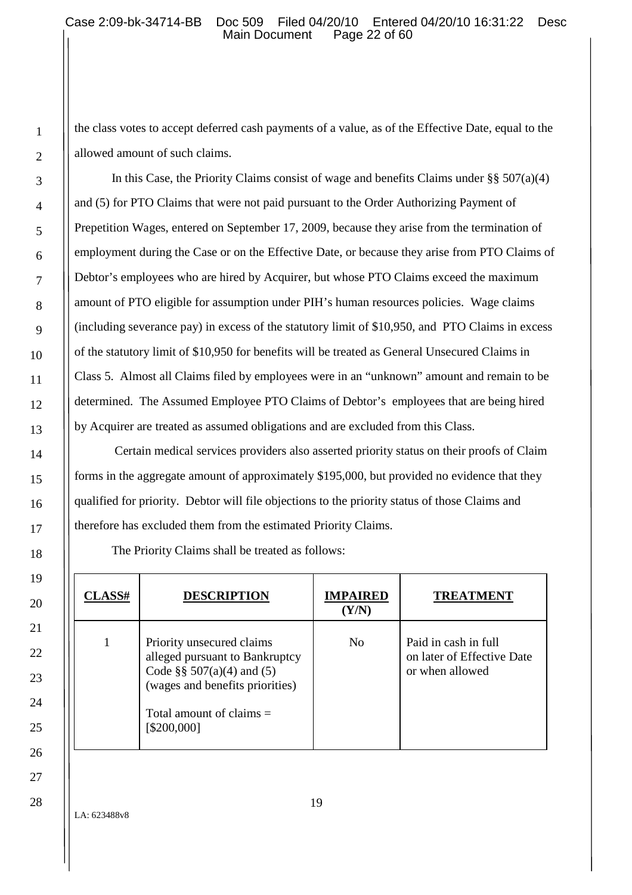the class votes to accept deferred cash payments of a value, as of the Effective Date, equal to the allowed amount of such claims.

In this Case, the Priority Claims consist of wage and benefits Claims under §§ 507(a)(4) and (5) for PTO Claims that were not paid pursuant to the Order Authorizing Payment of Prepetition Wages, entered on September 17, 2009, because they arise from the termination of employment during the Case or on the Effective Date, or because they arise from PTO Claims of Debtor's employees who are hired by Acquirer, but whose PTO Claims exceed the maximum amount of PTO eligible for assumption under PIH's human resources policies. Wage claims (including severance pay) in excess of the statutory limit of $10,950, and PTO Claims in excess of the statutory limit of $10,950 for benefits will be treated as General Unsecured Claims in Class 5. Almost all Claims filed by employees were in an "unknown" amount and remain to be determined. The Assumed Employee PTO Claims of Debtor's employees that are being hired by Acquirer are treated as assumed obligations and are excluded from this Class.

Certain medical services providers also asserted priority status on their proofs of Claim forms in the aggregate amount of approximately $195,000, but provided no evidence that they qualified for priority. Debtor will file objections to the priority status of those Claims and therefore has excluded them from the estimated Priority Claims.

The Priority Claims shall be treated as follows:

| CLASS# | DESCRIPTION | IMPAIRED (Y/N) | TREATMENT |
|---|---|---|---|
| 1 | Priority unsecured claims alleged pursuant to Bankruptcy Code §§ 507(a)(4) and (5) (wages and benefits priorities)<br><br>Total amount of claims = [$200,000] | No | Paid in cash in full on later of Effective Date or when allowed |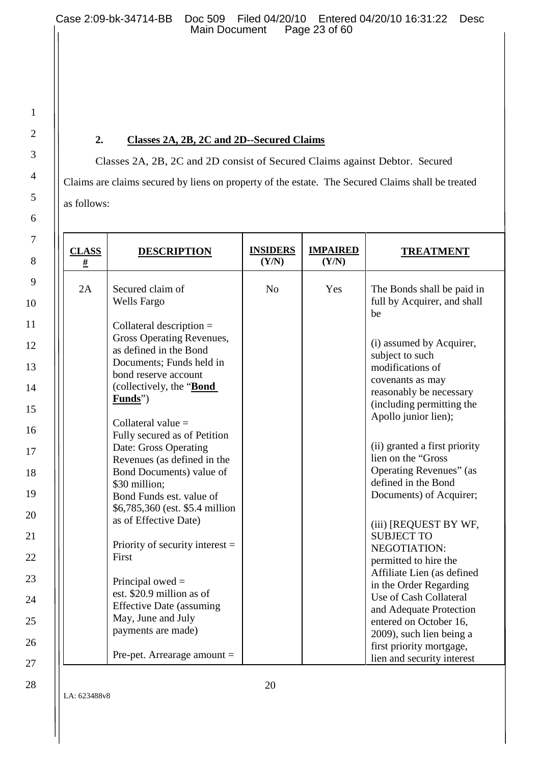### 2. **Classes 2A, 2B, 2C and 2D--Secured Claims**

Classes 2A, 2B, 2C and 2D consist of Secured Claims against Debtor. Secured Claims are claims secured by liens on property of the estate. The Secured Claims shall be treated as follows:

| **CLASS #** | **DESCRIPTION** | **INSIDERS (Y/N)** | **IMPAIRED (Y/N)** | **TREATMENT** |
|---|---|---|---|---|
| 2A | Secured claim of Wells Fargo<br><br>Collateral description = Gross Operating Revenues, as defined in the Bond Documents; Funds held in bond reserve account (collectively, the "**Bond Funds**")<br><br>Collateral value = Fully secured as of Petition Date: Gross Operating Revenues (as defined in the Bond Documents) value of $30 million; Bond Funds est. value of $6,785,360 (est. $5.4 million as of Effective Date)<br><br>Priority of security interest = First<br><br>Principal owed = est. $20.9 million as of Effective Date (assuming May, June and July payments are made)<br><br>Pre-pet. Arrearage amount = | No | Yes | The Bonds shall be paid in full by Acquirer, and shall be<br><br>(i) assumed by Acquirer, subject to such modifications of covenants as may reasonably be necessary (including permitting the Apollo junior lien);<br><br>(ii) granted a first priority lien on the "Gross Operating Revenues" (as defined in the Bond Documents) of Acquirer;<br><br>(iii) [REQUEST BY WF, SUBJECT TO NEGOTIATION: permitted to hire the Affiliate Lien (as defined in the Order Regarding Use of Cash Collateral and Adequate Protection entered on October 16, 2009), such lien being a first priority mortgage, lien and security interest |

LA: 623488v8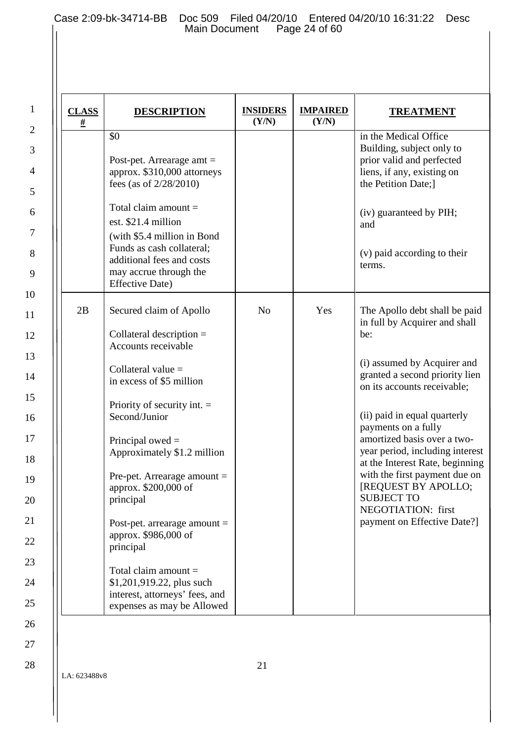| CLASS # | DESCRIPTION | INSIDERS (Y/N) | IMPAIRED (Y/N) | TREATMENT |
|---|---|---|---|---|
| | $0<br><br>Post-pet. Arrearage amt = approx. $310,000 attorneys fees (as of 2/28/2010)<br><br>Total claim amount = est. $21.4 million (with $5.4 million in Bond Funds as cash collateral; additional fees and costs may accrue through the Effective Date) | | | in the Medical Office Building, subject only to prior valid and perfected liens, if any, existing on the Petition Date;]<br><br>(iv) guaranteed by PIH; and<br><br>(v) paid according to their terms. |
| 2B | Secured claim of Apollo<br><br>Collateral description = Accounts receivable<br><br>Collateral value = in excess of $5 million<br><br>Priority of security int. = Second/Junior<br><br>Principal owed = Approximately $1.2 million<br><br>Pre-pet. Arrearage amount = approx. $200,000 of principal<br><br>Post-pet. arrearage amount = approx. $986,000 of principal<br><br>Total claim amount = $1,201,919.22, plus such interest, attorneys' fees, and expenses as may be Allowed | No | Yes | The Apollo debt shall be paid in full by Acquirer and shall be:<br><br>(i) assumed by Acquirer and granted a second priority lien on its accounts receivable;<br><br>(ii) paid in equal quarterly payments on a fully amortized basis over a two-year period, including interest at the Interest Rate, beginning with the first payment due on [REQUEST BY APOLLO; SUBJECT TO NEGOTIATION: first payment on Effective Date?] |

LA: 623488v8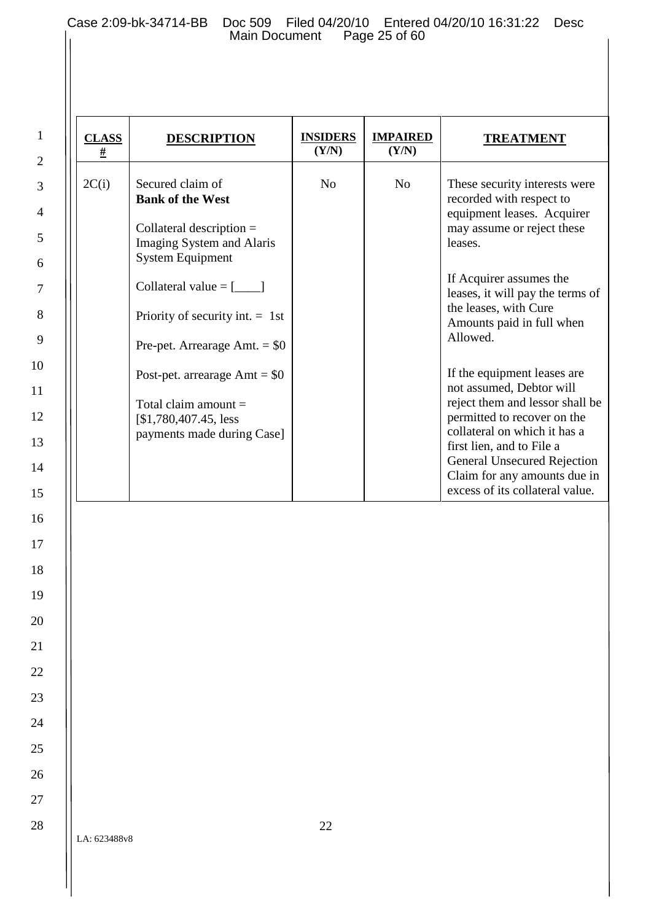| CLASS # | DESCRIPTION | INSIDERS (Y/N) | IMPAIRED (Y/N) | TREATMENT |
|---|---|---|---|---|
| 2C(i) | Secured claim of **Bank of the West**<br><br>Collateral description = Imaging System and Alaris System Equipment<br><br>Collateral value = [____]<br><br>Priority of security int. = 1st<br><br>Pre-pet. Arrearage Amt. = $0<br><br>Post-pet. arrearage Amt = $0<br><br>Total claim amount = [$1,780,407.45, less payments made during Case] | No | No | These security interests were recorded with respect to equipment leases. Acquirer may assume or reject these leases.<br><br>If Acquirer assumes the leases, it will pay the terms of the leases, with Cure Amounts paid in full when Allowed.<br><br>If the equipment leases are not assumed, Debtor will reject them and lessor shall be permitted to recover on the collateral on which it has a first lien, and to File a General Unsecured Rejection Claim for any amounts due in excess of its collateral value. |

LA: 623488v8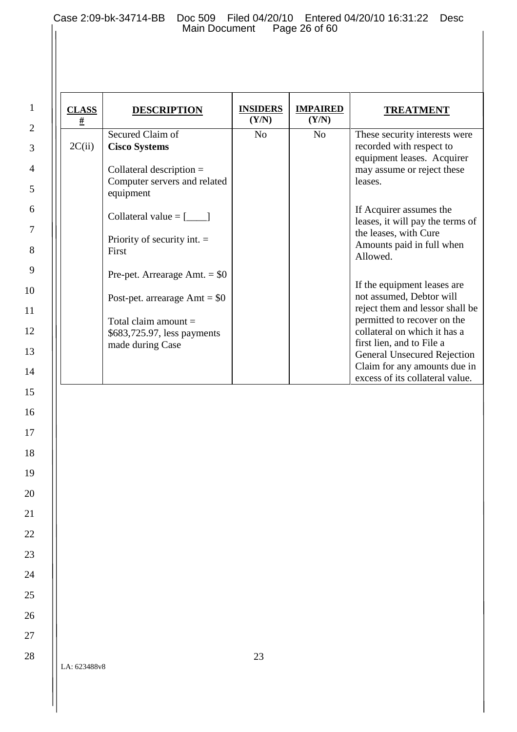| CLASS # | DESCRIPTION | INSIDERS (Y/N) | IMPAIRED (Y/N) | TREATMENT |
|---|---|---|---|---|
| 2C(ii) | Secured Claim of **Cisco Systems**<br><br>Collateral description = Computer servers and related equipment<br><br>Collateral value = [____]<br><br>Priority of security int. = First<br><br>Pre-pet. Arrearage Amt. = $0<br><br>Post-pet. arrearage Amt = $0<br><br>Total claim amount = $683,725.97, less payments made during Case | No | No | These security interests were recorded with respect to equipment leases. Acquirer may assume or reject these leases.<br><br>If Acquirer assumes the leases, it will pay the terms of the leases, with Cure Amounts paid in full when Allowed.<br><br>If the equipment leases are not assumed, Debtor will reject them and lessor shall be permitted to recover on the collateral on which it has a first lien, and to File a General Unsecured Rejection Claim for any amounts due in excess of its collateral value. |

LA: 623488v8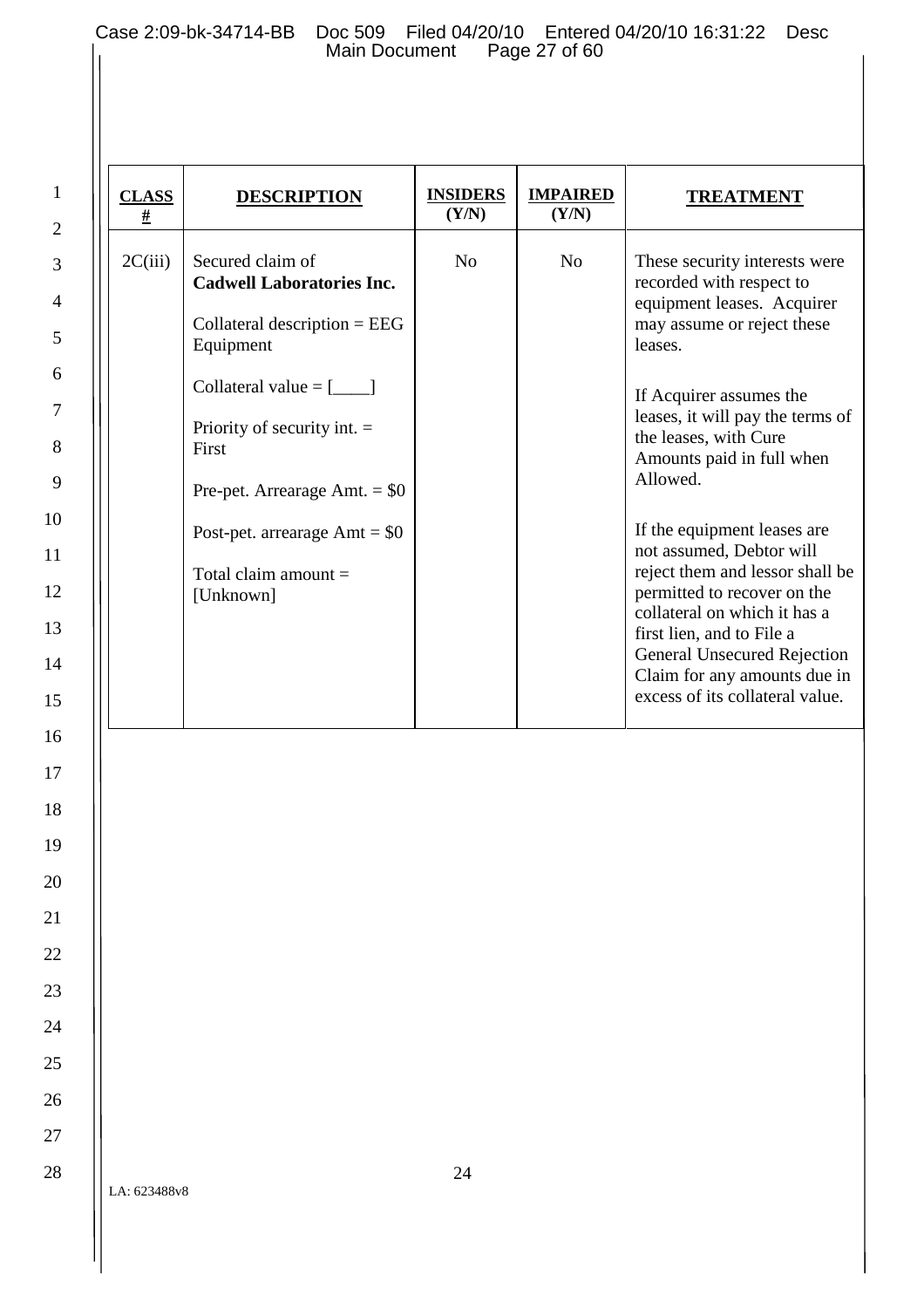| CLASS # | DESCRIPTION | INSIDERS (Y/N) | IMPAIRED (Y/N) | TREATMENT |
|---|---|---|---|---|
| 2C(iii) | Secured claim of **Cadwell Laboratories Inc.**<br><br>Collateral description = EEG Equipment<br><br>Collateral value = [____]<br><br>Priority of security int. = First<br><br>Pre-pet. Arrearage Amt. = $0<br><br>Post-pet. arrearage Amt = $0<br><br>Total claim amount = [Unknown] | No | No | These security interests were recorded with respect to equipment leases. Acquirer may assume or reject these leases.<br><br>If Acquirer assumes the leases, it will pay the terms of the leases, with Cure Amounts paid in full when Allowed.<br><br>If the equipment leases are not assumed, Debtor will reject them and lessor shall be permitted to recover on the collateral on which it has a first lien, and to File a General Unsecured Rejection Claim for any amounts due in excess of its collateral value. |

LA: 623488v8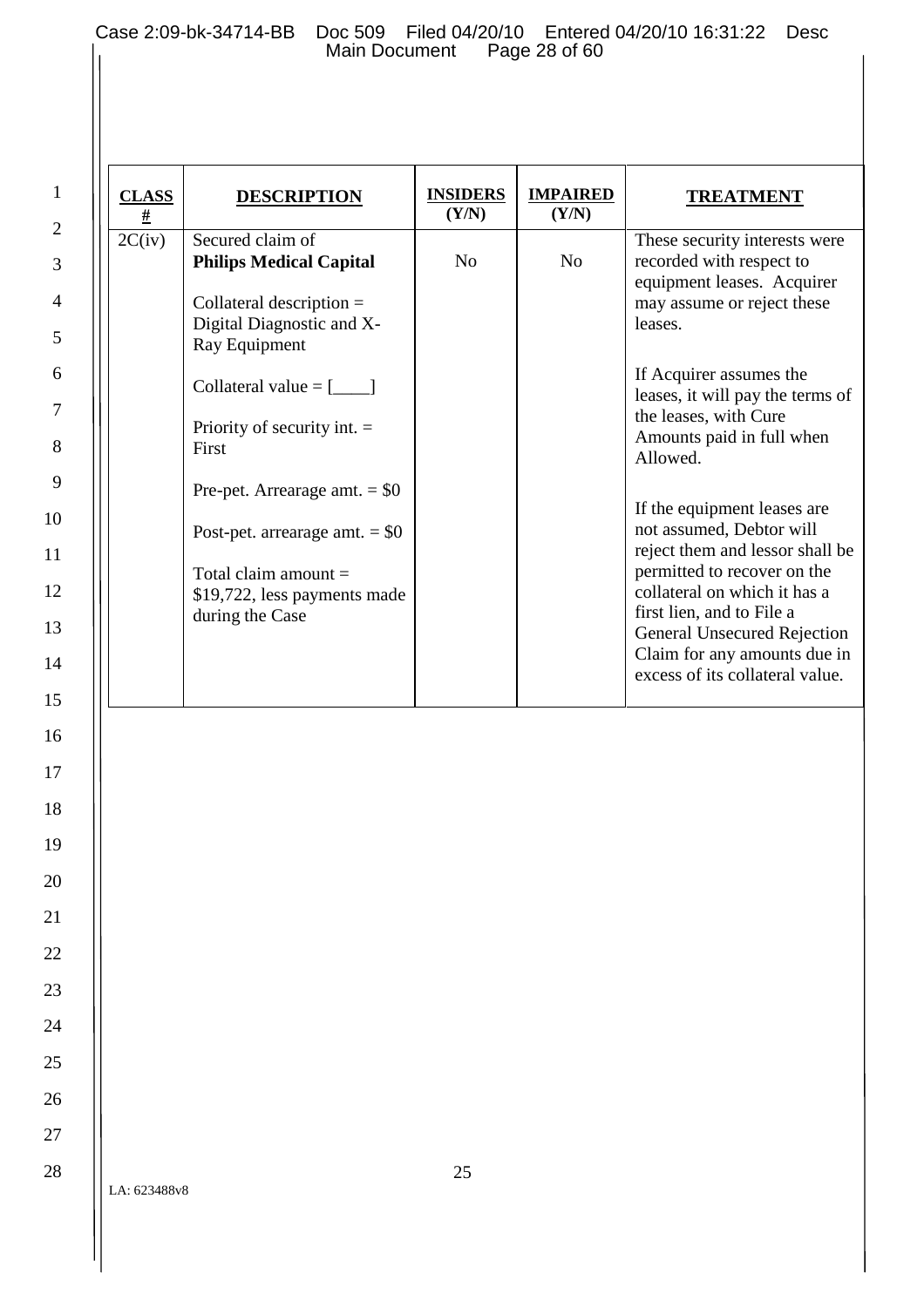| CLASS # | DESCRIPTION | INSIDERS (Y/N) | IMPAIRED (Y/N) | TREATMENT |
|---|---|---|---|---|
| 2C(iv) | Secured claim of **Philips Medical Capital**<br><br>Collateral description = Digital Diagnostic and X-Ray Equipment<br><br>Collateral value = [____]<br><br>Priority of security int. = First<br><br>Pre-pet. Arrearage amt. = $0<br><br>Post-pet. arrearage amt. = $0<br><br>Total claim amount = $19,722, less payments made during the Case | No | No | These security interests were recorded with respect to equipment leases. Acquirer may assume or reject these leases.<br><br>If Acquirer assumes the leases, it will pay the terms of the leases, with Cure Amounts paid in full when Allowed.<br><br>If the equipment leases are not assumed, Debtor will reject them and lessor shall be permitted to recover on the collateral on which it has a first lien, and to File a General Unsecured Rejection Claim for any amounts due in excess of its collateral value. |

LA: 623488v8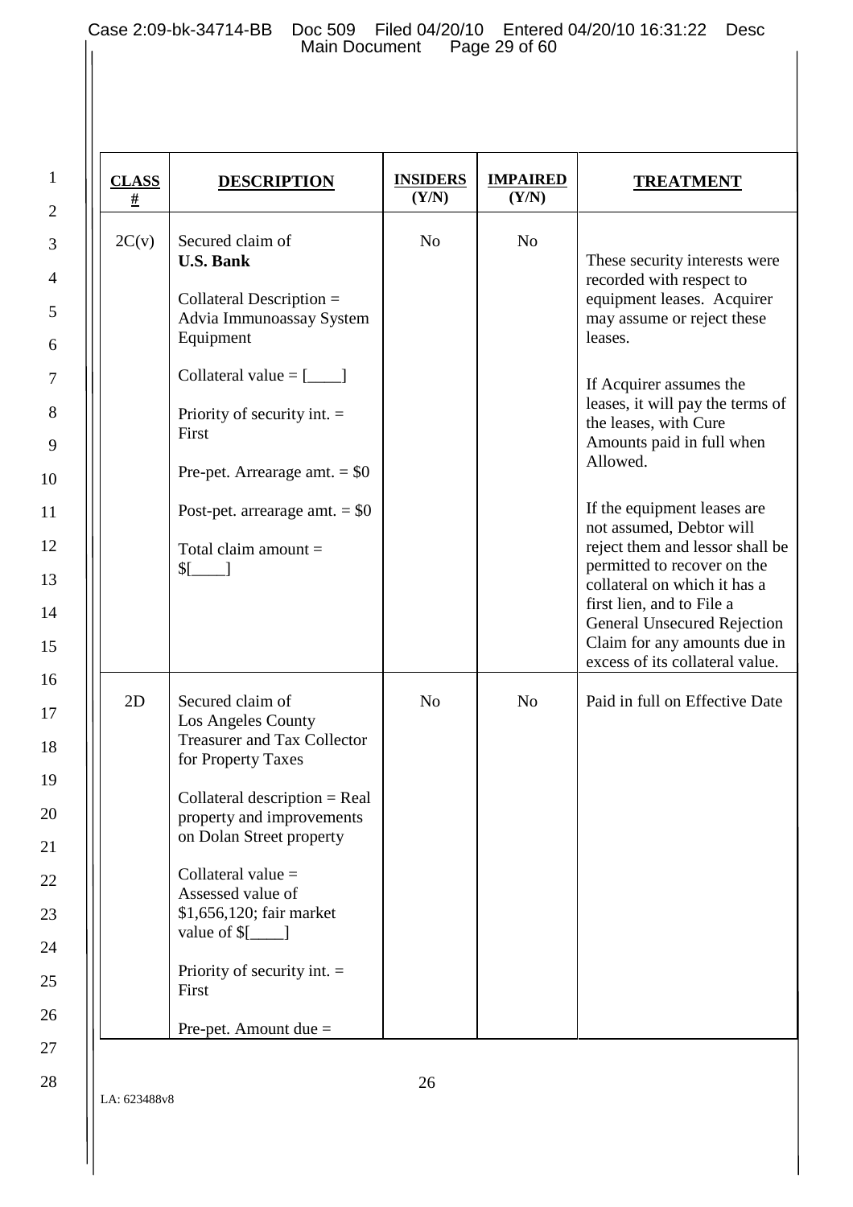| CLASS # | DESCRIPTION | INSIDERS (Y/N) | IMPAIRED (Y/N) | TREATMENT |
|---|---|---|---|---|
| 2C(v) | Secured claim of **U.S. Bank**<br><br>Collateral Description = Advia Immunoassay System Equipment<br><br>Collateral value = [____]<br><br>Priority of security int. = First<br><br>Pre-pet. Arrearage amt. = $0<br><br>Post-pet. arrearage amt. = $0<br><br>Total claim amount = $[____] | No | No | These security interests were recorded with respect to equipment leases. Acquirer may assume or reject these leases.<br><br>If Acquirer assumes the leases, it will pay the terms of the leases, with Cure Amounts paid in full when Allowed.<br><br>If the equipment leases are not assumed, Debtor will reject them and lessor shall be permitted to recover on the collateral on which it has a first lien, and to File a General Unsecured Rejection Claim for any amounts due in excess of its collateral value. |
| 2D | Secured claim of Los Angeles County Treasurer and Tax Collector for Property Taxes<br><br>Collateral description = Real property and improvements on Dolan Street property<br><br>Collateral value = Assessed value of $1,656,120; fair market value of $[____]<br><br>Priority of security int. = First<br><br>Pre-pet. Amount due = | No | No | Paid in full on Effective Date |

LA: 623488v8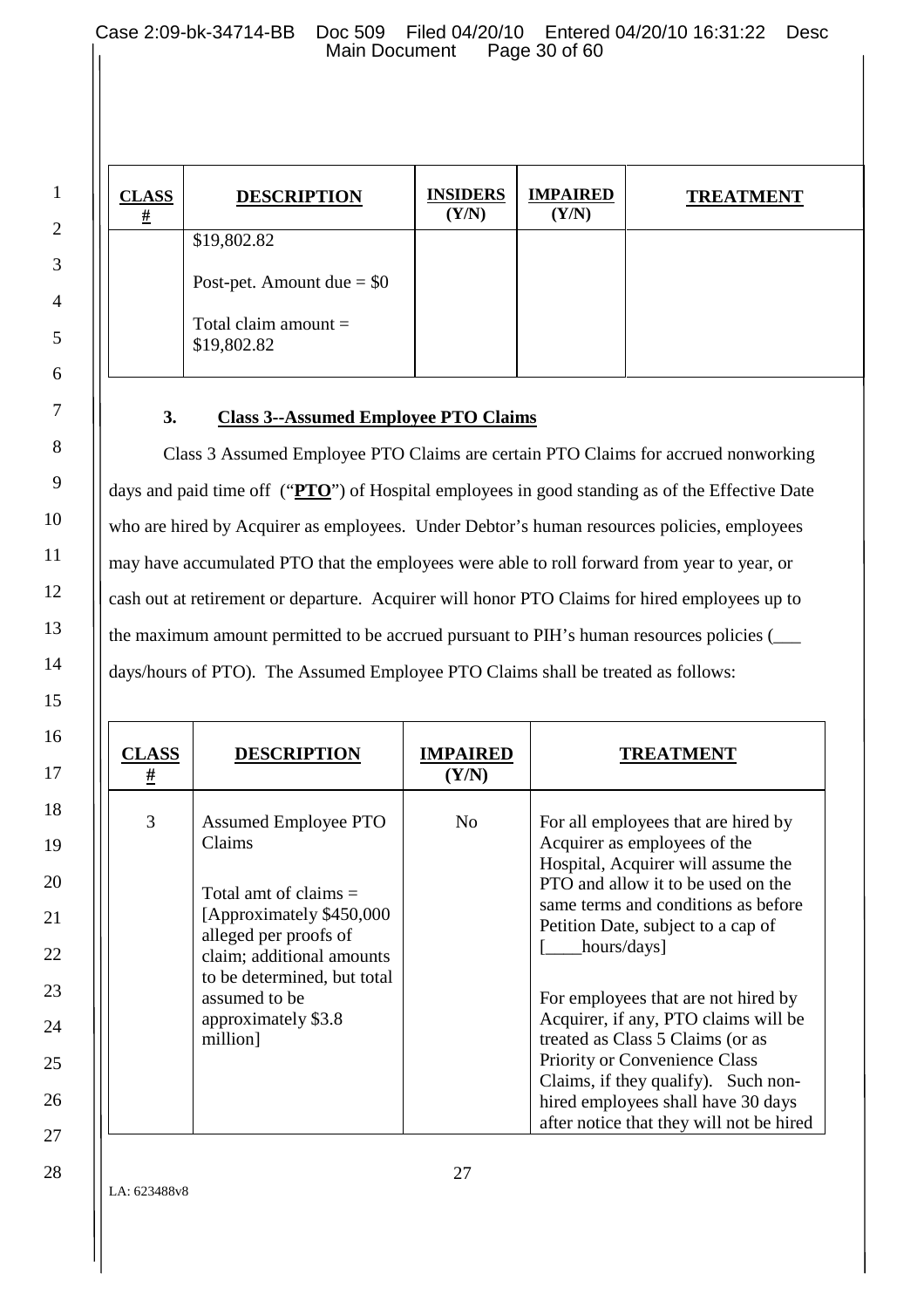| CLASS # | DESCRIPTION | INSIDERS (Y/N) | IMPAIRED (Y/N) | TREATMENT |
|---|---|---|---|---|
| | $19,802.82<br><br>Post-pet. Amount due = $0<br><br>Total claim amount = $19,802.82 | | | |

### 3. Class 3--Assumed Employee PTO Claims

Class 3 Assumed Employee PTO Claims are certain PTO Claims for accrued nonworking days and paid time off ("**PTO**") of Hospital employees in good standing as of the Effective Date who are hired by Acquirer as employees. Under Debtor's human resources policies, employees may have accumulated PTO that the employees were able to roll forward from year to year, or cash out at retirement or departure. Acquirer will honor PTO Claims for hired employees up to the maximum amount permitted to be accrued pursuant to PIH's human resources policies (___ days/hours of PTO). The Assumed Employee PTO Claims shall be treated as follows:

| CLASS # | DESCRIPTION | IMPAIRED (Y/N) | TREATMENT |
|---|---|---|---|
| 3 | Assumed Employee PTO Claims<br><br>Total amt of claims = [Approximately $450,000 alleged per proofs of claim; additional amounts to be determined, but total assumed to be approximately $3.8 million] | No | For all employees that are hired by Acquirer as employees of the Hospital, Acquirer will assume the PTO and allow it to be used on the same terms and conditions as before Petition Date, subject to a cap of [____hours/days]<br><br>For employees that are not hired by Acquirer, if any, PTO claims will be treated as Class 5 Claims (or as Priority or Convenience Class Claims, if they qualify). Such non-hired employees shall have 30 days after notice that they will not be hired |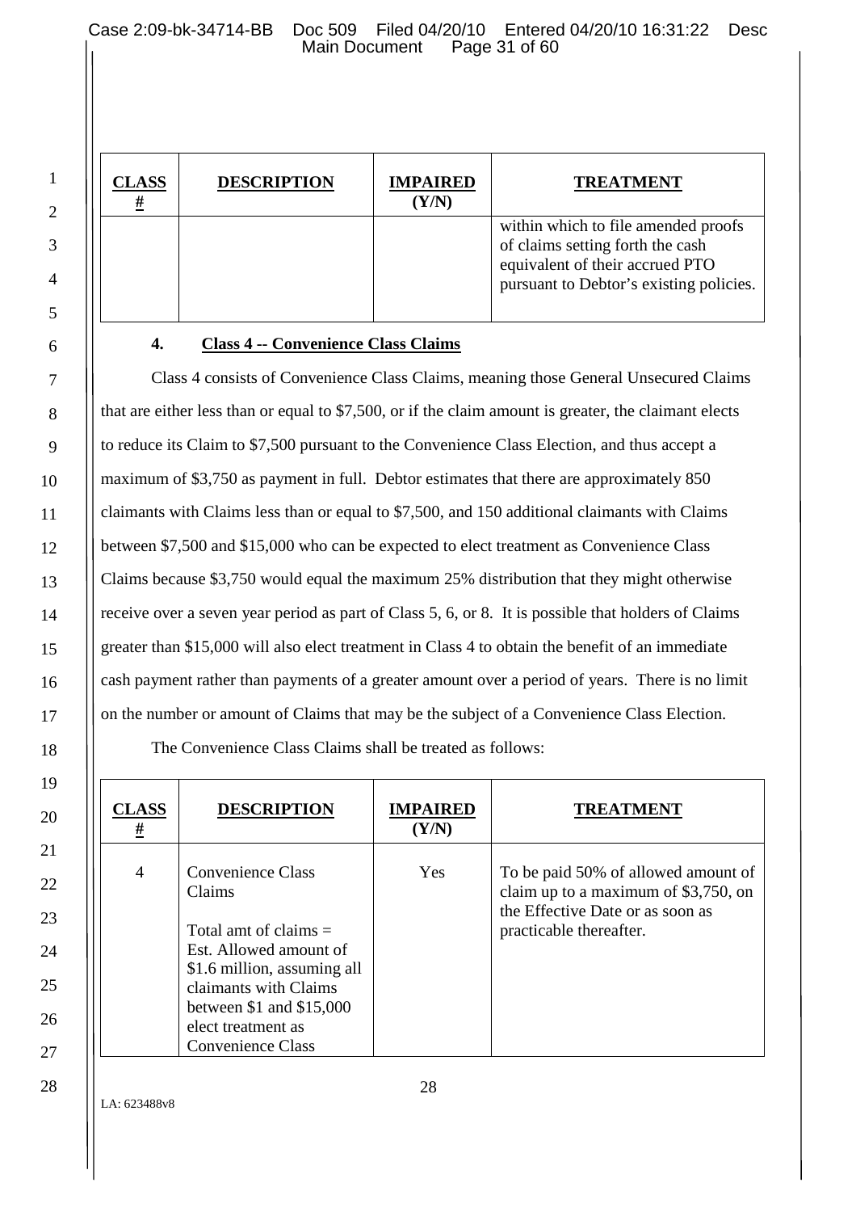| CLASS # | DESCRIPTION | IMPAIRED (Y/N) | TREATMENT |
|---|---|---|---|
| | | | within which to file amended proofs of claims setting forth the cash equivalent of their accrued PTO pursuant to Debtor's existing policies. |

**4. Class 4 -- Convenience Class Claims**

Class 4 consists of Convenience Class Claims, meaning those General Unsecured Claims that are either less than or equal to $7,500, or if the claim amount is greater, the claimant elects to reduce its Claim to $7,500 pursuant to the Convenience Class Election, and thus accept a maximum of $3,750 as payment in full. Debtor estimates that there are approximately 850 claimants with Claims less than or equal to $7,500, and 150 additional claimants with Claims between $7,500 and $15,000 who can be expected to elect treatment as Convenience Class Claims because $3,750 would equal the maximum 25% distribution that they might otherwise receive over a seven year period as part of Class 5, 6, or 8. It is possible that holders of Claims greater than $15,000 will also elect treatment in Class 4 to obtain the benefit of an immediate cash payment rather than payments of a greater amount over a period of years. There is no limit on the number or amount of Claims that may be the subject of a Convenience Class Election.

The Convenience Class Claims shall be treated as follows:

| CLASS # | DESCRIPTION | IMPAIRED (Y/N) | TREATMENT |
|---|---|---|---|
| 4 | Convenience Class Claims<br><br>Total amt of claims = Est. Allowed amount of $1.6 million, assuming all claimants with Claims between $1 and $15,000 elect treatment as Convenience Class | Yes | To be paid 50% of allowed amount of claim up to a maximum of $3,750, on the Effective Date or as soon as practicable thereafter. |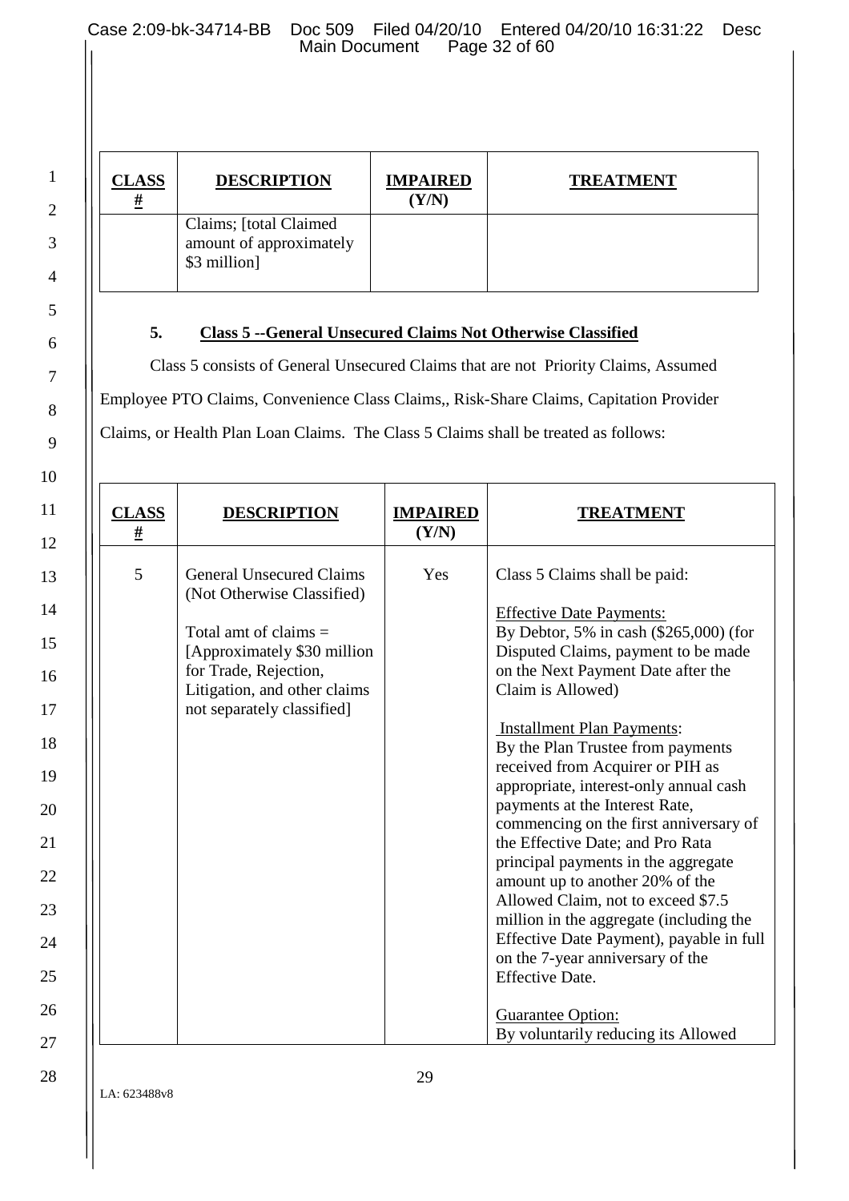| CLASS # | DESCRIPTION | IMPAIRED (Y/N) | TREATMENT |
|---|---|---|---|
| | Claims; [total Claimed amount of approximately $3 million] | | |

### 5. Class 5 --General Unsecured Claims Not Otherwise Classified

Class 5 consists of General Unsecured Claims that are not Priority Claims, Assumed Employee PTO Claims, Convenience Class Claims,, Risk-Share Claims, Capitation Provider Claims, or Health Plan Loan Claims. The Class 5 Claims shall be treated as follows:

| CLASS # | DESCRIPTION | IMPAIRED (Y/N) | TREATMENT |
|---|---|---|---|
| 5 | General Unsecured Claims (Not Otherwise Classified)<br><br>Total amt of claims = [Approximately $30 million for Trade, Rejection, Litigation, and other claims not separately classified] | Yes | Class 5 Claims shall be paid:<br><br>Effective Date Payments:<br>By Debtor, 5% in cash ($265,000) (for Disputed Claims, payment to be made on the Next Payment Date after the Claim is Allowed)<br><br>Installment Plan Payments:<br>By the Plan Trustee from payments received from Acquirer or PIH as appropriate, interest-only annual cash payments at the Interest Rate, commencing on the first anniversary of the Effective Date; and Pro Rata principal payments in the aggregate amount up to another 20% of the Allowed Claim, not to exceed $7.5 million in the aggregate (including the Effective Date Payment), payable in full on the 7-year anniversary of the Effective Date.<br><br>Guarantee Option:<br>By voluntarily reducing its Allowed |

LA: 623488v8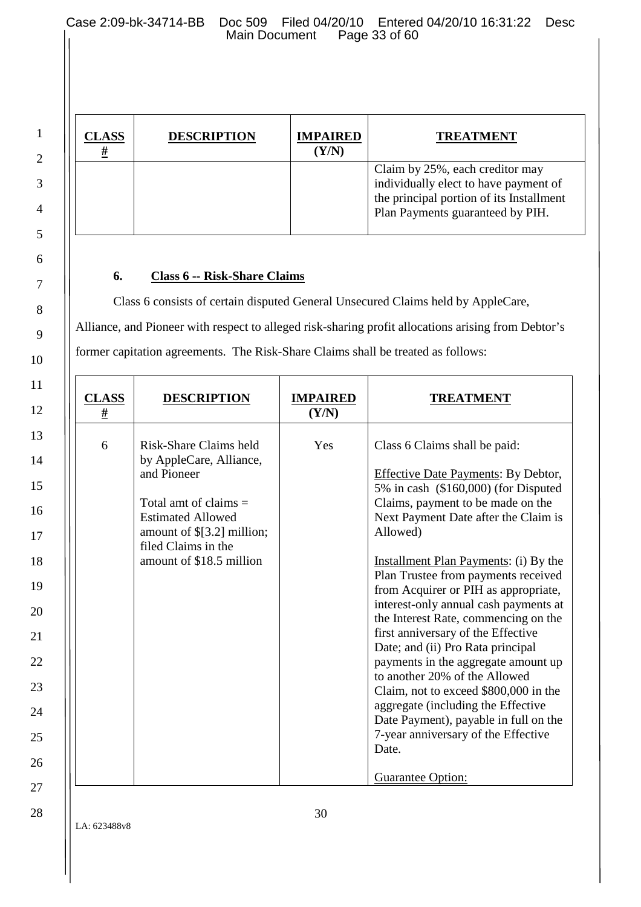| CLASS # | DESCRIPTION | IMPAIRED (Y/N) | TREATMENT |
|---|---|---|---|
| | | | Claim by 25%, each creditor may individually elect to have payment of the principal portion of its Installment Plan Payments guaranteed by PIH. |

### 6. Class 6 -- Risk-Share Claims

Class 6 consists of certain disputed General Unsecured Claims held by AppleCare, Alliance, and Pioneer with respect to alleged risk-sharing profit allocations arising from Debtor's former capitation agreements. The Risk-Share Claims shall be treated as follows:

| CLASS # | DESCRIPTION | IMPAIRED (Y/N) | TREATMENT |
|---|---|---|---|
| 6 | Risk-Share Claims held by AppleCare, Alliance, and Pioneer<br><br>Total amt of claims = Estimated Allowed amount of $[3.2] million; filed Claims in the amount of $18.5 million | Yes | Class 6 Claims shall be paid:<br><br>Effective Date Payments: By Debtor, 5% in cash ($160,000) (for Disputed Claims, payment to be made on the Next Payment Date after the Claim is Allowed)<br><br>Installment Plan Payments: (i) By the Plan Trustee from payments received from Acquirer or PIH as appropriate, interest-only annual cash payments at the Interest Rate, commencing on the first anniversary of the Effective Date; and (ii) Pro Rata principal payments in the aggregate amount up to another 20% of the Allowed Claim, not to exceed $800,000 in the aggregate (including the Effective Date Payment), payable in full on the 7-year anniversary of the Effective Date.<br><br>Guarantee Option: |

LA: 623488v8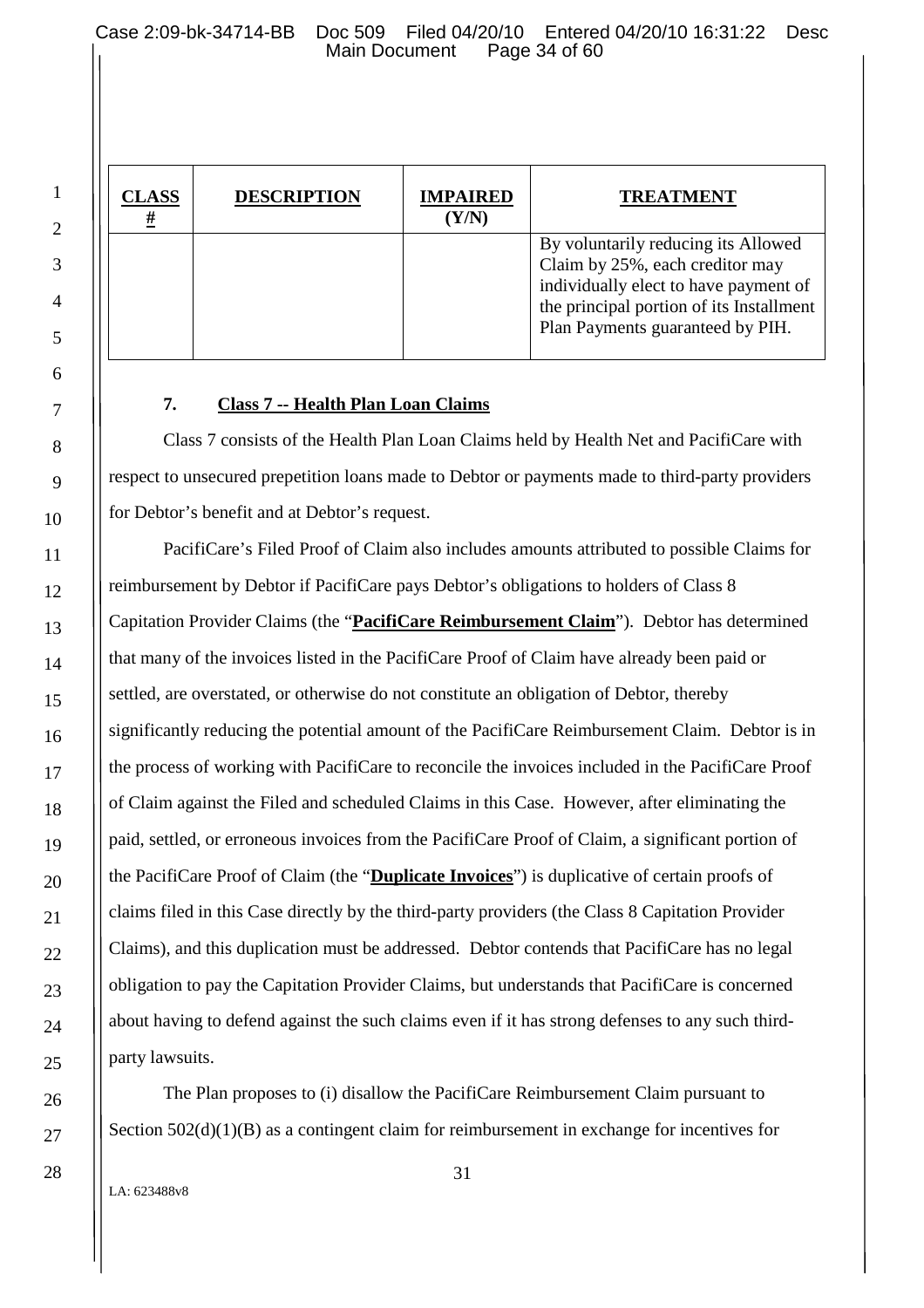| CLASS # | DESCRIPTION | IMPAIRED (Y/N) | TREATMENT |
|---|---|---|---|
| | | | By voluntarily reducing its Allowed Claim by 25%, each creditor may individually elect to have payment of the principal portion of its Installment Plan Payments guaranteed by PIH. |

### 7. Class 7 -- Health Plan Loan Claims

Class 7 consists of the Health Plan Loan Claims held by Health Net and PacifiCare with respect to unsecured prepetition loans made to Debtor or payments made to third-party providers for Debtor's benefit and at Debtor's request.

PacifiCare's Filed Proof of Claim also includes amounts attributed to possible Claims for reimbursement by Debtor if PacifiCare pays Debtor's obligations to holders of Class 8 Capitation Provider Claims (the "**PacifiCare Reimbursement Claim**"). Debtor has determined that many of the invoices listed in the PacifiCare Proof of Claim have already been paid or settled, are overstated, or otherwise do not constitute an obligation of Debtor, thereby significantly reducing the potential amount of the PacifiCare Reimbursement Claim. Debtor is in the process of working with PacifiCare to reconcile the invoices included in the PacifiCare Proof of Claim against the Filed and scheduled Claims in this Case. However, after eliminating the paid, settled, or erroneous invoices from the PacifiCare Proof of Claim, a significant portion of the PacifiCare Proof of Claim (the "**Duplicate Invoices**") is duplicative of certain proofs of claims filed in this Case directly by the third-party providers (the Class 8 Capitation Provider Claims), and this duplication must be addressed. Debtor contends that PacifiCare has no legal obligation to pay the Capitation Provider Claims, but understands that PacifiCare is concerned about having to defend against the such claims even if it has strong defenses to any such third-party lawsuits.

The Plan proposes to (i) disallow the PacifiCare Reimbursement Claim pursuant to Section 502(d)(1)(B) as a contingent claim for reimbursement in exchange for incentives for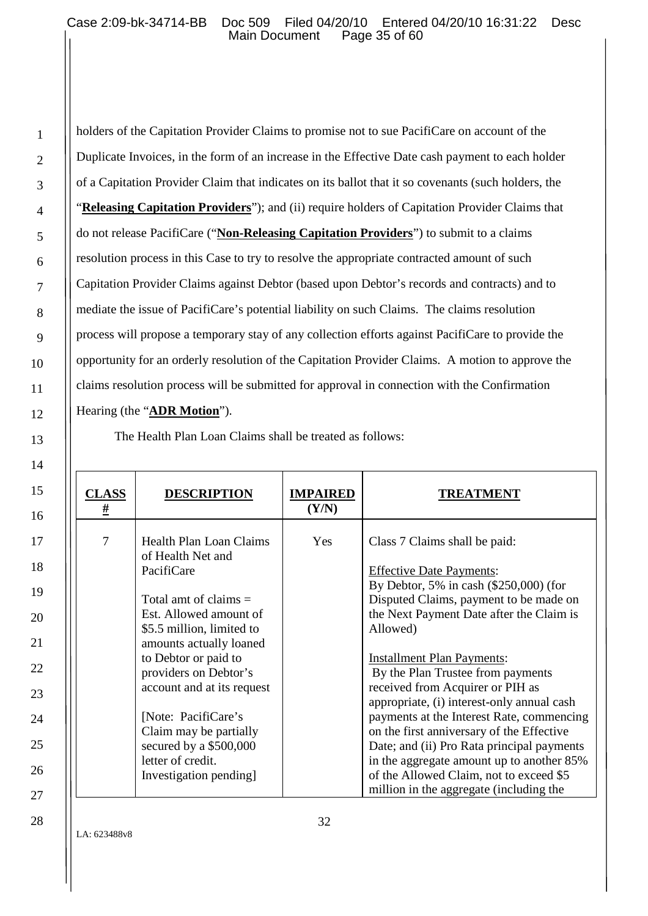holders of the Capitation Provider Claims to promise not to sue PacifiCare on account of the Duplicate Invoices, in the form of an increase in the Effective Date cash payment to each holder of a Capitation Provider Claim that indicates on its ballot that it so covenants (such holders, the "**Releasing Capitation Providers**"); and (ii) require holders of Capitation Provider Claims that do not release PacifiCare ("**Non-Releasing Capitation Providers**") to submit to a claims resolution process in this Case to try to resolve the appropriate contracted amount of such Capitation Provider Claims against Debtor (based upon Debtor's records and contracts) and to mediate the issue of PacifiCare's potential liability on such Claims. The claims resolution process will propose a temporary stay of any collection efforts against PacifiCare to provide the opportunity for an orderly resolution of the Capitation Provider Claims. A motion to approve the claims resolution process will be submitted for approval in connection with the Confirmation Hearing (the "**ADR Motion**").

The Health Plan Loan Claims shall be treated as follows:

| CLASS # | DESCRIPTION | IMPAIRED (Y/N) | TREATMENT |
|---|---|---|---|
| 7 | Health Plan Loan Claims of Health Net and PacifiCare<br><br>Total amt of claims = Est. Allowed amount of $5.5 million, limited to amounts actually loaned to Debtor or paid to providers on Debtor's account and at its request<br><br>[Note: PacifiCare's Claim may be partially secured by a $500,000 letter of credit. Investigation pending] | Yes | Class 7 Claims shall be paid:<br><br>Effective Date Payments:<br>By Debtor, 5% in cash ($250,000) (for Disputed Claims, payment to be made on the Next Payment Date after the Claim is Allowed)<br><br>Installment Plan Payments:<br>By the Plan Trustee from payments received from Acquirer or PIH as appropriate, (i) interest-only annual cash payments at the Interest Rate, commencing on the first anniversary of the Effective Date; and (ii) Pro Rata principal payments in the aggregate amount up to another 85% of the Allowed Claim, not to exceed $5 million in the aggregate (including the |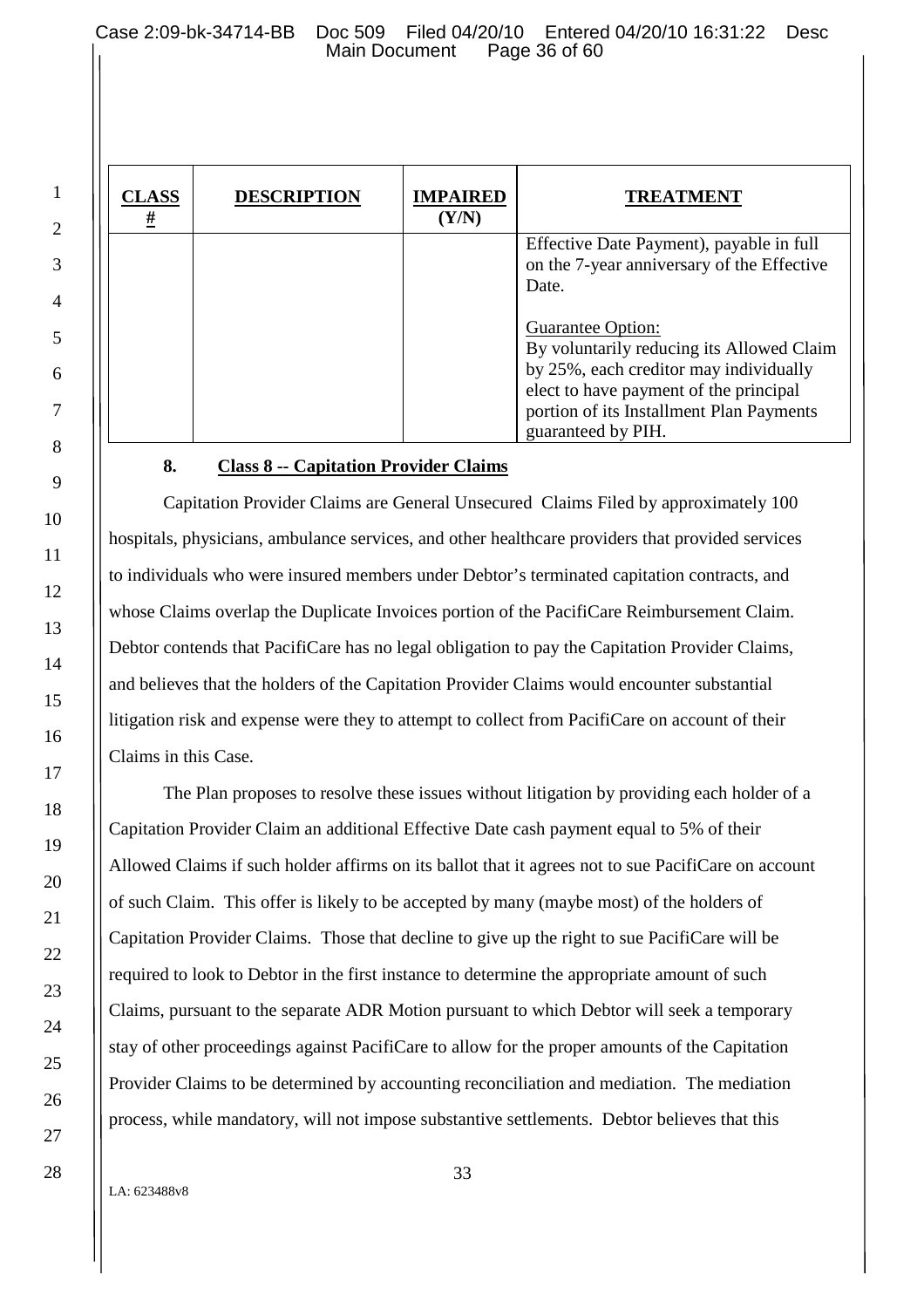| CLASS # | DESCRIPTION | IMPAIRED (Y/N) | TREATMENT |
|---|---|---|---|
| | | | Effective Date Payment), payable in full on the 7-year anniversary of the Effective Date.<br><br>Guarantee Option:<br>By voluntarily reducing its Allowed Claim by 25%, each creditor may individually elect to have payment of the principal portion of its Installment Plan Payments guaranteed by PIH. |

**8. Class 8 -- Capitation Provider Claims**

Capitation Provider Claims are General Unsecured Claims Filed by approximately 100 hospitals, physicians, ambulance services, and other healthcare providers that provided services to individuals who were insured members under Debtor's terminated capitation contracts, and whose Claims overlap the Duplicate Invoices portion of the PacifiCare Reimbursement Claim. Debtor contends that PacifiCare has no legal obligation to pay the Capitation Provider Claims, and believes that the holders of the Capitation Provider Claims would encounter substantial litigation risk and expense were they to attempt to collect from PacifiCare on account of their Claims in this Case.

The Plan proposes to resolve these issues without litigation by providing each holder of a Capitation Provider Claim an additional Effective Date cash payment equal to 5% of their Allowed Claims if such holder affirms on its ballot that it agrees not to sue PacifiCare on account of such Claim. This offer is likely to be accepted by many (maybe most) of the holders of Capitation Provider Claims. Those that decline to give up the right to sue PacifiCare will be required to look to Debtor in the first instance to determine the appropriate amount of such Claims, pursuant to the separate ADR Motion pursuant to which Debtor will seek a temporary stay of other proceedings against PacifiCare to allow for the proper amounts of the Capitation Provider Claims to be determined by accounting reconciliation and mediation. The mediation process, while mandatory, will not impose substantive settlements. Debtor believes that this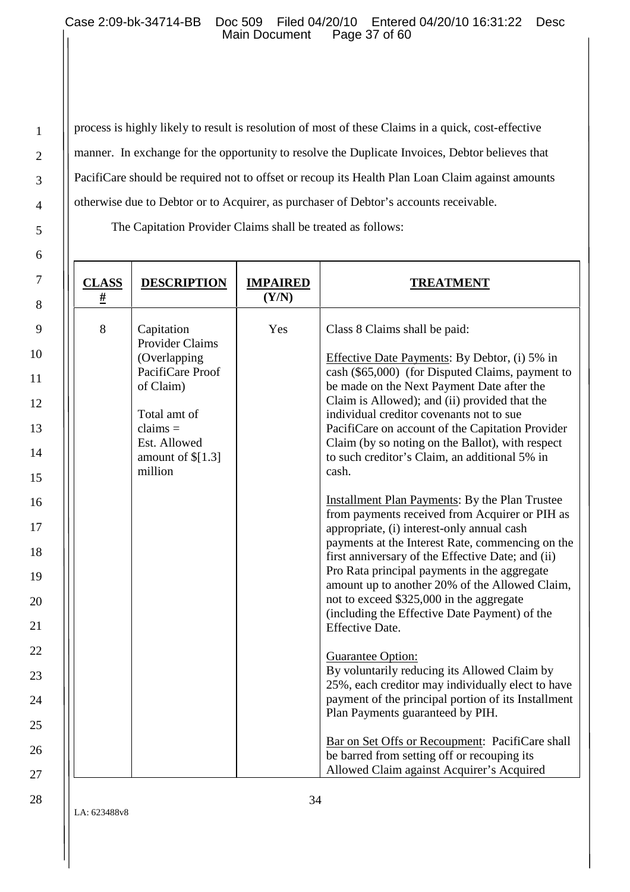process is highly likely to result is resolution of most of these Claims in a quick, cost-effective manner. In exchange for the opportunity to resolve the Duplicate Invoices, Debtor believes that PacifiCare should be required not to offset or recoup its Health Plan Loan Claim against amounts otherwise due to Debtor or to Acquirer, as purchaser of Debtor's accounts receivable.

The Capitation Provider Claims shall be treated as follows:

| CLASS # | DESCRIPTION | IMPAIRED (Y/N) | TREATMENT |
|---|---|---|---|
| 8 | Capitation Provider Claims (Overlapping PacifiCare Proof of Claim)<br><br>Total amt of claims = Est. Allowed amount of $[1.3] million | Yes | Class 8 Claims shall be paid:<br><br>Effective Date Payments: By Debtor, (i) 5% in cash ($65,000) (for Disputed Claims, payment to be made on the Next Payment Date after the Claim is Allowed); and (ii) provided that the individual creditor covenants not to sue PacifiCare on account of the Capitation Provider Claim (by so noting on the Ballot), with respect to such creditor's Claim, an additional 5% in cash.<br><br>Installment Plan Payments: By the Plan Trustee from payments received from Acquirer or PIH as appropriate, (i) interest-only annual cash payments at the Interest Rate, commencing on the first anniversary of the Effective Date; and (ii) Pro Rata principal payments in the aggregate amount up to another 20% of the Allowed Claim, not to exceed $325,000 in the aggregate (including the Effective Date Payment) of the Effective Date.<br><br>Guarantee Option:<br>By voluntarily reducing its Allowed Claim by 25%, each creditor may individually elect to have payment of the principal portion of its Installment Plan Payments guaranteed by PIH.<br><br>Bar on Set Offs or Recoupment: PacifiCare shall be barred from setting off or recouping its Allowed Claim against Acquirer's Acquired |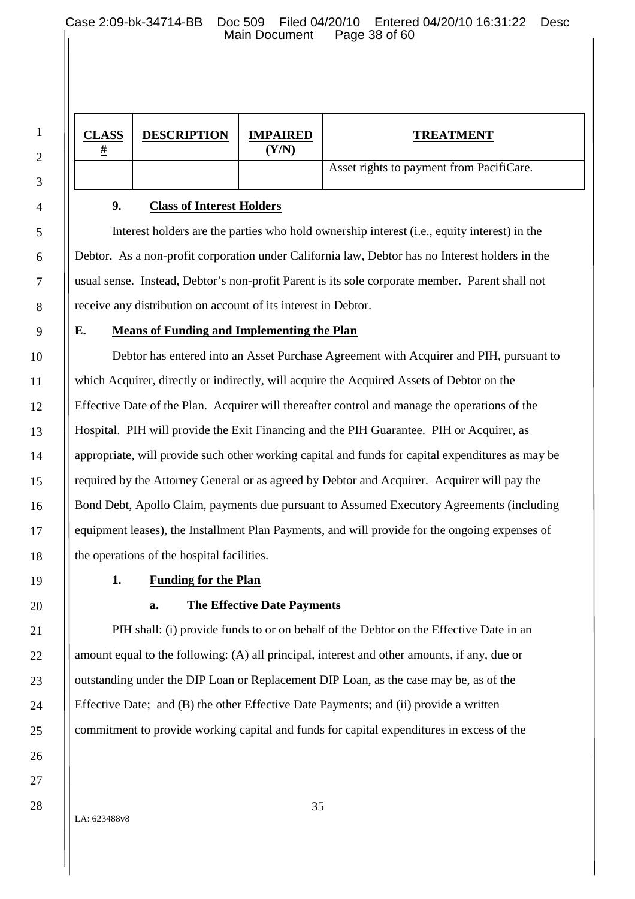| CLASS # | DESCRIPTION | IMPAIRED (Y/N) | TREATMENT |
|---|---|---|---|
| | | | Asset rights to payment from PacifiCare. |

**9. Class of Interest Holders**

Interest holders are the parties who hold ownership interest (i.e., equity interest) in the Debtor. As a non-profit corporation under California law, Debtor has no Interest holders in the usual sense. Instead, Debtor's non-profit Parent is its sole corporate member. Parent shall not receive any distribution on account of its interest in Debtor.

**E. Means of Funding and Implementing the Plan**

Debtor has entered into an Asset Purchase Agreement with Acquirer and PIH, pursuant to which Acquirer, directly or indirectly, will acquire the Acquired Assets of Debtor on the Effective Date of the Plan. Acquirer will thereafter control and manage the operations of the Hospital. PIH will provide the Exit Financing and the PIH Guarantee. PIH or Acquirer, as appropriate, will provide such other working capital and funds for capital expenditures as may be required by the Attorney General or as agreed by Debtor and Acquirer. Acquirer will pay the Bond Debt, Apollo Claim, payments due pursuant to Assumed Executory Agreements (including equipment leases), the Installment Plan Payments, and will provide for the ongoing expenses of the operations of the hospital facilities.

**1. Funding for the Plan**

**a. The Effective Date Payments**

PIH shall: (i) provide funds to or on behalf of the Debtor on the Effective Date in an amount equal to the following: (A) all principal, interest and other amounts, if any, due or outstanding under the DIP Loan or Replacement DIP Loan, as the case may be, as of the Effective Date; and (B) the other Effective Date Payments; and (ii) provide a written commitment to provide working capital and funds for capital expenditures in excess of the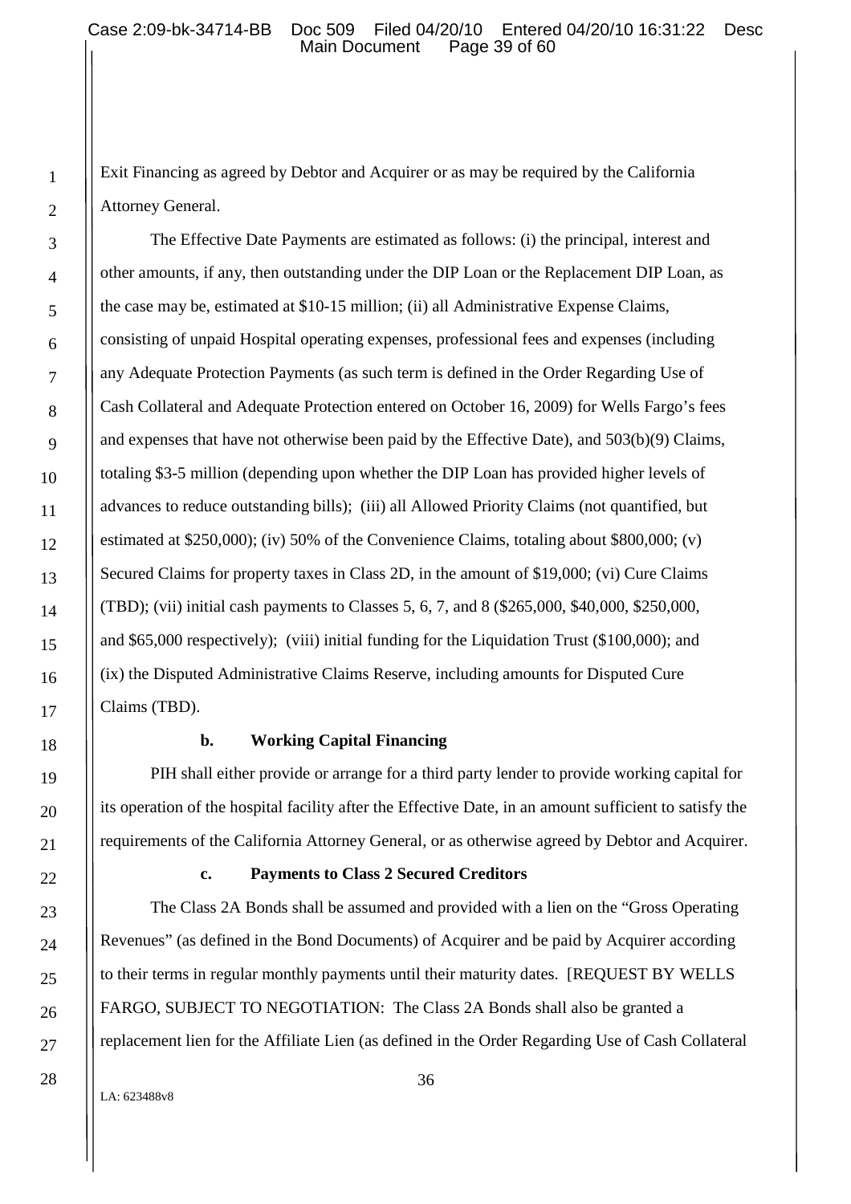Exit Financing as agreed by Debtor and Acquirer or as may be required by the California Attorney General.

The Effective Date Payments are estimated as follows: (i) the principal, interest and other amounts, if any, then outstanding under the DIP Loan or the Replacement DIP Loan, as the case may be, estimated at $10-15 million; (ii) all Administrative Expense Claims, consisting of unpaid Hospital operating expenses, professional fees and expenses (including any Adequate Protection Payments (as such term is defined in the Order Regarding Use of Cash Collateral and Adequate Protection entered on October 16, 2009) for Wells Fargo's fees and expenses that have not otherwise been paid by the Effective Date), and 503(b)(9) Claims, totaling $3-5 million (depending upon whether the DIP Loan has provided higher levels of advances to reduce outstanding bills); (iii) all Allowed Priority Claims (not quantified, but estimated at $250,000); (iv) 50% of the Convenience Claims, totaling about $800,000; (v) Secured Claims for property taxes in Class 2D, in the amount of $19,000; (vi) Cure Claims (TBD); (vii) initial cash payments to Classes 5, 6, 7, and 8 ($265,000, $40,000, $250,000, and $65,000 respectively); (viii) initial funding for the Liquidation Trust ($100,000); and (ix) the Disputed Administrative Claims Reserve, including amounts for Disputed Cure Claims (TBD).

**b. Working Capital Financing**

PIH shall either provide or arrange for a third party lender to provide working capital for its operation of the hospital facility after the Effective Date, in an amount sufficient to satisfy the requirements of the California Attorney General, or as otherwise agreed by Debtor and Acquirer.

**c. Payments to Class 2 Secured Creditors**

The Class 2A Bonds shall be assumed and provided with a lien on the "Gross Operating Revenues" (as defined in the Bond Documents) of Acquirer and be paid by Acquirer according to their terms in regular monthly payments until their maturity dates. [REQUEST BY WELLS FARGO, SUBJECT TO NEGOTIATION: The Class 2A Bonds shall also be granted a replacement lien for the Affiliate Lien (as defined in the Order Regarding Use of Cash Collateral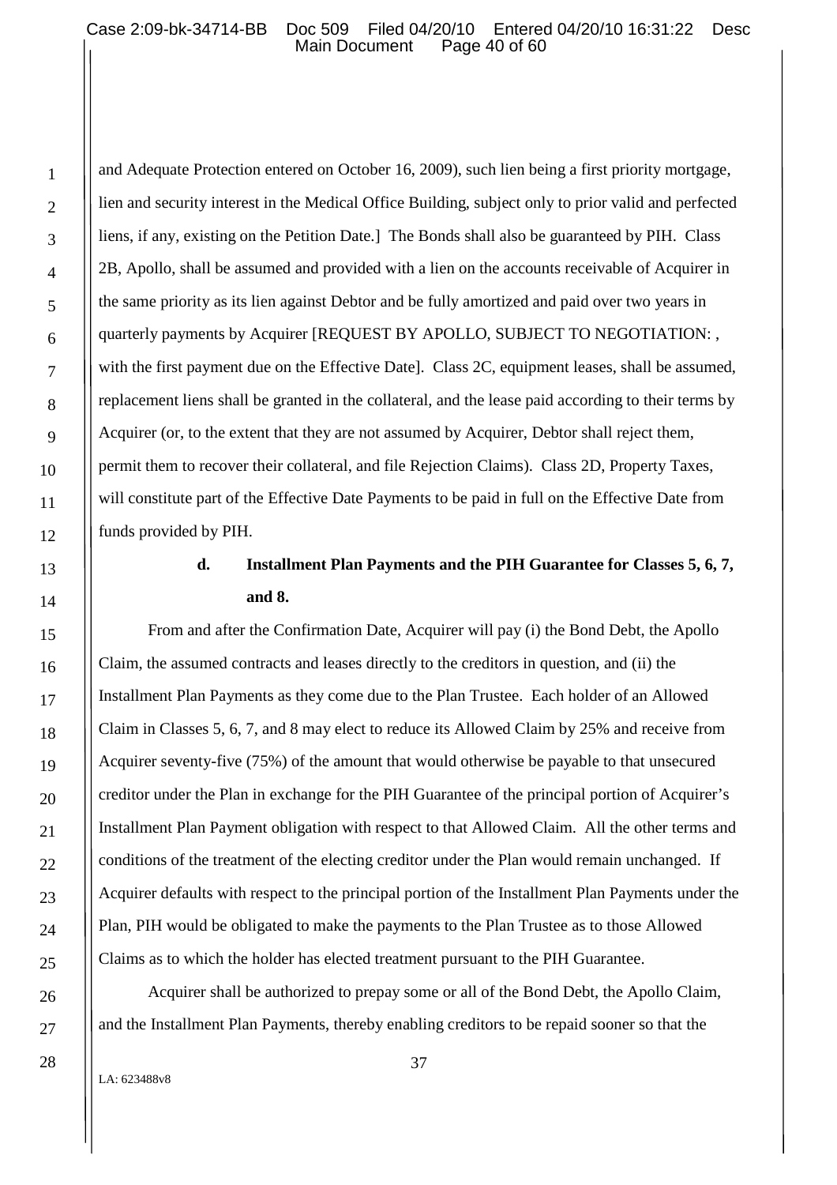and Adequate Protection entered on October 16, 2009), such lien being a first priority mortgage, lien and security interest in the Medical Office Building, subject only to prior valid and perfected liens, if any, existing on the Petition Date.] The Bonds shall also be guaranteed by PIH. Class 2B, Apollo, shall be assumed and provided with a lien on the accounts receivable of Acquirer in the same priority as its lien against Debtor and be fully amortized and paid over two years in quarterly payments by Acquirer [REQUEST BY APOLLO, SUBJECT TO NEGOTIATION: , with the first payment due on the Effective Date]. Class 2C, equipment leases, shall be assumed, replacement liens shall be granted in the collateral, and the lease paid according to their terms by Acquirer (or, to the extent that they are not assumed by Acquirer, Debtor shall reject them, permit them to recover their collateral, and file Rejection Claims). Class 2D, Property Taxes, will constitute part of the Effective Date Payments to be paid in full on the Effective Date from funds provided by PIH.

#### d. Installment Plan Payments and the PIH Guarantee for Classes 5, 6, 7, and 8.

From and after the Confirmation Date, Acquirer will pay (i) the Bond Debt, the Apollo Claim, the assumed contracts and leases directly to the creditors in question, and (ii) the Installment Plan Payments as they come due to the Plan Trustee. Each holder of an Allowed Claim in Classes 5, 6, 7, and 8 may elect to reduce its Allowed Claim by 25% and receive from Acquirer seventy-five (75%) of the amount that would otherwise be payable to that unsecured creditor under the Plan in exchange for the PIH Guarantee of the principal portion of Acquirer's Installment Plan Payment obligation with respect to that Allowed Claim. All the other terms and conditions of the treatment of the electing creditor under the Plan would remain unchanged. If Acquirer defaults with respect to the principal portion of the Installment Plan Payments under the Plan, PIH would be obligated to make the payments to the Plan Trustee as to those Allowed Claims as to which the holder has elected treatment pursuant to the PIH Guarantee.

Acquirer shall be authorized to prepay some or all of the Bond Debt, the Apollo Claim, and the Installment Plan Payments, thereby enabling creditors to be repaid sooner so that the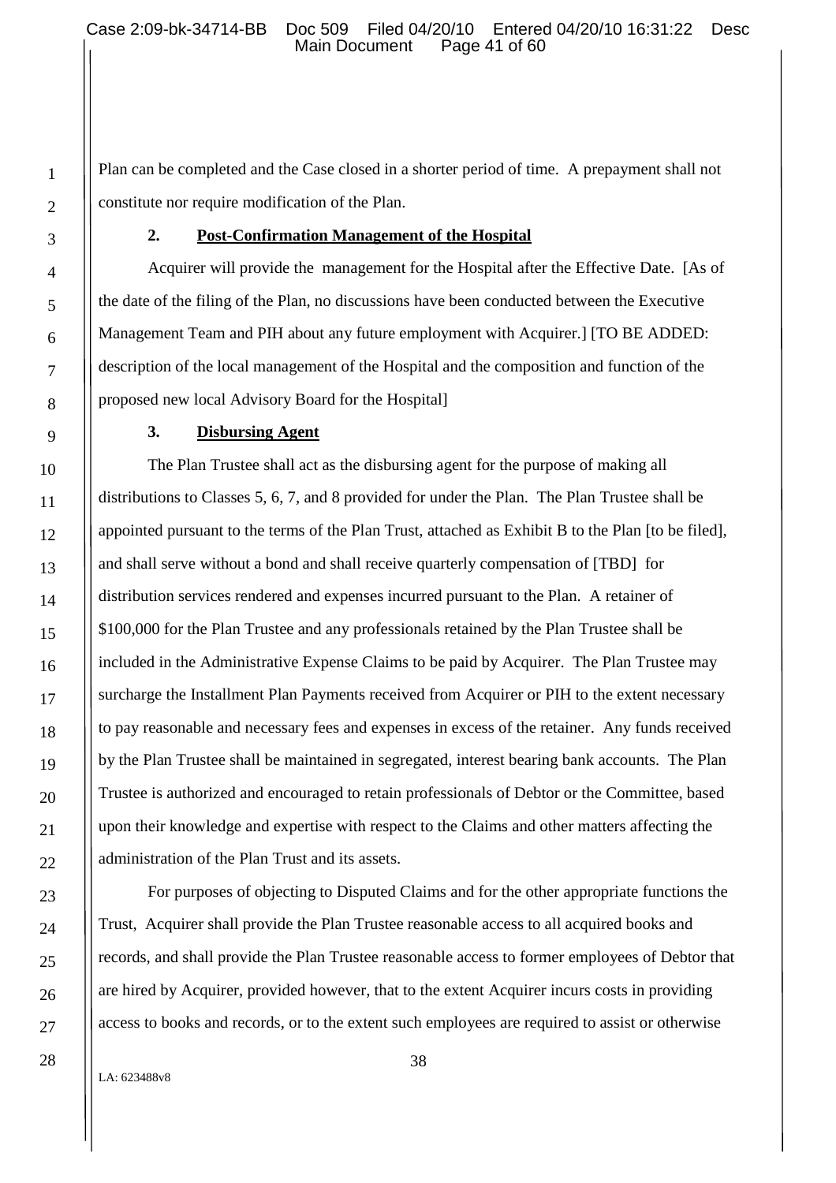Plan can be completed and the Case closed in a shorter period of time. A prepayment shall not constitute nor require modification of the Plan.

**2. Post-Confirmation Management of the Hospital**

Acquirer will provide the management for the Hospital after the Effective Date. [As of the date of the filing of the Plan, no discussions have been conducted between the Executive Management Team and PIH about any future employment with Acquirer.] [TO BE ADDED: description of the local management of the Hospital and the composition and function of the proposed new local Advisory Board for the Hospital]

**3. Disbursing Agent**

The Plan Trustee shall act as the disbursing agent for the purpose of making all distributions to Classes 5, 6, 7, and 8 provided for under the Plan. The Plan Trustee shall be appointed pursuant to the terms of the Plan Trust, attached as Exhibit B to the Plan [to be filed], and shall serve without a bond and shall receive quarterly compensation of [TBD] for distribution services rendered and expenses incurred pursuant to the Plan. A retainer of $100,000 for the Plan Trustee and any professionals retained by the Plan Trustee shall be included in the Administrative Expense Claims to be paid by Acquirer. The Plan Trustee may surcharge the Installment Plan Payments received from Acquirer or PIH to the extent necessary to pay reasonable and necessary fees and expenses in excess of the retainer. Any funds received by the Plan Trustee shall be maintained in segregated, interest bearing bank accounts. The Plan Trustee is authorized and encouraged to retain professionals of Debtor or the Committee, based upon their knowledge and expertise with respect to the Claims and other matters affecting the administration of the Plan Trust and its assets.

For purposes of objecting to Disputed Claims and for the other appropriate functions the Trust, Acquirer shall provide the Plan Trustee reasonable access to all acquired books and records, and shall provide the Plan Trustee reasonable access to former employees of Debtor that are hired by Acquirer, provided however, that to the extent Acquirer incurs costs in providing access to books and records, or to the extent such employees are required to assist or otherwise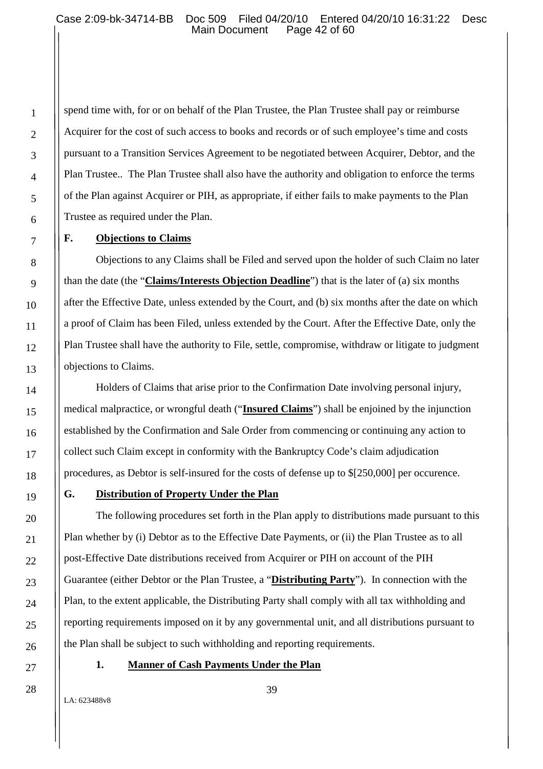spend time with, for or on behalf of the Plan Trustee, the Plan Trustee shall pay or reimburse Acquirer for the cost of such access to books and records or of such employee's time and costs pursuant to a Transition Services Agreement to be negotiated between Acquirer, Debtor, and the Plan Trustee.. The Plan Trustee shall also have the authority and obligation to enforce the terms of the Plan against Acquirer or PIH, as appropriate, if either fails to make payments to the Plan Trustee as required under the Plan.

## F. Objections to Claims

Objections to any Claims shall be Filed and served upon the holder of such Claim no later than the date (the "**Claims/Interests Objection Deadline**") that is the later of (a) six months after the Effective Date, unless extended by the Court, and (b) six months after the date on which a proof of Claim has been Filed, unless extended by the Court. After the Effective Date, only the Plan Trustee shall have the authority to File, settle, compromise, withdraw or litigate to judgment objections to Claims.

Holders of Claims that arise prior to the Confirmation Date involving personal injury, medical malpractice, or wrongful death ("**Insured Claims**") shall be enjoined by the injunction established by the Confirmation and Sale Order from commencing or continuing any action to collect such Claim except in conformity with the Bankruptcy Code's claim adjudication procedures, as Debtor is self-insured for the costs of defense up to $[250,000] per occurence.

## G. Distribution of Property Under the Plan

The following procedures set forth in the Plan apply to distributions made pursuant to this Plan whether by (i) Debtor as to the Effective Date Payments, or (ii) the Plan Trustee as to all post-Effective Date distributions received from Acquirer or PIH on account of the PIH Guarantee (either Debtor or the Plan Trustee, a "**Distributing Party**"). In connection with the Plan, to the extent applicable, the Distributing Party shall comply with all tax withholding and reporting requirements imposed on it by any governmental unit, and all distributions pursuant to the Plan shall be subject to such withholding and reporting requirements.

### 1. Manner of Cash Payments Under the Plan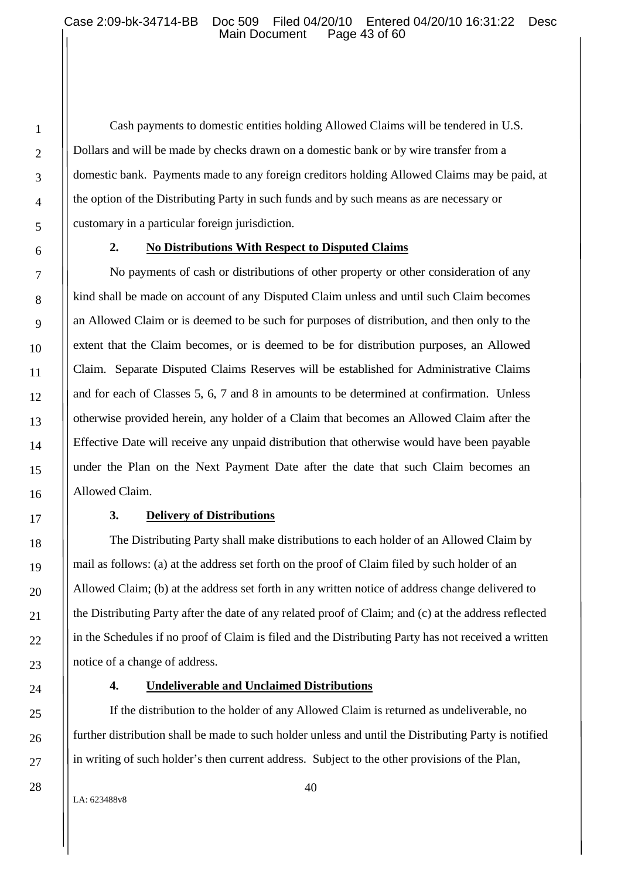Cash payments to domestic entities holding Allowed Claims will be tendered in U.S. Dollars and will be made by checks drawn on a domestic bank or by wire transfer from a domestic bank. Payments made to any foreign creditors holding Allowed Claims may be paid, at the option of the Distributing Party in such funds and by such means as are necessary or customary in a particular foreign jurisdiction.

**2. No Distributions With Respect to Disputed Claims**

No payments of cash or distributions of other property or other consideration of any kind shall be made on account of any Disputed Claim unless and until such Claim becomes an Allowed Claim or is deemed to be such for purposes of distribution, and then only to the extent that the Claim becomes, or is deemed to be for distribution purposes, an Allowed Claim. Separate Disputed Claims Reserves will be established for Administrative Claims and for each of Classes 5, 6, 7 and 8 in amounts to be determined at confirmation. Unless otherwise provided herein, any holder of a Claim that becomes an Allowed Claim after the Effective Date will receive any unpaid distribution that otherwise would have been payable under the Plan on the Next Payment Date after the date that such Claim becomes an Allowed Claim.

**3. Delivery of Distributions**

The Distributing Party shall make distributions to each holder of an Allowed Claim by mail as follows: (a) at the address set forth on the proof of Claim filed by such holder of an Allowed Claim; (b) at the address set forth in any written notice of address change delivered to the Distributing Party after the date of any related proof of Claim; and (c) at the address reflected in the Schedules if no proof of Claim is filed and the Distributing Party has not received a written notice of a change of address.

**4. Undeliverable and Unclaimed Distributions**

If the distribution to the holder of any Allowed Claim is returned as undeliverable, no further distribution shall be made to such holder unless and until the Distributing Party is notified in writing of such holder's then current address. Subject to the other provisions of the Plan,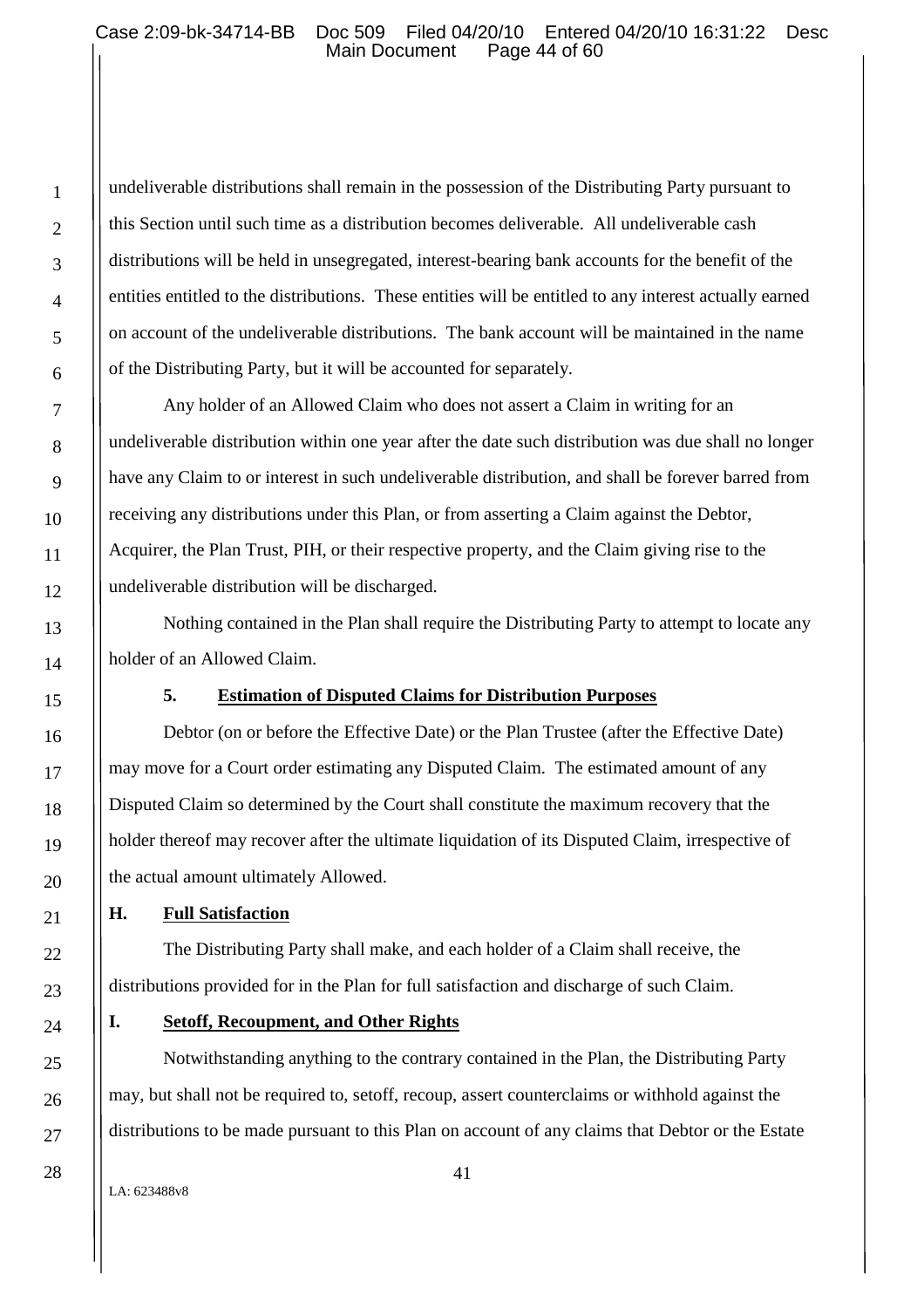undeliverable distributions shall remain in the possession of the Distributing Party pursuant to this Section until such time as a distribution becomes deliverable. All undeliverable cash distributions will be held in unsegregated, interest-bearing bank accounts for the benefit of the entities entitled to the distributions. These entities will be entitled to any interest actually earned on account of the undeliverable distributions. The bank account will be maintained in the name of the Distributing Party, but it will be accounted for separately.

Any holder of an Allowed Claim who does not assert a Claim in writing for an undeliverable distribution within one year after the date such distribution was due shall no longer have any Claim to or interest in such undeliverable distribution, and shall be forever barred from receiving any distributions under this Plan, or from asserting a Claim against the Debtor, Acquirer, the Plan Trust, PIH, or their respective property, and the Claim giving rise to the undeliverable distribution will be discharged.

Nothing contained in the Plan shall require the Distributing Party to attempt to locate any holder of an Allowed Claim.

#### 5. Estimation of Disputed Claims for Distribution Purposes

Debtor (on or before the Effective Date) or the Plan Trustee (after the Effective Date) may move for a Court order estimating any Disputed Claim. The estimated amount of any Disputed Claim so determined by the Court shall constitute the maximum recovery that the holder thereof may recover after the ultimate liquidation of its Disputed Claim, irrespective of the actual amount ultimately Allowed.

### H. Full Satisfaction

The Distributing Party shall make, and each holder of a Claim shall receive, the distributions provided for in the Plan for full satisfaction and discharge of such Claim.

### I. Setoff, Recoupment, and Other Rights

Notwithstanding anything to the contrary contained in the Plan, the Distributing Party may, but shall not be required to, setoff, recoup, assert counterclaims or withhold against the distributions to be made pursuant to this Plan on account of any claims that Debtor or the Estate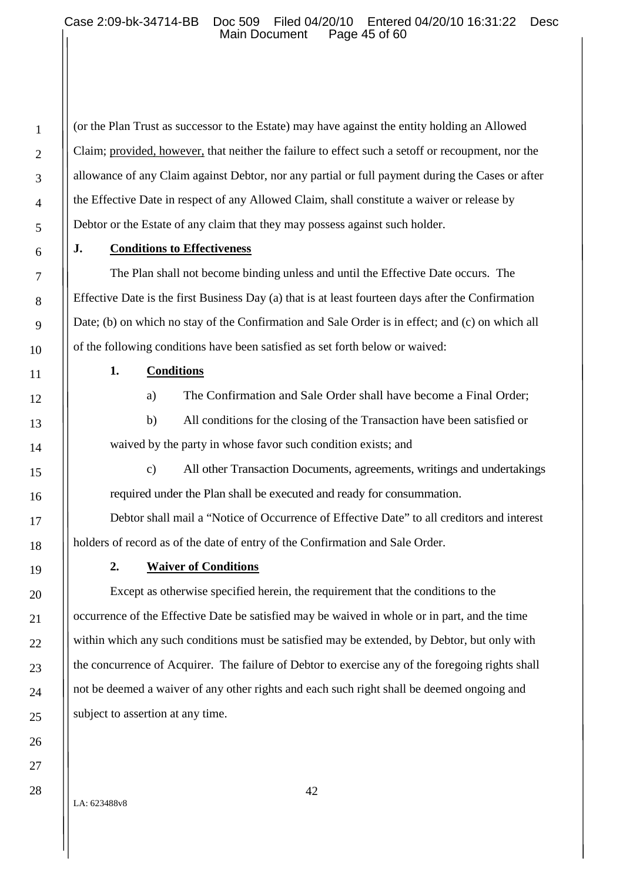(or the Plan Trust as successor to the Estate) may have against the entity holding an Allowed Claim; provided, however, that neither the failure to effect such a setoff or recoupment, nor the allowance of any Claim against Debtor, nor any partial or full payment during the Cases or after the Effective Date in respect of any Allowed Claim, shall constitute a waiver or release by Debtor or the Estate of any claim that they may possess against such holder.

### J. Conditions to Effectiveness

The Plan shall not become binding unless and until the Effective Date occurs. The Effective Date is the first Business Day (a) that is at least fourteen days after the Confirmation Date; (b) on which no stay of the Confirmation and Sale Order is in effect; and (c) on which all of the following conditions have been satisfied as set forth below or waived:

#### 1. Conditions

a) The Confirmation and Sale Order shall have become a Final Order;

b) All conditions for the closing of the Transaction have been satisfied or waived by the party in whose favor such condition exists; and

c) All other Transaction Documents, agreements, writings and undertakings required under the Plan shall be executed and ready for consummation.

Debtor shall mail a "Notice of Occurrence of Effective Date" to all creditors and interest holders of record as of the date of entry of the Confirmation and Sale Order.

#### 2. Waiver of Conditions

Except as otherwise specified herein, the requirement that the conditions to the occurrence of the Effective Date be satisfied may be waived in whole or in part, and the time within which any such conditions must be satisfied may be extended, by Debtor, but only with the concurrence of Acquirer. The failure of Debtor to exercise any of the foregoing rights shall not be deemed a waiver of any other rights and each such right shall be deemed ongoing and subject to assertion at any time.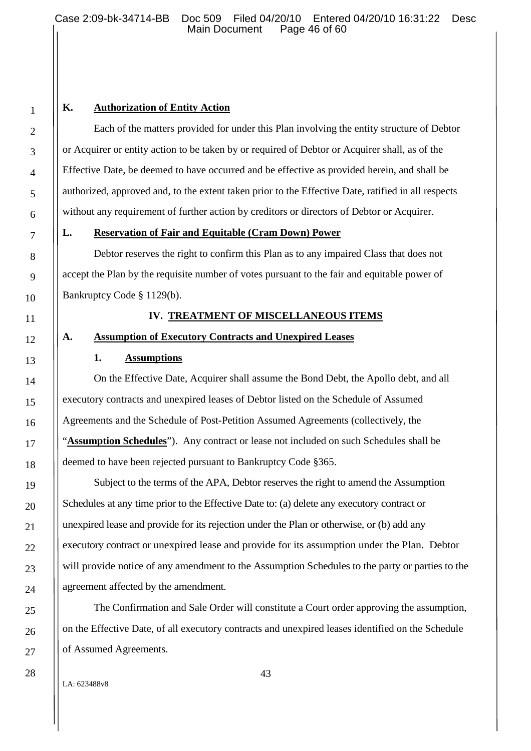**K. Authorization of Entity Action**

Each of the matters provided for under this Plan involving the entity structure of Debtor or Acquirer or entity action to be taken by or required of Debtor or Acquirer shall, as of the Effective Date, be deemed to have occurred and be effective as provided herein, and shall be authorized, approved and, to the extent taken prior to the Effective Date, ratified in all respects without any requirement of further action by creditors or directors of Debtor or Acquirer.

**L. Reservation of Fair and Equitable (Cram Down) Power**

Debtor reserves the right to confirm this Plan as to any impaired Class that does not accept the Plan by the requisite number of votes pursuant to the fair and equitable power of Bankruptcy Code § 1129(b).

## IV. TREATMENT OF MISCELLANEOUS ITEMS

**A. Assumption of Executory Contracts and Unexpired Leases**

**1. Assumptions**

On the Effective Date, Acquirer shall assume the Bond Debt, the Apollo debt, and all executory contracts and unexpired leases of Debtor listed on the Schedule of Assumed Agreements and the Schedule of Post-Petition Assumed Agreements (collectively, the "**Assumption Schedules**"). Any contract or lease not included on such Schedules shall be deemed to have been rejected pursuant to Bankruptcy Code §365.

Subject to the terms of the APA, Debtor reserves the right to amend the Assumption Schedules at any time prior to the Effective Date to: (a) delete any executory contract or unexpired lease and provide for its rejection under the Plan or otherwise, or (b) add any executory contract or unexpired lease and provide for its assumption under the Plan. Debtor will provide notice of any amendment to the Assumption Schedules to the party or parties to the agreement affected by the amendment.

The Confirmation and Sale Order will constitute a Court order approving the assumption, on the Effective Date, of all executory contracts and unexpired leases identified on the Schedule of Assumed Agreements.

LA: 623488v8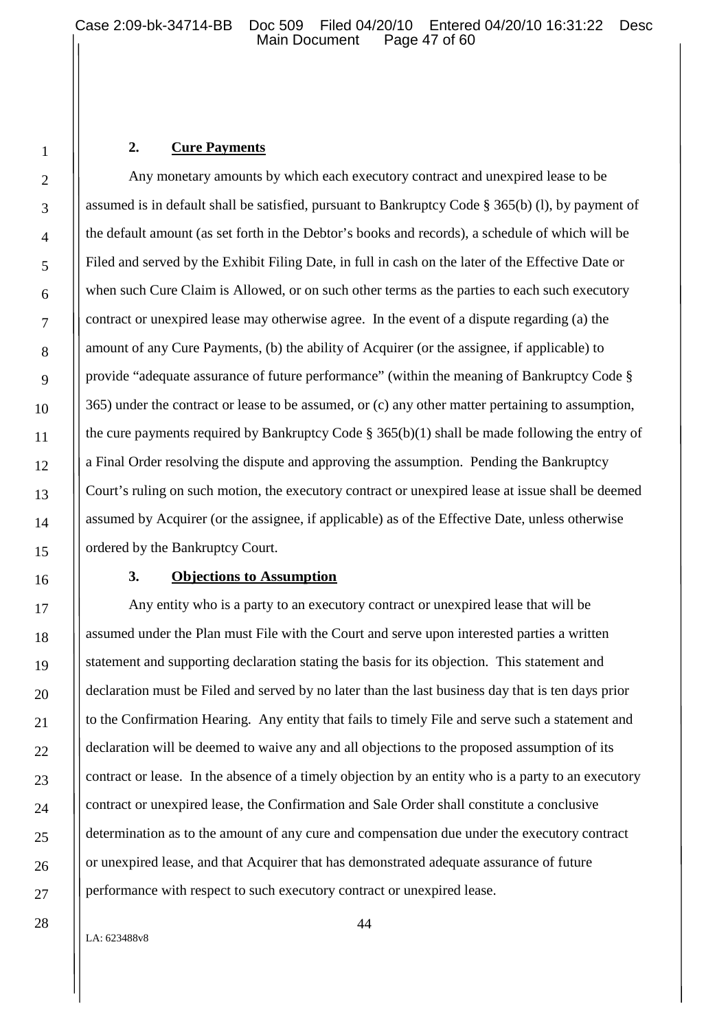### 2. Cure Payments

Any monetary amounts by which each executory contract and unexpired lease to be assumed is in default shall be satisfied, pursuant to Bankruptcy Code § 365(b) (l), by payment of the default amount (as set forth in the Debtor's books and records), a schedule of which will be Filed and served by the Exhibit Filing Date, in full in cash on the later of the Effective Date or when such Cure Claim is Allowed, or on such other terms as the parties to each such executory contract or unexpired lease may otherwise agree. In the event of a dispute regarding (a) the amount of any Cure Payments, (b) the ability of Acquirer (or the assignee, if applicable) to provide "adequate assurance of future performance" (within the meaning of Bankruptcy Code § 365) under the contract or lease to be assumed, or (c) any other matter pertaining to assumption, the cure payments required by Bankruptcy Code § 365(b)(1) shall be made following the entry of a Final Order resolving the dispute and approving the assumption. Pending the Bankruptcy Court's ruling on such motion, the executory contract or unexpired lease at issue shall be deemed assumed by Acquirer (or the assignee, if applicable) as of the Effective Date, unless otherwise ordered by the Bankruptcy Court.

### 3. Objections to Assumption

Any entity who is a party to an executory contract or unexpired lease that will be assumed under the Plan must File with the Court and serve upon interested parties a written statement and supporting declaration stating the basis for its objection. This statement and declaration must be Filed and served by no later than the last business day that is ten days prior to the Confirmation Hearing. Any entity that fails to timely File and serve such a statement and declaration will be deemed to waive any and all objections to the proposed assumption of its contract or lease. In the absence of a timely objection by an entity who is a party to an executory contract or unexpired lease, the Confirmation and Sale Order shall constitute a conclusive determination as to the amount of any cure and compensation due under the executory contract or unexpired lease, and that Acquirer that has demonstrated adequate assurance of future performance with respect to such executory contract or unexpired lease.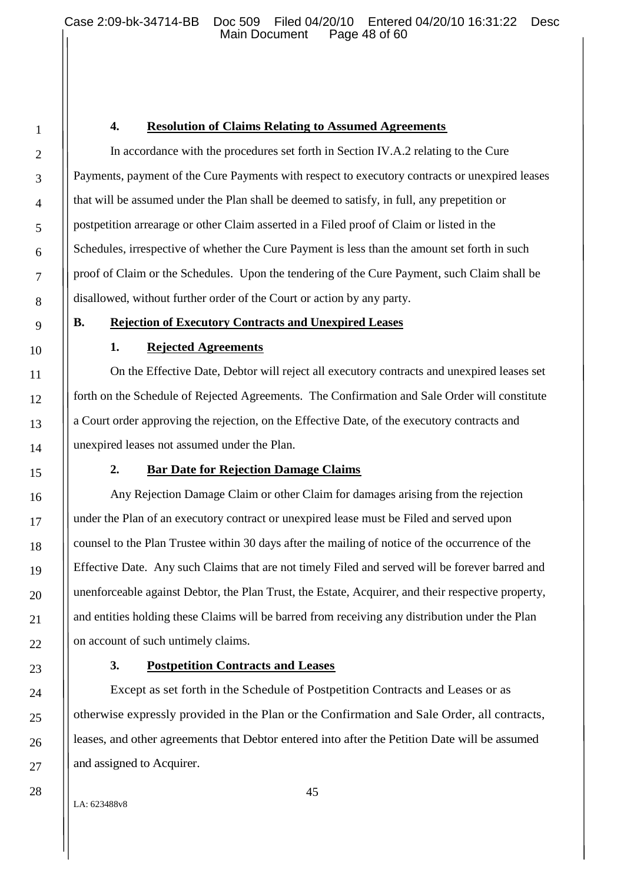#### 4. Resolution of Claims Relating to Assumed Agreements

In accordance with the procedures set forth in Section IV.A.2 relating to the Cure Payments, payment of the Cure Payments with respect to executory contracts or unexpired leases that will be assumed under the Plan shall be deemed to satisfy, in full, any prepetition or postpetition arrearage or other Claim asserted in a Filed proof of Claim or listed in the Schedules, irrespective of whether the Cure Payment is less than the amount set forth in such proof of Claim or the Schedules. Upon the tendering of the Cure Payment, such Claim shall be disallowed, without further order of the Court or action by any party.

### B. Rejection of Executory Contracts and Unexpired Leases

#### 1. Rejected Agreements

On the Effective Date, Debtor will reject all executory contracts and unexpired leases set forth on the Schedule of Rejected Agreements. The Confirmation and Sale Order will constitute a Court order approving the rejection, on the Effective Date, of the executory contracts and unexpired leases not assumed under the Plan.

#### 2. Bar Date for Rejection Damage Claims

Any Rejection Damage Claim or other Claim for damages arising from the rejection under the Plan of an executory contract or unexpired lease must be Filed and served upon counsel to the Plan Trustee within 30 days after the mailing of notice of the occurrence of the Effective Date. Any such Claims that are not timely Filed and served will be forever barred and unenforceable against Debtor, the Plan Trust, the Estate, Acquirer, and their respective property, and entities holding these Claims will be barred from receiving any distribution under the Plan on account of such untimely claims.

#### 3. Postpetition Contracts and Leases

Except as set forth in the Schedule of Postpetition Contracts and Leases or as otherwise expressly provided in the Plan or the Confirmation and Sale Order, all contracts, leases, and other agreements that Debtor entered into after the Petition Date will be assumed and assigned to Acquirer.

LA: 623488v8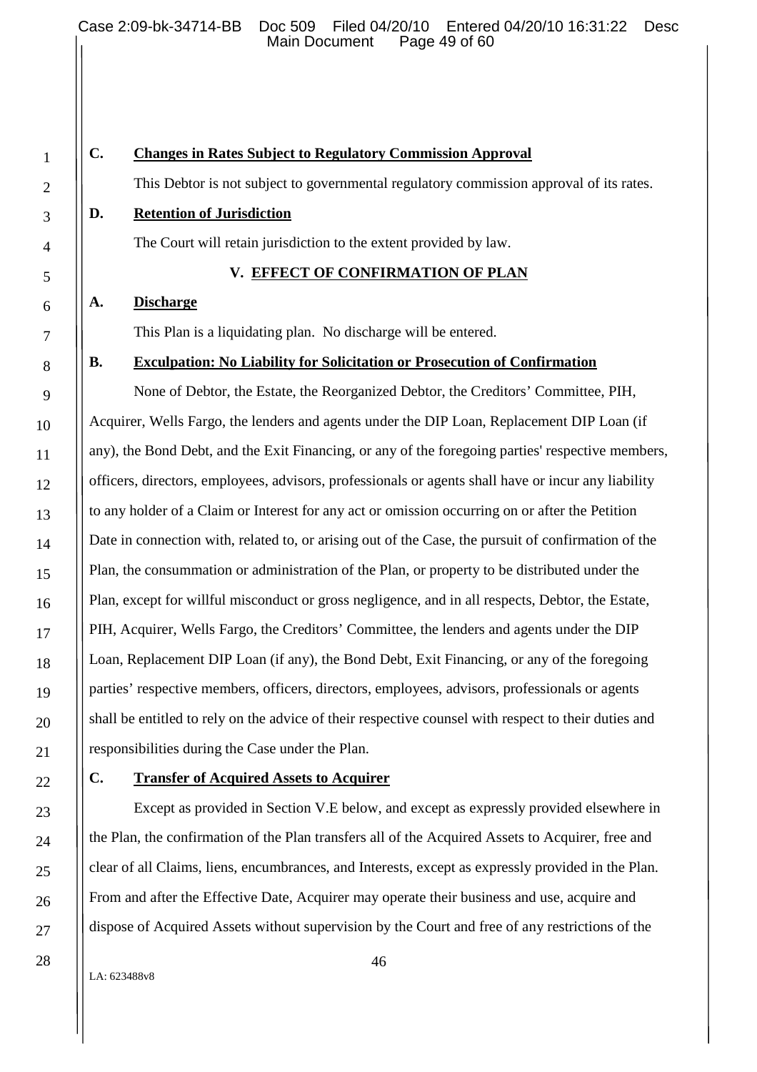## C. Changes in Rates Subject to Regulatory Commission Approval

This Debtor is not subject to governmental regulatory commission approval of its rates.

## D. Retention of Jurisdiction

The Court will retain jurisdiction to the extent provided by law.

# V. EFFECT OF CONFIRMATION OF PLAN

## A. Discharge

This Plan is a liquidating plan. No discharge will be entered.

## B. Exculpation: No Liability for Solicitation or Prosecution of Confirmation

None of Debtor, the Estate, the Reorganized Debtor, the Creditors' Committee, PIH, Acquirer, Wells Fargo, the lenders and agents under the DIP Loan, Replacement DIP Loan (if any), the Bond Debt, and the Exit Financing, or any of the foregoing parties' respective members, officers, directors, employees, advisors, professionals or agents shall have or incur any liability to any holder of a Claim or Interest for any act or omission occurring on or after the Petition Date in connection with, related to, or arising out of the Case, the pursuit of confirmation of the Plan, the consummation or administration of the Plan, or property to be distributed under the Plan, except for willful misconduct or gross negligence, and in all respects, Debtor, the Estate, PIH, Acquirer, Wells Fargo, the Creditors' Committee, the lenders and agents under the DIP Loan, Replacement DIP Loan (if any), the Bond Debt, Exit Financing, or any of the foregoing parties' respective members, officers, directors, employees, advisors, professionals or agents shall be entitled to rely on the advice of their respective counsel with respect to their duties and responsibilities during the Case under the Plan.

## C. Transfer of Acquired Assets to Acquirer

Except as provided in Section V.E below, and except as expressly provided elsewhere in the Plan, the confirmation of the Plan transfers all of the Acquired Assets to Acquirer, free and clear of all Claims, liens, encumbrances, and Interests, except as expressly provided in the Plan. From and after the Effective Date, Acquirer may operate their business and use, acquire and dispose of Acquired Assets without supervision by the Court and free of any restrictions of the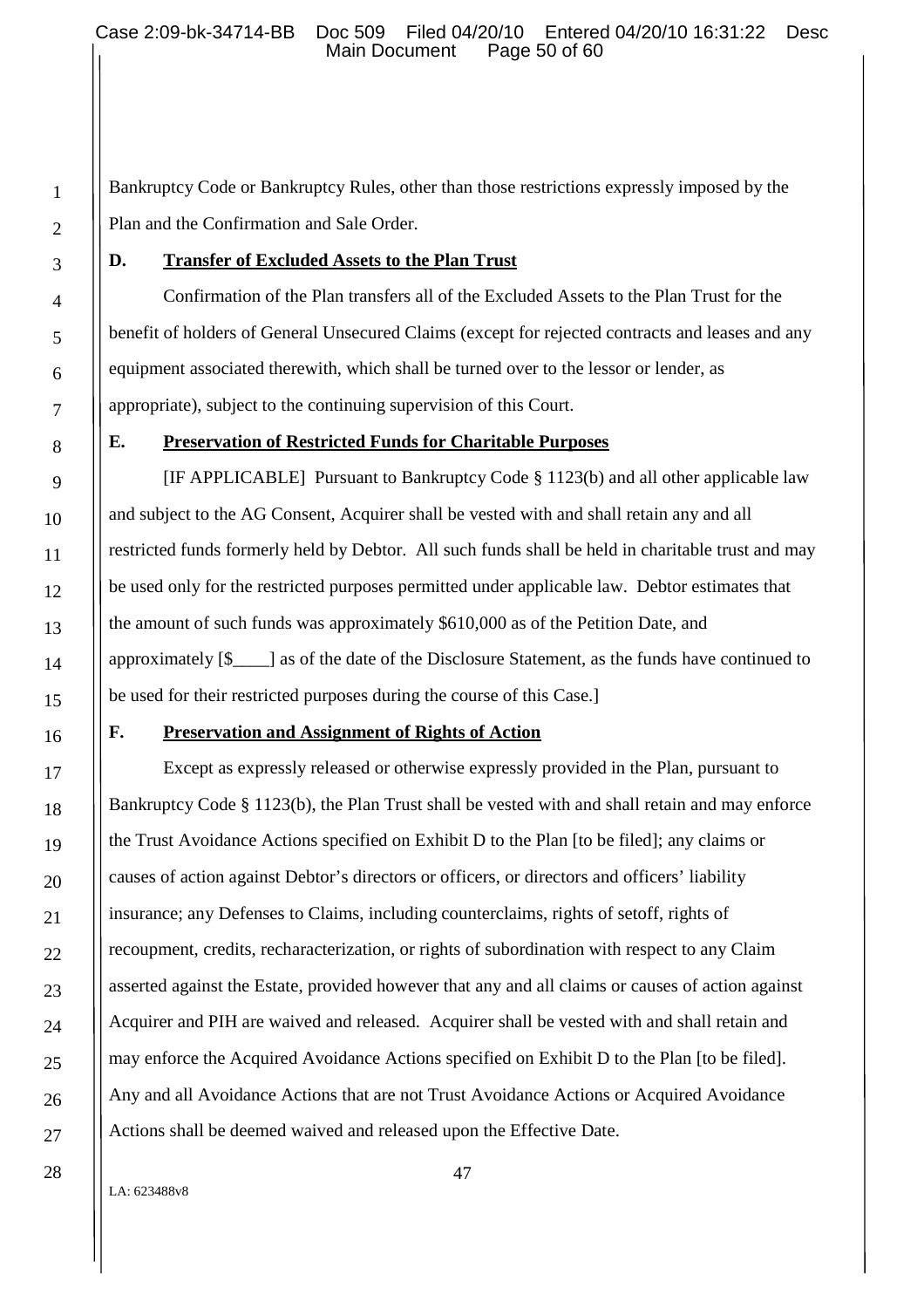Bankruptcy Code or Bankruptcy Rules, other than those restrictions expressly imposed by the Plan and the Confirmation and Sale Order.

### D. Transfer of Excluded Assets to the Plan Trust

Confirmation of the Plan transfers all of the Excluded Assets to the Plan Trust for the benefit of holders of General Unsecured Claims (except for rejected contracts and leases and any equipment associated therewith, which shall be turned over to the lessor or lender, as appropriate), subject to the continuing supervision of this Court.

### E. Preservation of Restricted Funds for Charitable Purposes

[IF APPLICABLE] Pursuant to Bankruptcy Code § 1123(b) and all other applicable law and subject to the AG Consent, Acquirer shall be vested with and shall retain any and all restricted funds formerly held by Debtor. All such funds shall be held in charitable trust and may be used only for the restricted purposes permitted under applicable law. Debtor estimates that the amount of such funds was approximately $610,000 as of the Petition Date, and approximately [$____] as of the date of the Disclosure Statement, as the funds have continued to be used for their restricted purposes during the course of this Case.]

### F. Preservation and Assignment of Rights of Action

Except as expressly released or otherwise expressly provided in the Plan, pursuant to Bankruptcy Code § 1123(b), the Plan Trust shall be vested with and shall retain and may enforce the Trust Avoidance Actions specified on Exhibit D to the Plan [to be filed]; any claims or causes of action against Debtor's directors or officers, or directors and officers' liability insurance; any Defenses to Claims, including counterclaims, rights of setoff, rights of recoupment, credits, recharacterization, or rights of subordination with respect to any Claim asserted against the Estate, provided however that any and all claims or causes of action against Acquirer and PIH are waived and released. Acquirer shall be vested with and shall retain and may enforce the Acquired Avoidance Actions specified on Exhibit D to the Plan [to be filed]. Any and all Avoidance Actions that are not Trust Avoidance Actions or Acquired Avoidance Actions shall be deemed waived and released upon the Effective Date.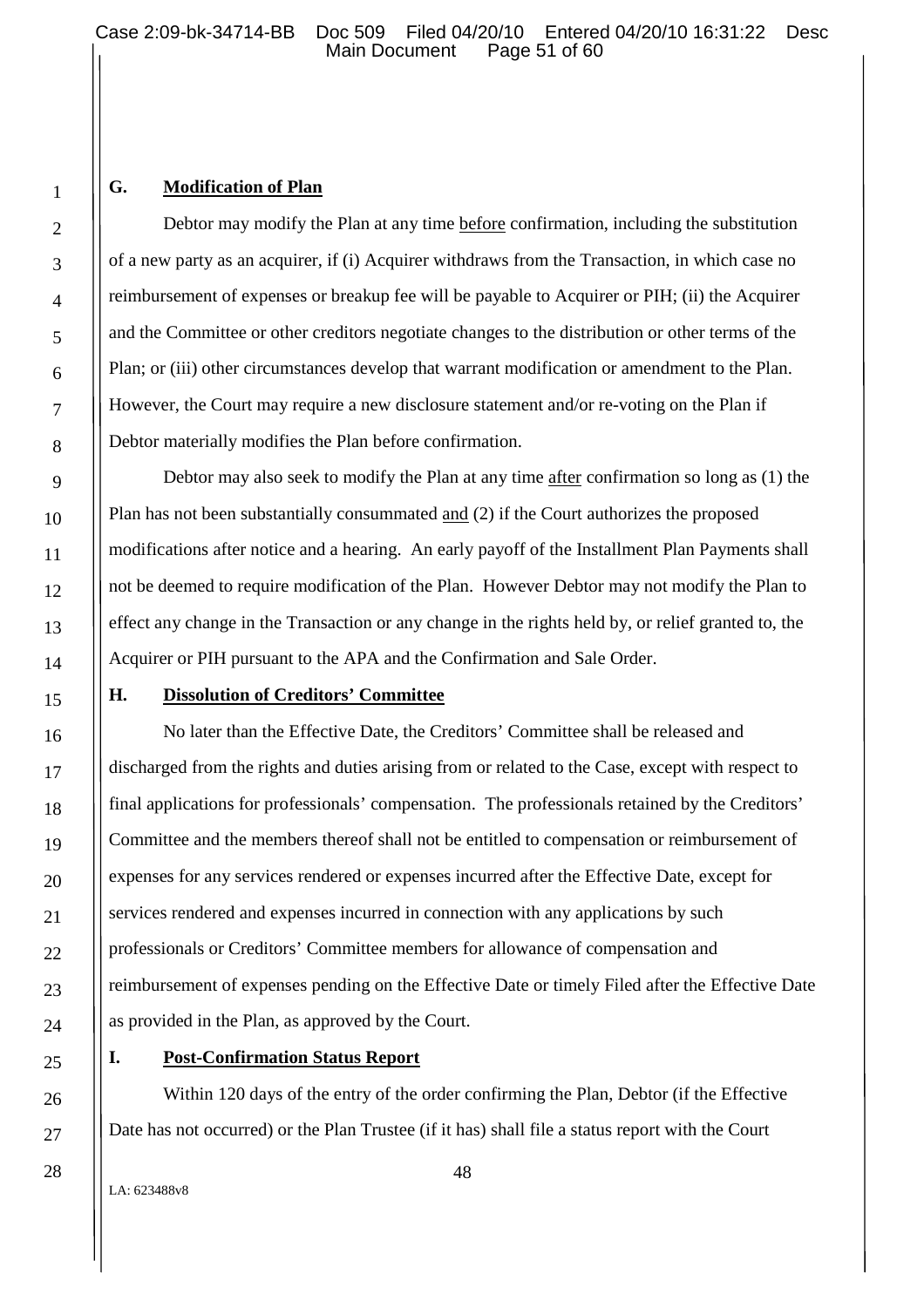### G. Modification of Plan

Debtor may modify the Plan at any time before confirmation, including the substitution of a new party as an acquirer, if (i) Acquirer withdraws from the Transaction, in which case no reimbursement of expenses or breakup fee will be payable to Acquirer or PIH; (ii) the Acquirer and the Committee or other creditors negotiate changes to the distribution or other terms of the Plan; or (iii) other circumstances develop that warrant modification or amendment to the Plan. However, the Court may require a new disclosure statement and/or re-voting on the Plan if Debtor materially modifies the Plan before confirmation.

Debtor may also seek to modify the Plan at any time after confirmation so long as (1) the Plan has not been substantially consummated and (2) if the Court authorizes the proposed modifications after notice and a hearing. An early payoff of the Installment Plan Payments shall not be deemed to require modification of the Plan. However Debtor may not modify the Plan to effect any change in the Transaction or any change in the rights held by, or relief granted to, the Acquirer or PIH pursuant to the APA and the Confirmation and Sale Order.

### H. Dissolution of Creditors' Committee

No later than the Effective Date, the Creditors' Committee shall be released and discharged from the rights and duties arising from or related to the Case, except with respect to final applications for professionals' compensation. The professionals retained by the Creditors' Committee and the members thereof shall not be entitled to compensation or reimbursement of expenses for any services rendered or expenses incurred after the Effective Date, except for services rendered and expenses incurred in connection with any applications by such professionals or Creditors' Committee members for allowance of compensation and reimbursement of expenses pending on the Effective Date or timely Filed after the Effective Date as provided in the Plan, as approved by the Court.

### I. Post-Confirmation Status Report

Within 120 days of the entry of the order confirming the Plan, Debtor (if the Effective Date has not occurred) or the Plan Trustee (if it has) shall file a status report with the Court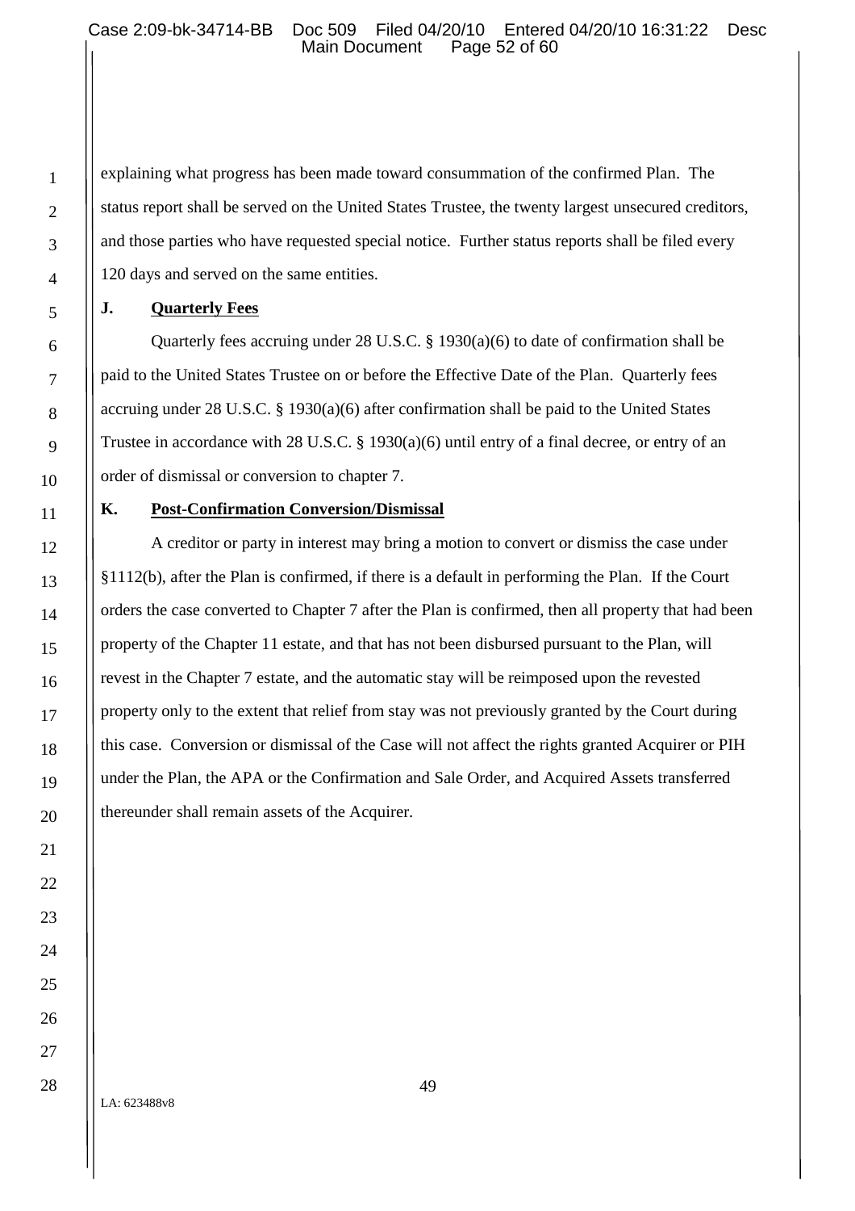explaining what progress has been made toward consummation of the confirmed Plan. The status report shall be served on the United States Trustee, the twenty largest unsecured creditors, and those parties who have requested special notice. Further status reports shall be filed every 120 days and served on the same entities.

### J. Quarterly Fees

Quarterly fees accruing under 28 U.S.C. § 1930(a)(6) to date of confirmation shall be paid to the United States Trustee on or before the Effective Date of the Plan. Quarterly fees accruing under 28 U.S.C. § 1930(a)(6) after confirmation shall be paid to the United States Trustee in accordance with 28 U.S.C. § 1930(a)(6) until entry of a final decree, or entry of an order of dismissal or conversion to chapter 7.

### K. Post-Confirmation Conversion/Dismissal

A creditor or party in interest may bring a motion to convert or dismiss the case under §1112(b), after the Plan is confirmed, if there is a default in performing the Plan. If the Court orders the case converted to Chapter 7 after the Plan is confirmed, then all property that had been property of the Chapter 11 estate, and that has not been disbursed pursuant to the Plan, will revest in the Chapter 7 estate, and the automatic stay will be reimposed upon the revested property only to the extent that relief from stay was not previously granted by the Court during this case. Conversion or dismissal of the Case will not affect the rights granted Acquirer or PIH under the Plan, the APA or the Confirmation and Sale Order, and Acquired Assets transferred thereunder shall remain assets of the Acquirer.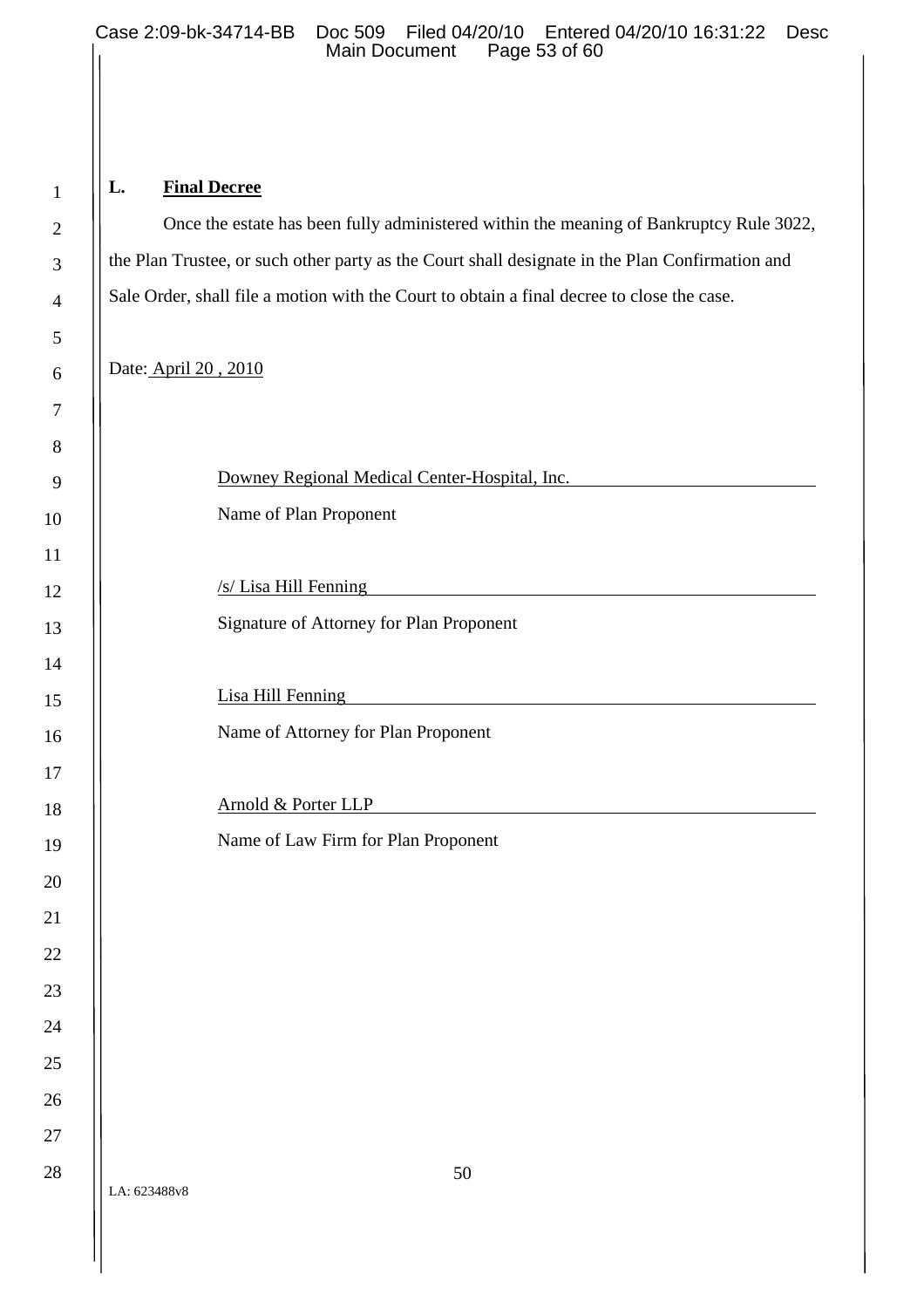### L. **Final Decree**

Once the estate has been fully administered within the meaning of Bankruptcy Rule 3022, the Plan Trustee, or such other party as the Court shall designate in the Plan Confirmation and Sale Order, shall file a motion with the Court to obtain a final decree to close the case.

Date: April 20 , 2010

Downey Regional Medical Center-Hospital, Inc.
Name of Plan Proponent

/s/ Lisa Hill Fenning
Signature of Attorney for Plan Proponent

Lisa Hill Fenning
Name of Attorney for Plan Proponent

Arnold & Porter LLP
Name of Law Firm for Plan Proponent

LA: 623488v8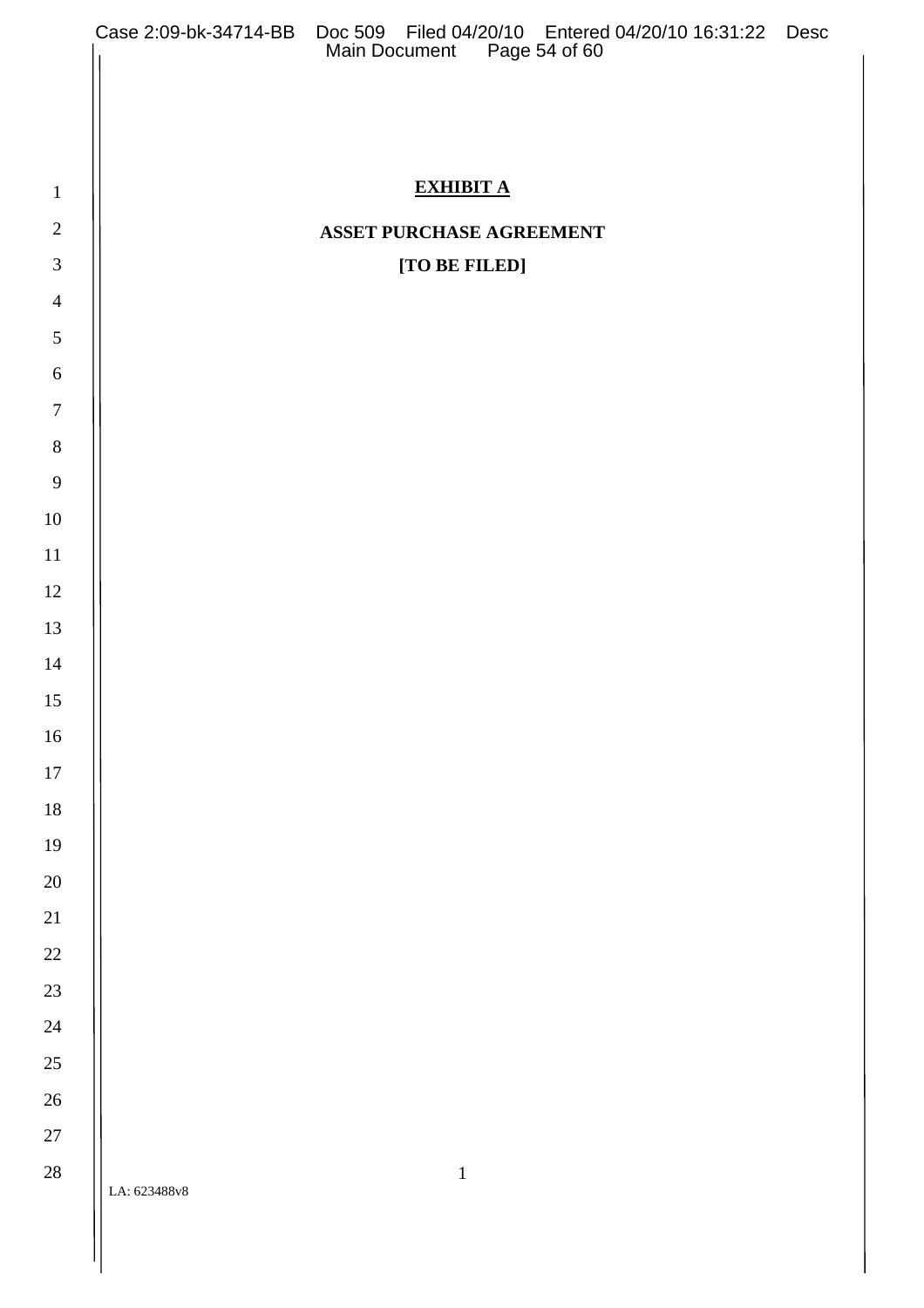# EXHIBIT A

## ASSET PURCHASE AGREEMENT

**[TO BE FILED]**

LA: 623488v8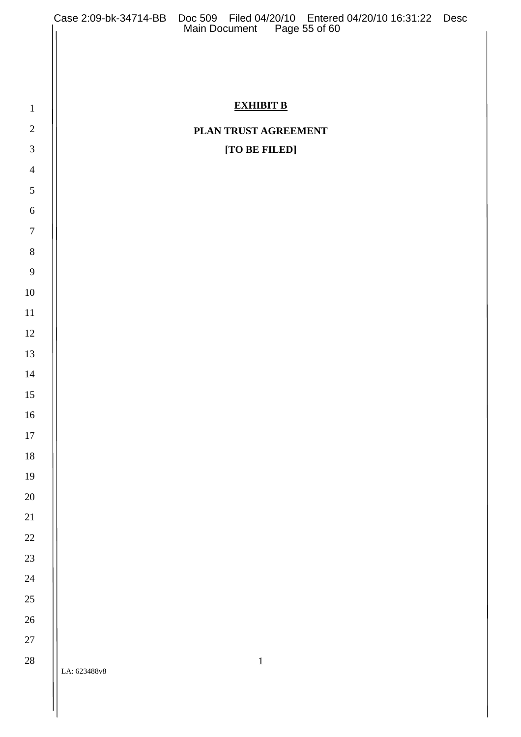**EXHIBIT B**

**PLAN TRUST AGREEMENT**

**[TO BE FILED]**

LA: 623488v8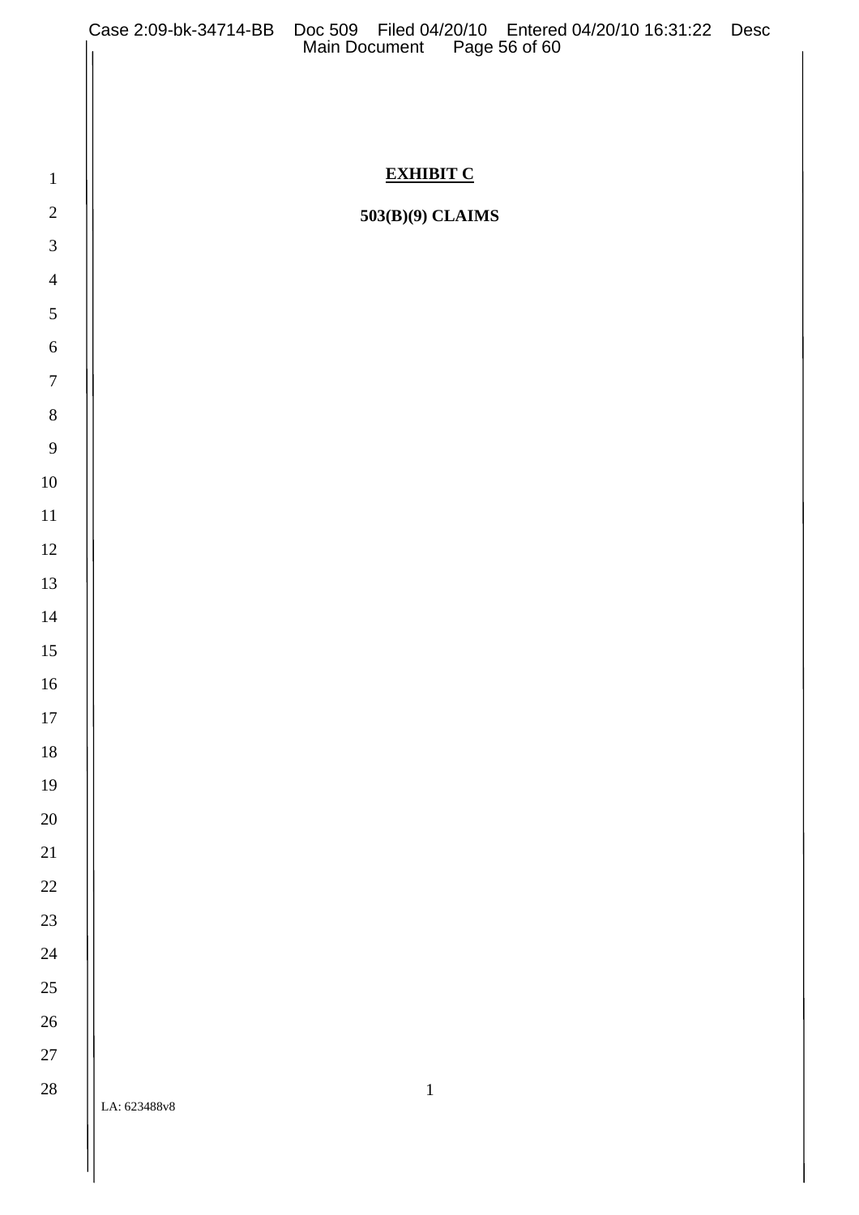**EXHIBIT C**

**503(B)(9) CLAIMS**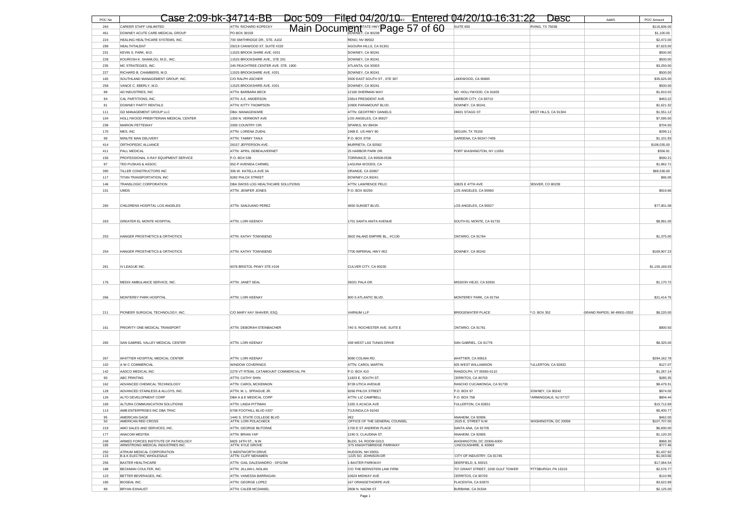| POC No | Name | Addr1 | Addr2 | Addr3 | Addr4 | Addr5 | POC Amount |
|---|---|---|---|---|---|---|---|
| 264 | CAREER STAFF UNLIMITED | ATTN: RICHARD KOPECKY | 3000 STATE HWY 161 | SUITE 650 | IRVING, TX 75038 | | $116,606.00 |
| 461 | DOWNEY ACUTE CARE MEDICAL GROUP | PO BOX 39159 | DOWNEY, CA 90239 | | | | $1,100.00 |
| 224 | HEALING HEALTHCARE SYSTEMS, INC. | 700 SMITHRIDGE DR., STE. A102 | RENO, NV 89502 | | | | $2,472.00 |
| 299 | HEALTHTALENT | 29219 CANWOOD ST, SUITE #220 | AGOURA HILLS, CA 91301 | | | | $7,623.00 |
| 231 | KEVIN S. PARK, M.D. | 11525 BROOK SHIRE AVE, #201 | DOWNEY, CA 90241 | | | | $500.00 |
| 228 | KOUROSH K. SHAMLOU, M.D., INC. | 11525 BROOKSHIRE AVE., STE 201 | DOWNEY, CA 90241 | | | | $500.00 |
| 235 | MC STRATEGIES, INC. | 245 PEACHTREE CENTER AVE. STE. 1900 | ATLANTA, GA 30303 | | | | $3,250.00 |
| 227 | RICHARD B. CHAMBERS, M.D. | 11525 BROOKSHIRE AVE. #201 | DOWNEY, CA 90241 | | | | $500.00 |
| 165 | SOUTHLAND MANAGEMENT GROUP, INC. | C/O RALPH ASCHER | 3300 EAST SOUTH ST., STE 307 | LAKEWOOD, CA 90805 | | | $35,625.00 |
| 258 | VANCE C. EBERLY, M.D. | 11525 BROOKSHIRE AVE. #201 | DOWNEY, CA 90241 | | | | $500.00 |
| 88 | AD INDUSTRIES, INC | ATTN: BARBARA BECK | 12160 SHERMAN WAY | NO. HOLLYWOOD, CA 91605 | | | $1,810.02 |
| 94 | CAL PARTITIONS, INC. | ATTN: A.E. ANDERSON | 23814 PRESIDENT AVE | HARBOR CITY, CA 90710 | | | $463.22 |
| 81 | DOWNEY PARTY RENTALS | ATTN: KITTY THOMPSON | 10900 PARAMOUNT BLVD. | DOWNEY, CA 90241 | | | $1,621.32 |
| 111 | GD MANAGEMENT GROUP LLC | DBA: MANAGEWARE | ATTN: GEOFFREY DANIELS | 24601 STAGG ST | WEST HILLS, CA 91304 | | $1,551.12 |
| 104 | HOLLYWOOD PREBYTERIAN MEDICAL CENTER | 1300 N. VERMONT AVE | LOS ANGELES, CA 90027 | | | | $7,595.00 |
| 238 | MARION PETTEWAY | 2000 COUNTRY CIR. | SPARKS, NV 89434 | | | | $704.50 |
| 170 | MES, INC | ATTN: LORENA ZUEHL | 1968 E. US HWY 90 | SEGUIN, TX 78155 | | | $299.11 |
| 99 | MINUTE MAN DELIVERY | ATTN: TAMMY TANJI | P.O. BOX 3759 | GARDENA, CA 90247-7459 | | | $1,101.93 |
| 414 | ORTHOPEDIC ALLIANCE | 26157 JEFFERSON AVE. | MURRIETA, CA 92562 | | | | $108,035.00 |
| 411 | PALL MEDICAL | ATTN: APRIL DEBEAUVERNET | 25 HARBOR PARK DR. | PORT WASHINGTON, NY 11050 | | | $356.91 |
| 156 | PROFESSIONAL X-RAY EQUIPMENT SERVICE | P.O. BOX 536 | TORRANCE, CA 90508-0536 | | | | $590.21 |
| 87 | TED PUSKAS & ASSOC. | 952-P AVENIDA CARMEL | LAGUNA WOODS, CA | | | | $1,862.71 |
| 390 | TILLER CONSTRUCTORS INC | 306 W. KATELLA AVE 3A | ORANGE, CA 92867 | | | | $69,536.00 |
| 117 | TITAN TRANSPORTATION, INC | 8282 PHLOX STREET | DOWNEY,CA 90241 | | | | $65.00 |
| 146 | TRANSLOGIC CORPORATION | DBA SWISS LOG HEALTHCARE SOLUTIONS | ATTN: LAWRENCE PELO | 10825 E 47TH AVE | DENVER, CO 80239 | | |
| 101 | UMDS | ATTN: JENIFER JONES | P.O. BOX 60250 | LOS ANGELES, CA 90060 | | | $919.66 |
| 260 | CHILDRENS HOSPITAL LOS ANGELES | ATTN: SANJUANO PEREZ | 4650 SUNSET BLVD. | LOS ANGELES, CA 90027 | | | $77,901.08 |
| 263 | GREATER EL MONTE HOSPITAL | ATTN: LORI KEENOY | 1701 SANTA ANITA AVENUE | SOUTH EL MONTE, CA 91733 | | | $8,991.00 |
| 253 | HANGER PROSTHETICS & ORTHOTICS | ATTN: KATHY TOWNSEND | 3602 INLAND EMPIRE BL., #C130 | ONTARIO, CA 91764 | | | $1,375.00 |
| 254 | HANGER PROSTHETICS & ORTHOTICS | ATTN: KATHY TOWNSEND | 7700 IMPERIAL HWY #E2 | DOWNEY, CA 90242 | | | $169,907.23 |
| 261 | IV LEAGUE INC. | 6076 BRISTOL PKWY STE #104 | CULVER CITY, CA 90230 | | | | $1,155,169.03 |
| 176 | MEDIX AMBULANCE SERVICE, INC. | ATTN: JANET SEAL | 26021 PALA DR. | MISSION VIEJO, CA 92691 | | | $1,170.72 |
| 266 | MONTEREY PARK HOSPITAL | ATTN: LORI KEENAY | 900 S ATLANTIC BLVD. | MONTEREY PARK, CA 91754 | | | $21,414.75 |
| 211 | PIONEER SURGICAL TECHNOLOGY, INC. | C/O MARY KAY SHAVER, ESQ. | VARNUM LLP | BRIDGEWATER PLACE | P.O. BOX 352 | GRAND RAPIDS, MI 49501-0352 | $8,220.00 |
| 161 | PRIORITY ONE MEDICAL TRANSPORT | ATTN: DEBORAH STEINBACHER | 740 S. ROCHESTER AVE. SUITE E | ONTARIO, CA 91761 | | | $900.50 |
| 265 | SAN GABRIEL VALLEY MEDICAL CENTER | ATTN: LORI KEENAY | 438 WEST LAS TUNAS DRIVE | SAN GABRIEL, CA 91776 | | | $8,325.00 |
| 267 | WHITTIER HOSPITAL MEDICAL CENTER | ATTN: LORI KEENAY | 9080 COLIMA RD. | WHITTIER, CA 90615 | | | $294,162.78 |
| 102 | A W C COMMERCIAL | WINDOW COVERINGS | ATTN: CAROL MARTIN | 825 WEST WILLIAMSON | FULLERTON, CA 92832 | | $127.07 |
| 142 | AADCO MEDICAL INC | 2279 VT RTE66, CATAMOUNT COMMERCIAL PK | P.O. BOX 410 | RANDOLPH, VT 05060-0110 | | | $1,267.14 |
| 90 | ABC PRINTING | ATTN: CATHY SHIN | 11823 E. SOUTH ST. | CERRITOS, CA 90703 | | | $285.35 |
| 162 | ADVANCED CHEMICAL TECHNOLOGY | ATTN: CAROL MCKENNON | 8728 UTICA AVENUE | RANCHO CUCAMONGA, CA 91730 | | | $8,479.31 |
| 128 | ADVANCED STAINLESS & ALLOYS, INC. | ATTN: M. L. SPRAGUE JR. | 8266 PHLOX STREET | P.O. BOX 97 | DOWNEY, CA 90242 | | $874.00 |
| 126 | ALTO DEVELOPMENT CORP | DBA A & E MEDICAL CORP | ATTN: LIZ CAMPBELL | P.O. BOX 758 | FARMINGDALE, NJ 07727 | | $804.44 |
| 169 | ALTURA COMMUNICATION SOLUTIONS | ATTN: LINDA PITTMAN | 1335 S ACACIA AVE | FULLERTON, CA 92831 | | | $15,712.69 |
| 113 | AMB ENTERPRISES INC DBA TRAC | 6708 FOOTHILL BLVD #207 | TUJUNGA,CA 91042 | | | | $5,400.77 |
| 95 | AMERICAN GAGE | 1440 S. STATE COLLEGE BLVD | #E2 | ANAHEIM, CA 92806 | | | $462.00 |
| 50 | AMERICAN RED CROSS | ATTN: LORI POLACHECK | OFFICE OF THE GENERAL COUNSEL | 2025 E. STREET N.W. | WASHINGTON, DC 20006 | | $107,707.00 |
| 219 | AMO SALES AND SERVICES, INC. | ATTN: GEORGE BUTORAE | 1700 E ST ANDREW PLACE | SANTA ANA, CA 92705 | | | $6,830.00 |
| 177 | ANACOM MEDTEK | ATTN: BRIAN YAP | 1240 S. CLAUDINA ST. | ANAHEIM, CA 92805 | | | $1,120.20 |
| 249 | ARMED FORCES INSTITUTE OF PATHOLOGY | 6825 16TH ST., N.W. | BLDG. 54, ROOM G013 | WASHINGTON, DC 20306-6000 | | | $968.30 |
| 185 | ARMSTRONG MEDICAL INDUSTRIES INC. | ATTN: KYLE GROVE | 575 KNIGHTSBRIDGE PARKWAY | LINCOLNSHIRE, IL 60069 | | | $777.46 |
| 250 | ATRIUM MEDICAL CORPORATION | 5 WENTWORTH DRIVE | HUDSON, NH 03051 | | | | $1,437.92 |
| 115 | B & K ELECTRIC WHOLESALE | ATTN: CLIFF NEHAMEN | 1225 SO. JOHNSON DR | CITY OF INDUSTRY, CA 91745 | | | $1,043.66 |
| 256 | BAXTER HEALTHCARE | ATTN: GAIL DALESANDRO - DFG/3W | 1 BAXTER PARKWAY | DEERFIELD, IL 60015 | | | $17,064.54 |
| 188 | BECKMAN COULTER, INC. | ATTN: JILLIAN L.NOLAN | C/O THE BERNSTEIN LAW FIRM | 707 GRANT STREET, 2200 GULF TOWER | PITTSBURGH, PA 15219 | | $2,576.77 |
| 123 | BETTER BEVERAGES, INC. | ATTN: VANESSA BARRAGAN | 10624 MIDWAY AVE | CERRITOS, CA 90703 | | | $110.96 |
| 180 | BIOSEAL INC. | ATTN: GEORGE LOPEZ | 167 ORANGETHORPE AVE | PLACENTIA, CA 92870 | | | $3,622.89 |
| 89 | BRYAN EXHAUST | ATTN: CALEB MCDANIEL | 2808 N. NAOMI ST | BURBANK, CA 91504 | | | $2,125.00 |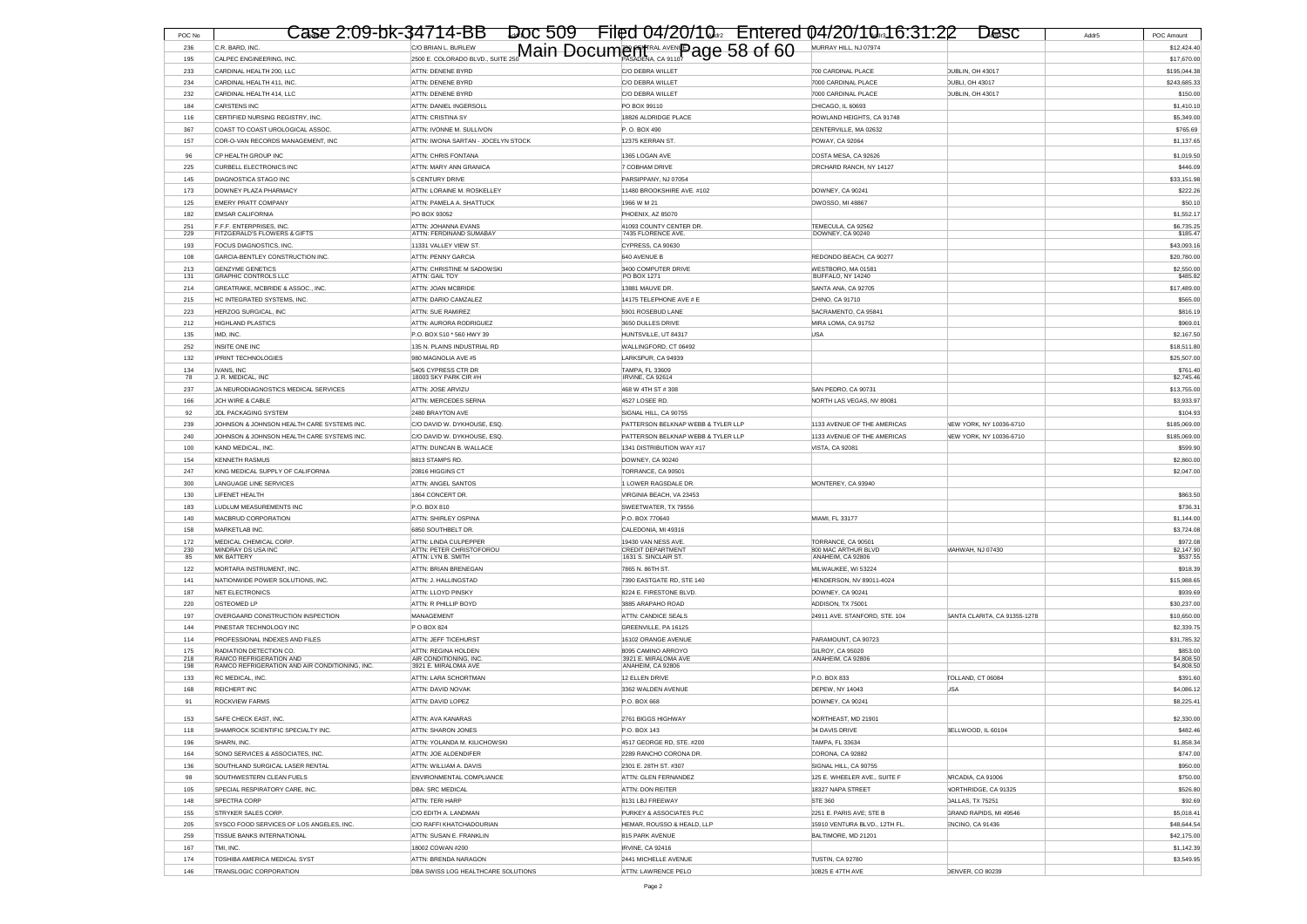| POC No | Name | Addr1 | Addr2 | Addr3 | Addr4 | Addr5 | POC Amount |
|---|---|---|---|---|---|---|---|
| 236 | C.R. BARD, INC. | C/O BRIAN L. BURLEW | 730 CENTRAL AVENUE | MURRAY HILL, NJ 07974 | | | $12,424.40 |
| 195 | CALPEC ENGINEERING, INC. | 2500 E. COLORADO BLVD., SUITE 250 | PASADENA, CA 91107 | | | | $17,670.00 |
| 233 | CARDINAL HEALTH 200, LLC | ATTN: DENENE BYRD | C/O DEBRA WILLET | 700 CARDINAL PLACE | DUBLIN, OH 43017 | | $195,044.38 |
| 234 | CARDINAL HEALTH 411, INC. | ATTN: DENENE BYRD | C/O DEBRA WILLET | 7000 CARDINAL PLACE | DUBLI, OH 43017 | | $243,685.33 |
| 232 | CARDINAL HEALTH 414, LLC | ATTN: DENENE BYRD | C/O DEBRA WILLET | 7000 CARDINAL PLACE | DUBLIN, OH 43017 | | $150.00 |
| 184 | CARSTENS INC | ATTN: DANIEL INGERSOLL | PO BOX 99110 | CHICAGO, IL 60693 | | | $1,410.10 |
| 116 | CERTIFIED NURSING REGISTRY, INC. | ATTN: CRISTINA SY | 18826 ALDRIDGE PLACE | ROWLAND HEIGHTS, CA 91748 | | | $5,349.00 |
| 367 | COAST TO COAST UROLOGICAL ASSOC. | ATTN: IVONNE M. SULLIVON | P. O. BOX 490 | CENTERVILLE, MA 02632 | | | $765.69 |
| 157 | COR-O-VAN RECORDS MANAGEMENT, INC | ATTN: IWONA SARTAN - JOCELYN STOCK | 12375 KERRAN ST. | POWAY, CA 92064 | | | $1,137.65 |
| 96 | CP HEALTH GROUP INC | ATTN: CHRIS FONTANA | 1365 LOGAN AVE | COSTA MESA, CA 92626 | | | $1,019.50 |
| 225 | CURBELL ELECTRONICS INC | ATTN: MARY ANN GRANICA | 7 COBHAM DRIVE | ORCHARD RANCH, NY 14127 | | | $446.09 |
| 145 | DIAGNOSTICA STAGO INC | 5 CENTURY DRIVE | PARSIPPANY, NJ 07054 | | | | $33,151.98 |
| 173 | DOWNEY PLAZA PHARMACY | ATTN: LORAINE M. ROSKELLEY | 11480 BROOKSHIRE AVE. #102 | DOWNEY, CA 90241 | | | $222.26 |
| 125 | EMERY PRATT COMPANY | ATTN: PAMELA A. SHATTUCK | 1966 W M 21 | OWOSSO, MI 48867 | | | $50.10 |
| 182 | EMSAR CALIFORNIA | PO BOX 93052 | PHOENIX, AZ 85070 | | | | $1,552.17 |
| 251 | F.F.F. ENTERPRISES, INC. | ATTN: JOHANNA EVANS | 41093 COUNTY CENTER DR. | TEMECULA, CA 92562 | | | $6,735.25 |
| 229 | FITZGERALD'S FLOWERS & GIFTS | ATTN: FERDINAND SUMABAY | 7435 FLORENCE AVE. | DOWNEY, CA 90240 | | | $185.47 |
| 193 | FOCUS DIAGNOSTICS, INC. | 11331 VALLEY VIEW ST. | CYPRESS, CA 90630 | | | | $43,093.16 |
| 108 | GARCIA-BENTLEY CONSTRUCTION INC. | ATTN: PENNY GARCIA | 640 AVENUE B | REDONDO BEACH, CA 90277 | | | $20,780.00 |
| 213 | GENZYME GENETICS | ATTN: CHRISTINE M SADOWSKI | 3400 COMPUTER DRIVE | WESTBORO, MA 01581 | | | $2,550.00 |
| 131 | GRAPHIC CONTROLS LLC | ATTN: GAIL TOY | PO BOX 1271 | BUFFALO, NY 14240 | | | $485.82 |
| 214 | GREATRAKE, MCBRIDE & ASSOC., INC. | ATTN: JOAN MCBRIDE | 13881 MAUVE DR. | SANTA ANA, CA 92705 | | | $17,489.00 |
| 215 | HC INTEGRATED SYSTEMS, INC. | ATTN: DARIO CAMZALEZ | 14175 TELEPHONE AVE # E | CHINO, CA 91710 | | | $565.00 |
| 223 | HERZOG SURGICAL, INC | ATTN: SUE RAMIREZ | 5901 ROSEBUD LANE | SACRAMENTO, CA 95841 | | | $816.19 |
| 212 | HIGHLAND PLASTICS | ATTN: AURORA RODRIGUEZ | 3650 DULLES DRIVE | MIRA LOMA, CA 91752 | | | $969.01 |
| 135 | IMD, INC. | P.O. BOX 510 * 560 HWY 39 | HUNTSVILLE, UT 84317 | USA | | | $2,167.50 |
| 252 | INSITE ONE INC | 135 N. PLAINS INDUSTRIAL RD | WALLINGFORD, CT 06492 | | | | $18,511.80 |
| 132 | IPRINT TECHNOLOGIES | 980 MAGNOLIA AVE #5 | LARKSPUR, CA 94939 | | | | $25,507.00 |
| 134 | IVANS, INC | 5405 CYPRESS CTR DR | TAMPA, FL 33609 | | | | $761.40 |
| 78 | J. R. MEDICAL, INC | 18003 SKY PARK CIR #H | IRVINE, CA 92614 | | | | $2,745.46 |
| 237 | JA NEURODIAGNOSTICS MEDICAL SERVICES | ATTN: JOSE ARVIZU | 468 W 4TH ST # 308 | SAN PEDRO, CA 90731 | | | $13,755.00 |
| 166 | JCH WIRE & CABLE | ATTN: MERCEDES SERNA | 4527 LOSEE RD. | NORTH LAS VEGAS, NV 89081 | | | $3,933.97 |
| 92 | JDL PACKAGING SYSTEM | 2480 BRAYTON AVE | SIGNAL HILL, CA 90755 | | | | $104.93 |
| 239 | JOHNSON & JOHNSON HEALTH CARE SYSTEMS INC. | C/O DAVID W. DYKHOUSE, ESQ. | PATTERSON BELKNAP WEBB & TYLER LLP | 1133 AVENUE OF THE AMERICAS | NEW YORK, NY 10036-6710 | | $185,069.00 |
| 240 | JOHNSON & JOHNSON HEALTH CARE SYSTEMS INC. | C/O DAVID W. DYKHOUSE, ESQ. | PATTERSON BELKNAP WEBB & TYLER LLP | 1133 AVENUE OF THE AMERICAS | NEW YORK, NY 10036-6710 | | $185,069.00 |
| 100 | KAND MEDICAL, INC. | ATTN: DUNCAN B. WALLACE | 1341 DISTRIBUTION WAY #17 | VISTA, CA 92081 | | | $599.90 |
| 154 | KENNETH RASMUS | 8813 STAMPS RD. | DOWNEY, CA 90240 | | | | $2,860.00 |
| 247 | KING MEDICAL SUPPLY OF CALIFORNIA | 20816 HIGGINS CT | TORRANCE, CA 90501 | | | | $2,047.00 |
| 300 | LANGUAGE LINE SERVICES | ATTN: ANGEL SANTOS | 1 LOWER RAGSDALE DR. | MONTEREY, CA 93940 | | | |
| 130 | LIFENET HEALTH | 1864 CONCERT DR. | VIRGINIA BEACH, VA 23453 | | | | $863.50 |
| 183 | LUDLUM MEASUREMENTS INC | P.O. BOX 810 | SWEETWATER, TX 79556 | | | | $736.31 |
| 140 | MACBRUD CORPORATION | ATTN: SHIRLEY OSPINA | P.O. BOX 770640 | MIAMI, FL 33177 | | | $1,144.00 |
| 158 | MARKETLAB INC. | 6850 SOUTHBELT DR. | CALEDONIA, MI 49316 | | | | $3,724.08 |
| 172 | MEDICAL CHEMICAL CORP. | ATTN: LINDA CULPEPPER | 19430 VAN NESS AVE. | TORRANCE, CA 90501 | | | $972.08 |
| 230 | MINDRAY DS USA INC | ATTN: PETER CHRISTOFOROU | CREDIT DEPARTMENT | 800 MAC ARTHUR BLVD | MAHWAH, NJ 07430 | | $2,147.90 |
| 85 | MK BATTERY | ATTN: LYN B. SMITH | 1631 S. SINCLAIR ST. | ANAHEIM, CA 92806 | | | $537.55 |
| 122 | MORTARA INSTRUMENT, INC. | ATTN: BRIAN BRENEGAN | 7865 N. 86TH ST. | MILWAUKEE, WI 53224 | | | $918.39 |
| 141 | NATIONWIDE POWER SOLUTIONS, INC. | ATTN: J. HALLINGSTAD | 7390 EASTGATE RD, STE 140 | HENDERSON, NV 89011-4024 | | | $15,988.65 |
| 187 | NET ELECTRONICS | ATTN: LLOYD PINSKY | 8224 E. FIRESTONE BLVD. | DOWNEY, CA 90241 | | | $939.69 |
| 220 | OSTEOMED LP | ATTN: R PHILLIP BOYD | 3885 ARAPAHO ROAD | ADDISON, TX 75001 | | | $30,237.00 |
| 197 | OVERGAARD CONSTRUCTION INSPECTION | MANAGEMENT | ATTN: CANDICE SEALS | 24911 AVE. STANFORD, STE. 104 | SANTA CLARITA, CA 91355-1278 | | $10,650.00 |
| 144 | PINESTAR TECHNOLOGY INC | P O BOX 824 | GREENVILLE, PA 16125 | | | | $2,339.75 |
| 114 | PROFESSIONAL INDEXES AND FILES | ATTN: JEFF TICEHURST | 16102 ORANGE AVENUE | PARAMOUNT, CA 90723 | | | $31,785.32 |
| 175 | RADIATION DETECTION CO. | ATTN: REGINA HOLDEN | 8095 CAMINO ARROYO | GILROY, CA 95020 | | | $853.00 |
| 218 | RAMCO REFRIGERATION AND | AIR CONDITIONING, INC. | 3921 E. MIRALOMA AVE | ANAHEIM, CA 92806 | | | $4,808.50 |
| 198 | RAMCO REFRIGERATION AND AIR CONDITIONING, INC. | 3921 E. MIRALOMA AVE | ANAHEIM, CA 92806 | | | | $4,808.50 |
| 133 | RC MEDICAL, INC. | ATTN: LARA SCHORTMAN | 12 ELLEN DRIVE | P.O. BOX 833 | TOLLAND, CT 06084 | | $391.60 |
| 168 | REICHERT INC | ATTN: DAVID NOVAK | 3362 WALDEN AVENUE | DEPEW, NY 14043 | USA | | $4,086.12 |
| 91 | ROCKVIEW FARMS | ATTN: DAVID LOPEZ | P.O. BOX 668 | DOWNEY, CA 90241 | | | $8,225.41 |
| 153 | SAFE CHECK EAST, INC. | ATTN: AVA KANARAS | 2761 BIGGS HIGHWAY | NORTHEAST, MD 21901 | | | $2,330.00 |
| 118 | SHAMROCK SCIENTIFIC SPECIALTY INC. | ATTN: SHARON JONES | P.O. BOX 143 | 34 DAVIS DRIVE | BELLWOOD, IL 60104 | | $482.46 |
| 196 | SHARN, INC. | ATTN: YOLANDA M. KILICHOWSKI | 4517 GEORGE RD, STE. #200 | TAMPA, FL 33634 | | | $1,858.34 |
| 164 | SONO SERVICES & ASSOCIATES, INC. | ATTN: JOE ALDENDIFER | 2289 RANCHO CORONA DR. | CORONA, CA 92882 | | | $747.00 |
| 136 | SOUTHLAND SURGICAL LASER RENTAL | ATTN: WILLIAM A. DAVIS | 2301 E. 28TH ST. #307 | SIGNAL HILL, CA 90755 | | | $950.00 |
| 98 | SOUTHWESTERN CLEAN FUELS | ENVIRONMENTAL COMPLIANCE | ATTN: GLEN FERNANDEZ | 125 E. WHEELER AVE., SUITE F | ARCADIA, CA 91006 | | $750.00 |
| 105 | SPECIAL RESPIRATORY CARE, INC. | DBA: SRC MEDICAL | ATTN: DON REITER | 18327 NAPA STREET | NORTHRIDGE, CA 91325 | | $526.80 |
| 148 | SPECTRA CORP | ATTN: TERI HARP | 8131 LBJ FREEWAY | STE 360 | DALLAS, TX 75251 | | $92.69 |
| 155 | STRYKER SALES CORP. | C/O EDITH A. LANDMAN | PURKEY & ASSOCIATES PLC | 2251 E. PARIS AVE; STE B | GRAND RAPIDS, MI 49546 | | $5,018.41 |
| 205 | SYSCO FOOD SERVICES OF LOS ANGELES, INC. | C/O RAFFI KHATCHADOURIAN | HEMAR, ROUSSO & HEALD, LLP | 15910 VENTURA BLVD., 12TH FL. | ENCINO, CA 91436 | | $48,644.54 |
| 259 | TISSUE BANKS INTERNATIONAL | ATTN: SUSAN E. FRANKLIN | 815 PARK AVENUE | BALTIMORE, MD 21201 | | | $42,175.00 |
| 167 | TMI, INC. | 18002 COWAN #200 | IRVINE, CA 92416 | | | | $1,142.39 |
| 174 | TOSHIBA AMERICA MEDICAL SYST | ATTN: BRENDA NARAGON | 2441 MICHELLE AVENUE | TUSTIN, CA 92780 | | | $3,549.95 |
| 146 | TRANSLOGIC CORPORATION | DBA SWISS LOG HEALTHCARE SOLUTIONS | ATTN: LAWRENCE PELO | 10825 E 47TH AVE | DENVER, CO 80239 | | |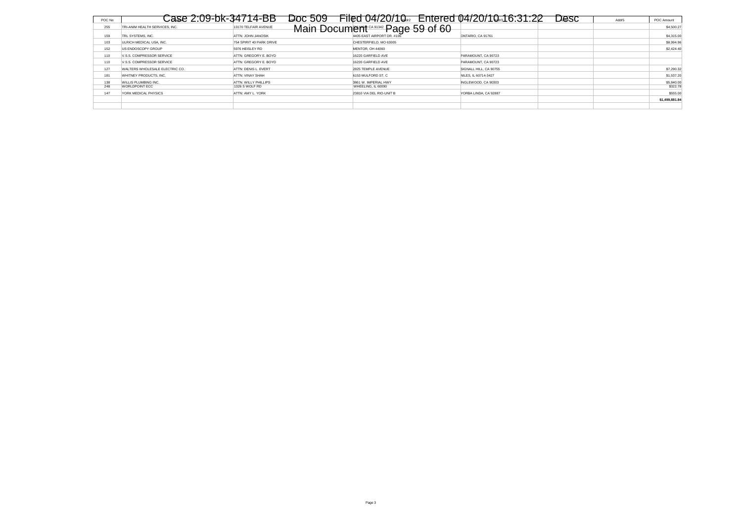| POC No | Name | Addr1 | Addr2 | Addr3 | Addr4 | Addr5 | POC Amount |
|---|---|---|---|---|---|---|---|
| 255 | TRI-ANIM HEALTH SERVICES, INC. | 13170 TELFAIR AVENUE | SYLMAR, CA 91342 | | | | $4,500.27 |
| 159 | TRL SYSTEMS, INC. | ATTN: JOHN JANOSIK | 4405 EAST AIRPORT DR. #106 | ONTARIO, CA 91761 | | | $4,315.00 |
| 103 | ULRICH MEDICAL USA, INC. | 754 SPIRIT 40 PARK DRIVE | CHESTERFIELD, MO 63005 | | | | $8,994.96 |
| 152 | US ENDOSCOPY GROUP | 5976 HEISLEY RD | MENTOR, OH 44060 | | | | $2,424.40 |
| 110 | V.S.S. COMPRESSOR SERVICE | ATTN: GREGORY E. BOYD | 16220 GARFIELD AVE | PARAMOUNT, CA 90723 | | | |
| 110 | V.S.S. COMPRESSOR SERVICE | ATTN: GREGORY E. BOYD | 16220 GARFIELD AVE | PARAMOUNT, CA 90723 | | | |
| 127 | WALTERS WHOLESALE ELECTRIC CO. | ATTN: DENIS L. EVERT | 2825 TEMPLE AVENUE | SIGNALL HILL, CA 90755 | | | $7,290.32 |
| 181 | WHITNEY PRODUCTS, INC. | ATTN: VINAY SHAH | 6153 MULFORD ST. C | NILES, IL 60714-3427 | | | $1,537.20 |
| 138 | WILLIS PLUMBING INC. | ATTN: WILLY PHILLIPS | 3861 W. IMPERIAL HWY | INGLEWOOD, CA 90303 | | | $5,840.00 |
| 248 | WORLDPOINT ECC | 1326 S WOLF RD | WHEELING, IL 60090 | | | | $322.78 |
| 147 | YORK MEDICAL PHYSICS | ATTN: AMY L. YORK | 23810 VIA DEL RIO-UNIT B | YORBA LINDA, CA 92887 | | | $555.00 |
| | | | | | | | **$1,499,881.84** |
| | | | | | | | |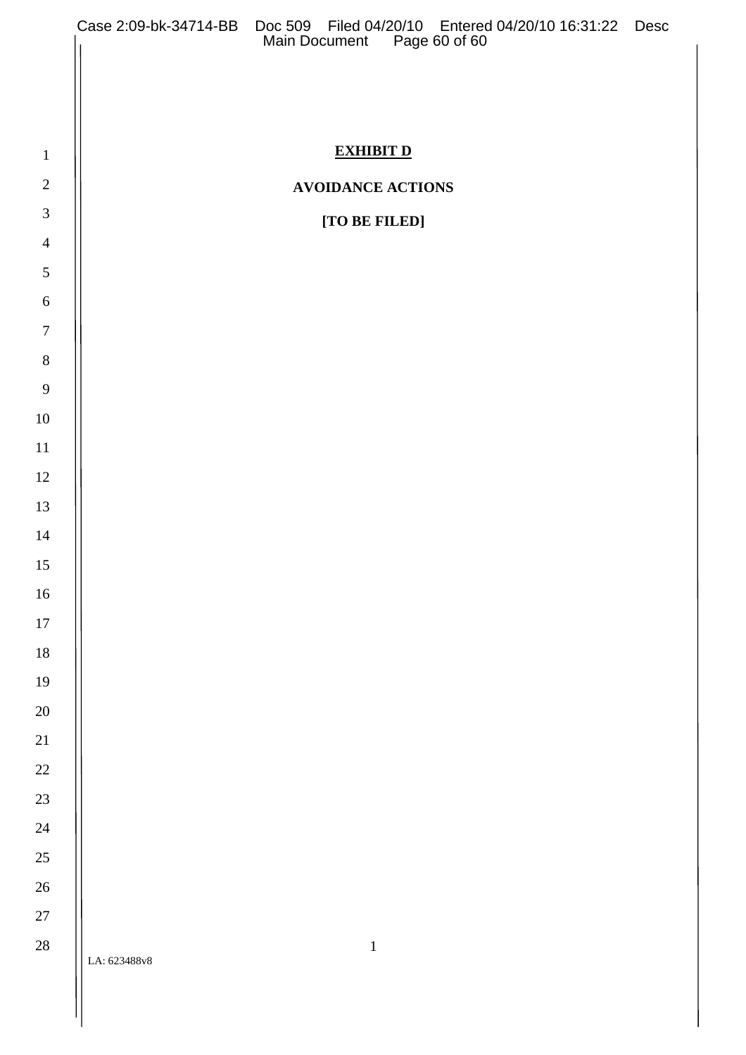**EXHIBIT D**

**AVOIDANCE ACTIONS**

**[TO BE FILED]**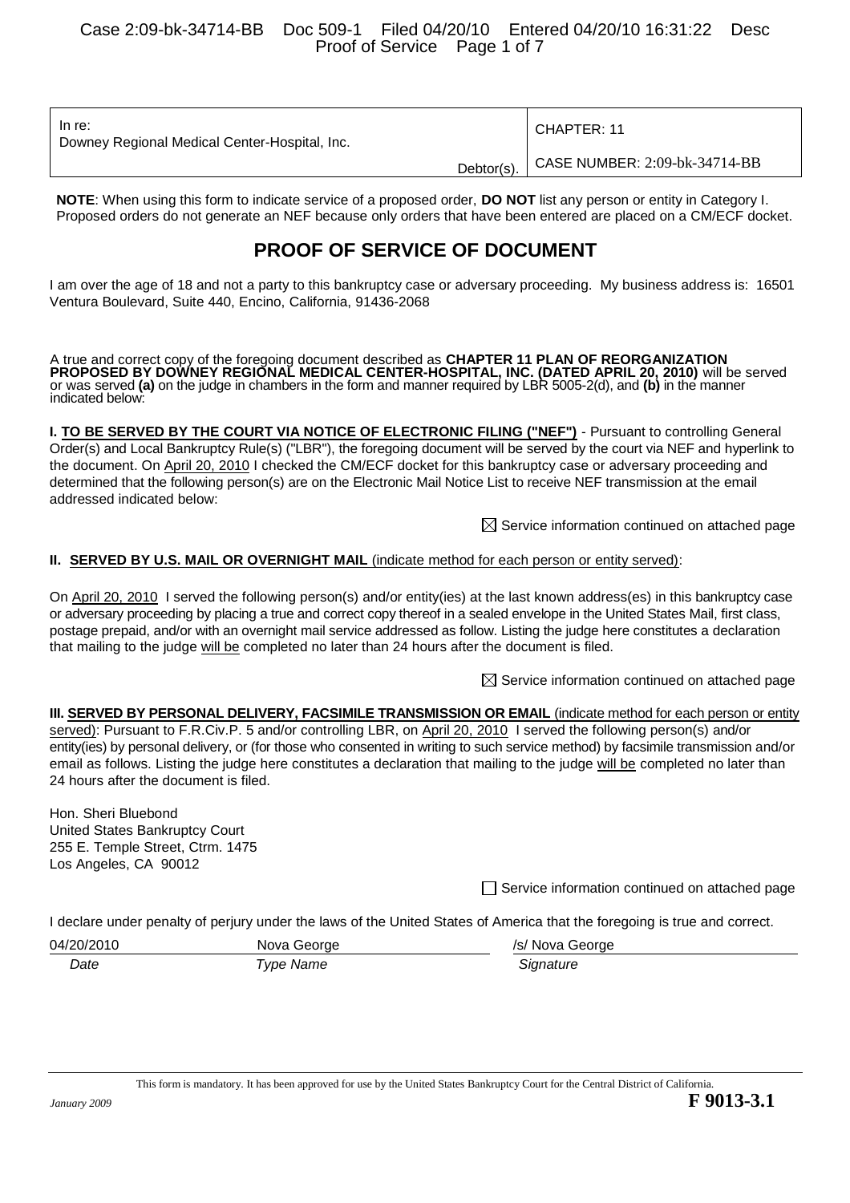| In re: Downey Regional Medical Center-Hospital, Inc. Debtor(s). | CHAPTER: 11 CASE NUMBER: 2:09-bk-34714-BB |
|---|---|

**NOTE**: When using this form to indicate service of a proposed order, **DO NOT** list any person or entity in Category I. Proposed orders do not generate an NEF because only orders that have been entered are placed on a CM/ECF docket.

# PROOF OF SERVICE OF DOCUMENT

I am over the age of 18 and not a party to this bankruptcy case or adversary proceeding. My business address is: 16501 Ventura Boulevard, Suite 440, Encino, California, 91436-2068

A true and correct copy of the foregoing document described as **CHAPTER 11 PLAN OF REORGANIZATION PROPOSED BY DOWNEY REGIONAL MEDICAL CENTER-HOSPITAL, INC. (DATED APRIL 20, 2010)** will be served or was served **(a)** on the judge in chambers in the form and manner required by LBR 5005-2(d), and **(b)** in the manner indicated below:

**I. TO BE SERVED BY THE COURT VIA NOTICE OF ELECTRONIC FILING ("NEF")** - Pursuant to controlling General Order(s) and Local Bankruptcy Rule(s) ("LBR"), the foregoing document will be served by the court via NEF and hyperlink to the document. On April 20, 2010 I checked the CM/ECF docket for this bankruptcy case or adversary proceeding and determined that the following person(s) are on the Electronic Mail Notice List to receive NEF transmission at the email addressed indicated below:

☒ Service information continued on attached page

**II. SERVED BY U.S. MAIL OR OVERNIGHT MAIL** (indicate method for each person or entity served):

On April 20, 2010 I served the following person(s) and/or entity(ies) at the last known address(es) in this bankruptcy case or adversary proceeding by placing a true and correct copy thereof in a sealed envelope in the United States Mail, first class, postage prepaid, and/or with an overnight mail service addressed as follow. Listing the judge here constitutes a declaration that mailing to the judge will be completed no later than 24 hours after the document is filed.

☒ Service information continued on attached page

**III. SERVED BY PERSONAL DELIVERY, FACSIMILE TRANSMISSION OR EMAIL** (indicate method for each person or entity served): Pursuant to F.R.Civ.P. 5 and/or controlling LBR, on April 20, 2010 I served the following person(s) and/or entity(ies) by personal delivery, or (for those who consented in writing to such service method) by facsimile transmission and/or email as follows. Listing the judge here constitutes a declaration that mailing to the judge will be completed no later than 24 hours after the document is filed.

Hon. Sheri Bluebond
United States Bankruptcy Court
255 E. Temple Street, Ctrm. 1475
Los Angeles, CA 90012

☐ Service information continued on attached page

I declare under penalty of perjury under the laws of the United States of America that the foregoing is true and correct.

| 04/20/2010 | Nova George | /s/ Nova George |
|---|---|---|
| *Date* | *Type Name* | *Signature* |

This form is mandatory. It has been approved for use by the United States Bankruptcy Court for the Central District of California.

*January 2009* **F 9013-3.1**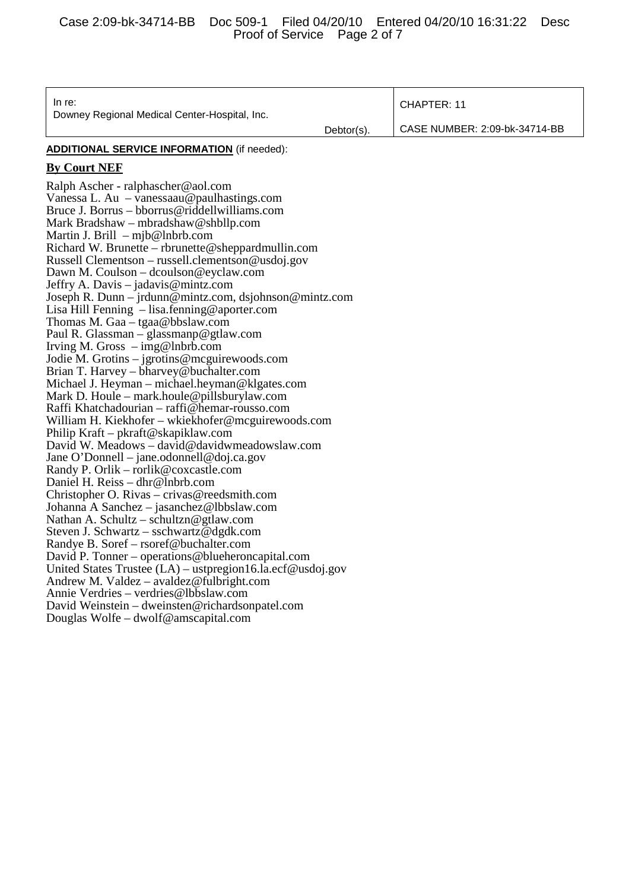| In re: Downey Regional Medical Center-Hospital, Inc. Debtor(s). | CHAPTER: 11 |
| --- | --- |
| | CASE NUMBER: 2:09-bk-34714-BB |

**ADDITIONAL SERVICE INFORMATION** (if needed):

**By Court NEF**

Ralph Ascher - ralphascher@aol.com
Vanessa L. Au – vanessaau@paulhastings.com
Bruce J. Borrus – bborrus@riddellwilliams.com
Mark Bradshaw – mbradshaw@shbllp.com
Martin J. Brill – mjb@lnbrb.com
Richard W. Brunette – rbrunette@sheppardmullin.com
Russell Clementson – russell.clementson@usdoj.gov
Dawn M. Coulson – dcoulson@eyclaw.com
Jeffry A. Davis – jadavis@mintz.com
Joseph R. Dunn – jrdunn@mintz.com, dsjohnson@mintz.com
Lisa Hill Fenning – lisa.fenning@aporter.com
Thomas M. Gaa – tgaa@bbslaw.com
Paul R. Glassman – glassmanp@gtlaw.com
Irving M. Gross – img@lnbrb.com
Jodie M. Grotins – jgrotins@mcguirewoods.com
Brian T. Harvey – bharvey@buchalter.com
Michael J. Heyman – michael.heyman@klgates.com
Mark D. Houle – mark.houle@pillsburylaw.com
Raffi Khatchadourian – raffi@hemar-rousso.com
William H. Kiekhofer – wkiekhofer@mcguirewoods.com
Philip Kraft – pkraft@skapiklaw.com
David W. Meadows – david@davidwmeadowslaw.com
Jane O'Donnell – jane.odonnell@doj.ca.gov
Randy P. Orlik – rorlik@coxcastle.com
Daniel H. Reiss – dhr@lnbrb.com
Christopher O. Rivas – crivas@reedsmith.com
Johanna A Sanchez – jasanchez@lbbslaw.com
Nathan A. Schultz – schultzn@gtlaw.com
Steven J. Schwartz – sschwartz@dgdk.com
Randye B. Soref – rsoref@buchalter.com
David P. Tonner – operations@blueheroncapital.com
United States Trustee (LA) – ustpregion16.la.ecf@usdoj.gov
Andrew M. Valdez – avaldez@fulbright.com
Annie Verdries – verdries@lbbslaw.com
David Weinstein – dweinsten@richardsonpatel.com
Douglas Wolfe – dwolf@amscapital.com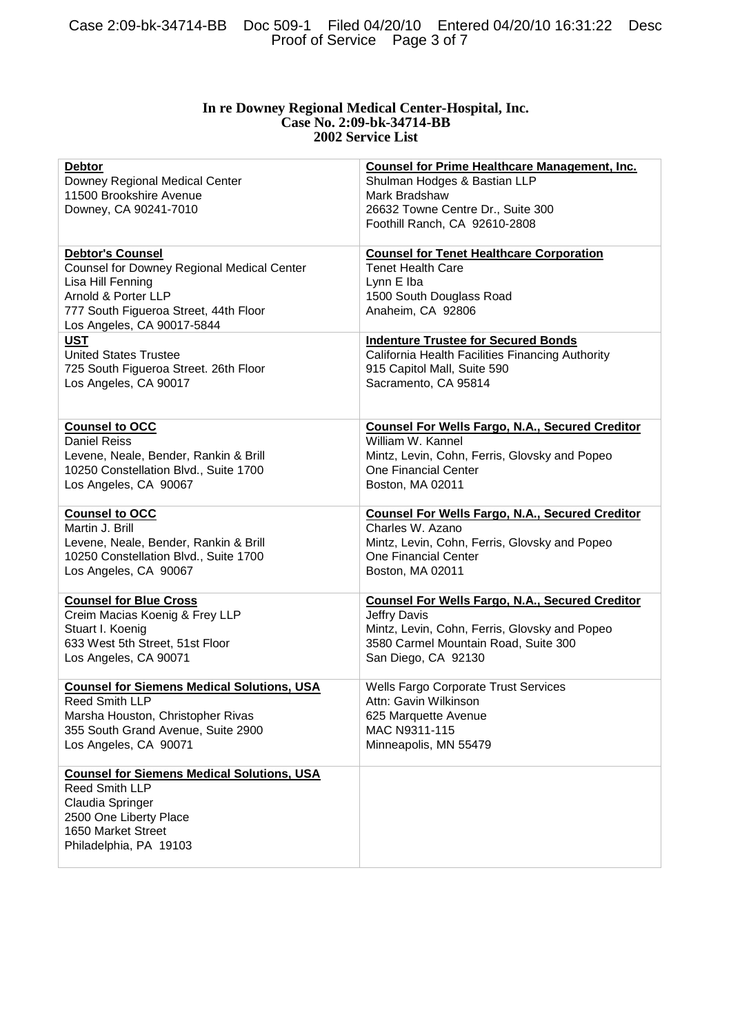**In re Downey Regional Medical Center-Hospital, Inc.**
**Case No. 2:09-bk-34714-BB**
**2002 Service List**

| | |
|---|---|
| **Debtor**<br>Downey Regional Medical Center<br>11500 Brookshire Avenue<br>Downey, CA 90241-7010 | **Counsel for Prime Healthcare Management, Inc.**<br>Shulman Hodges & Bastian LLP<br>Mark Bradshaw<br>26632 Towne Centre Dr., Suite 300<br>Foothill Ranch, CA 92610-2808 |
| **Debtor's Counsel**<br>Counsel for Downey Regional Medical Center<br>Lisa Hill Fenning<br>Arnold & Porter LLP<br>777 South Figueroa Street, 44th Floor<br>Los Angeles, CA 90017-5844 | **Counsel for Tenet Healthcare Corporation**<br>Tenet Health Care<br>Lynn E Iba<br>1500 South Douglass Road<br>Anaheim, CA 92806 |
| **UST**<br>United States Trustee<br>725 South Figueroa Street. 26th Floor<br>Los Angeles, CA 90017 | **Indenture Trustee for Secured Bonds**<br>California Health Facilities Financing Authority<br>915 Capitol Mall, Suite 590<br>Sacramento, CA 95814 |
| **Counsel to OCC**<br>Daniel Reiss<br>Levene, Neale, Bender, Rankin & Brill<br>10250 Constellation Blvd., Suite 1700<br>Los Angeles, CA 90067 | **Counsel For Wells Fargo, N.A., Secured Creditor**<br>William W. Kannel<br>Mintz, Levin, Cohn, Ferris, Glovsky and Popeo<br>One Financial Center<br>Boston, MA 02011 |
| **Counsel to OCC**<br>Martin J. Brill<br>Levene, Neale, Bender, Rankin & Brill<br>10250 Constellation Blvd., Suite 1700<br>Los Angeles, CA 90067 | **Counsel For Wells Fargo, N.A., Secured Creditor**<br>Charles W. Azano<br>Mintz, Levin, Cohn, Ferris, Glovsky and Popeo<br>One Financial Center<br>Boston, MA 02011 |
| **Counsel for Blue Cross**<br>Creim Macias Koenig & Frey LLP<br>Stuart I. Koenig<br>633 West 5th Street, 51st Floor<br>Los Angeles, CA 90071 | **Counsel For Wells Fargo, N.A., Secured Creditor**<br>Jeffry Davis<br>Mintz, Levin, Cohn, Ferris, Glovsky and Popeo<br>3580 Carmel Mountain Road, Suite 300<br>San Diego, CA 92130 |
| **Counsel for Siemens Medical Solutions, USA**<br>Reed Smith LLP<br>Marsha Houston, Christopher Rivas<br>355 South Grand Avenue, Suite 2900<br>Los Angeles, CA 90071 | Wells Fargo Corporate Trust Services<br>Attn: Gavin Wilkinson<br>625 Marquette Avenue<br>MAC N9311-115<br>Minneapolis, MN 55479 |
| **Counsel for Siemens Medical Solutions, USA**<br>Reed Smith LLP<br>Claudia Springer<br>2500 One Liberty Place<br>1650 Market Street<br>Philadelphia, PA 19103 | |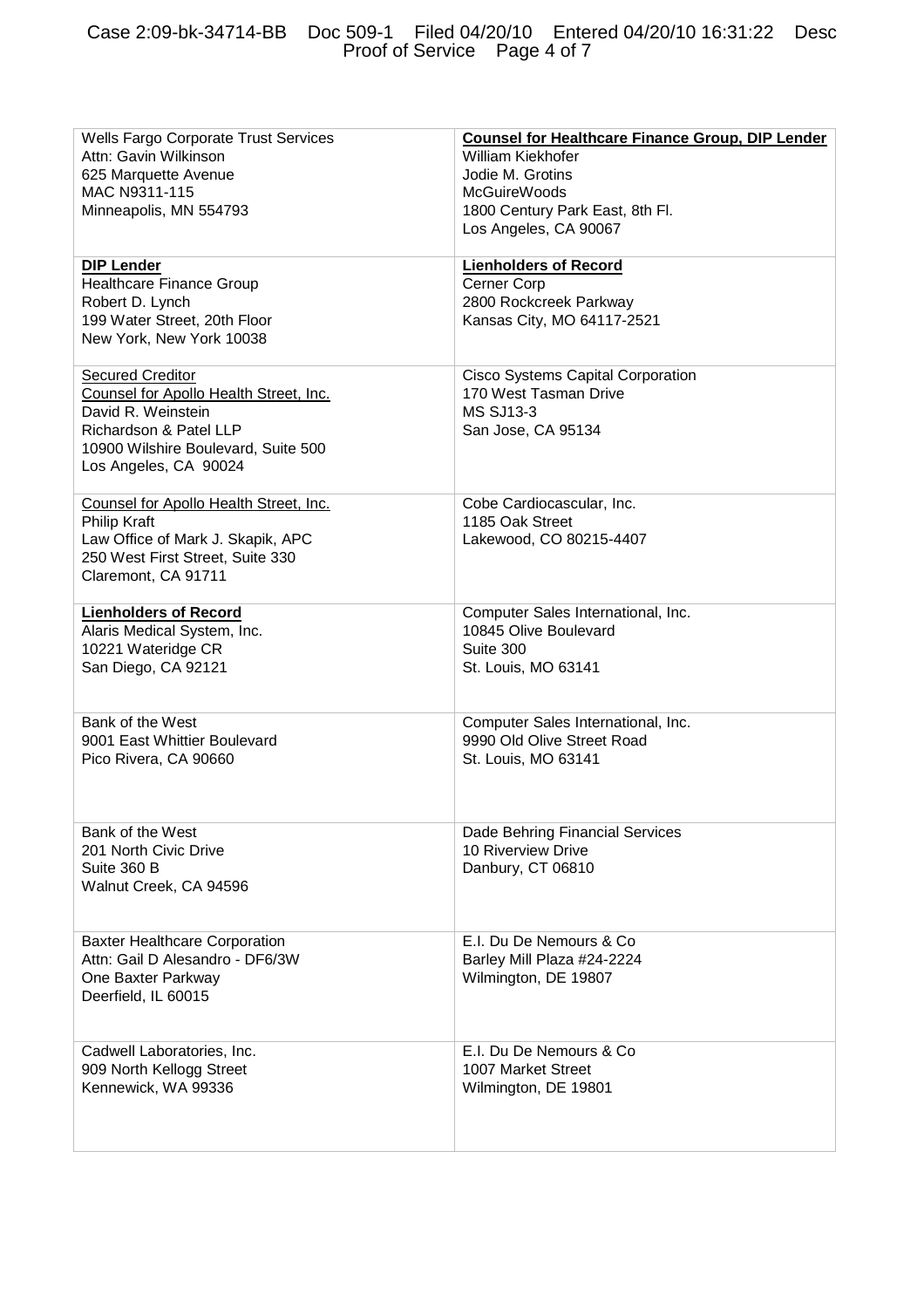| Wells Fargo Corporate Trust Services<br>Attn: Gavin Wilkinson<br>625 Marquette Avenue<br>MAC N9311-115<br>Minneapolis, MN 554793 | **Counsel for Healthcare Finance Group, DIP Lender**<br>William Kiekhofer<br>Jodie M. Grotins<br>McGuireWoods<br>1800 Century Park East, 8th Fl.<br>Los Angeles, CA 90067 |
|---|---|
| **DIP Lender**<br>Healthcare Finance Group<br>Robert D. Lynch<br>199 Water Street, 20th Floor<br>New York, New York 10038 | **Lienholders of Record**<br>Cerner Corp<br>2800 Rockcreek Parkway<br>Kansas City, MO 64117-2521 |
| Secured Creditor<br>Counsel for Apollo Health Street, Inc.<br>David R. Weinstein<br>Richardson & Patel LLP<br>10900 Wilshire Boulevard, Suite 500<br>Los Angeles, CA 90024 | Cisco Systems Capital Corporation<br>170 West Tasman Drive<br>MS SJ13-3<br>San Jose, CA 95134 |
| Counsel for Apollo Health Street, Inc.<br>Philip Kraft<br>Law Office of Mark J. Skapik, APC<br>250 West First Street, Suite 330<br>Claremont, CA 91711 | Cobe Cardiocascular, Inc.<br>1185 Oak Street<br>Lakewood, CO 80215-4407 |
| **Lienholders of Record**<br>Alaris Medical System, Inc.<br>10221 Wateridge CR<br>San Diego, CA 92121 | Computer Sales International, Inc.<br>10845 Olive Boulevard<br>Suite 300<br>St. Louis, MO 63141 |
| Bank of the West<br>9001 East Whittier Boulevard<br>Pico Rivera, CA 90660 | Computer Sales International, Inc.<br>9990 Old Olive Street Road<br>St. Louis, MO 63141 |
| Bank of the West<br>201 North Civic Drive<br>Suite 360 B<br>Walnut Creek, CA 94596 | Dade Behring Financial Services<br>10 Riverview Drive<br>Danbury, CT 06810 |
| Baxter Healthcare Corporation<br>Attn: Gail D Alesandro - DF6/3W<br>One Baxter Parkway<br>Deerfield, IL 60015 | E.I. Du De Nemours & Co<br>Barley Mill Plaza #24-2224<br>Wilmington, DE 19807 |
| Cadwell Laboratories, Inc.<br>909 North Kellogg Street<br>Kennewick, WA 99336 | E.I. Du De Nemours & Co<br>1007 Market Street<br>Wilmington, DE 19801 |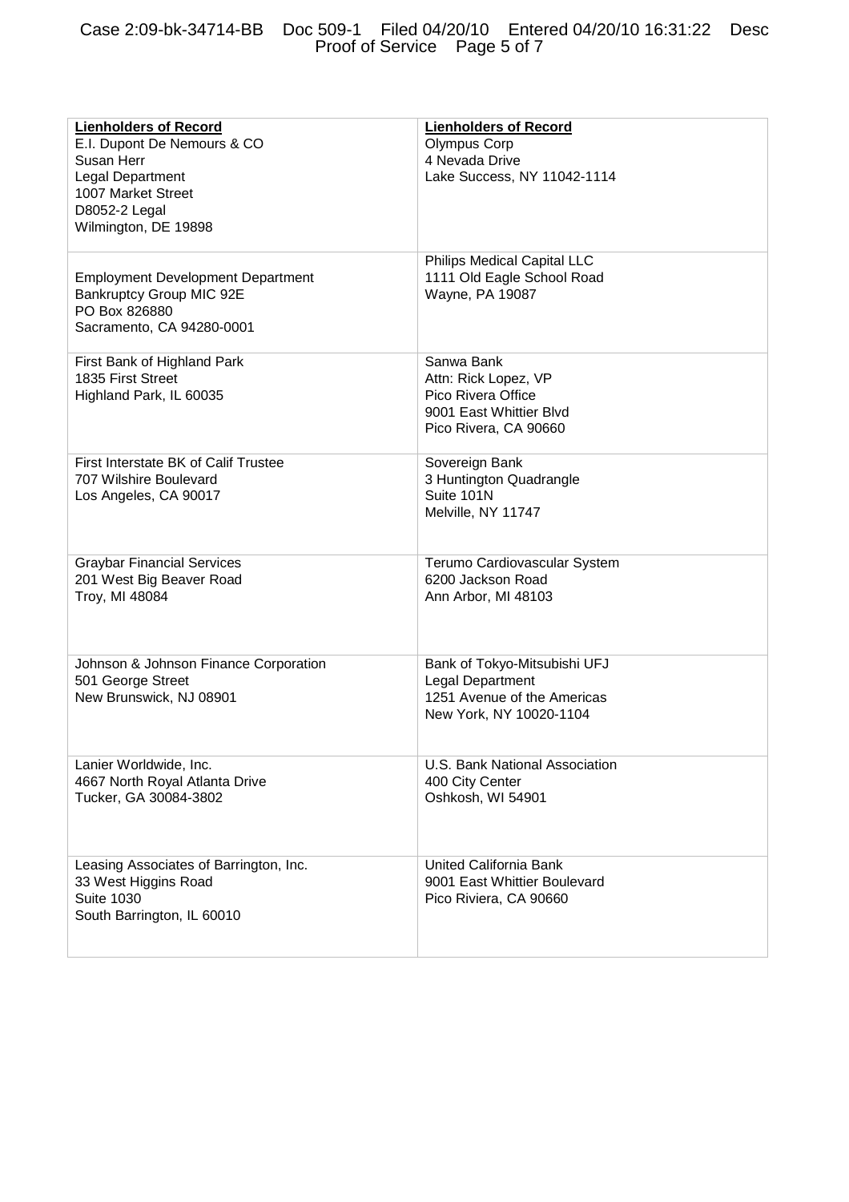| **Lienholders of Record** | **Lienholders of Record** |
|---|---|
| E.I. Dupont De Nemours & CO<br>Susan Herr<br>Legal Department<br>1007 Market Street<br>D8052-2 Legal<br>Wilmington, DE 19898 | Olympus Corp<br>4 Nevada Drive<br>Lake Success, NY 11042-1114 |
| Employment Development Department<br>Bankruptcy Group MIC 92E<br>PO Box 826880<br>Sacramento, CA 94280-0001 | Philips Medical Capital LLC<br>1111 Old Eagle School Road<br>Wayne, PA 19087 |
| First Bank of Highland Park<br>1835 First Street<br>Highland Park, IL 60035 | Sanwa Bank<br>Attn: Rick Lopez, VP<br>Pico Rivera Office<br>9001 East Whittier Blvd<br>Pico Rivera, CA 90660 |
| First Interstate BK of Calif Trustee<br>707 Wilshire Boulevard<br>Los Angeles, CA 90017 | Sovereign Bank<br>3 Huntington Quadrangle<br>Suite 101N<br>Melville, NY 11747 |
| Graybar Financial Services<br>201 West Big Beaver Road<br>Troy, MI 48084 | Terumo Cardiovascular System<br>6200 Jackson Road<br>Ann Arbor, MI 48103 |
| Johnson & Johnson Finance Corporation<br>501 George Street<br>New Brunswick, NJ 08901 | Bank of Tokyo-Mitsubishi UFJ<br>Legal Department<br>1251 Avenue of the Americas<br>New York, NY 10020-1104 |
| Lanier Worldwide, Inc.<br>4667 North Royal Atlanta Drive<br>Tucker, GA 30084-3802 | U.S. Bank National Association<br>400 City Center<br>Oshkosh, WI 54901 |
| Leasing Associates of Barrington, Inc.<br>33 West Higgins Road<br>Suite 1030<br>South Barrington, IL 60010 | United California Bank<br>9001 East Whittier Boulevard<br>Pico Riviera, CA 90660 |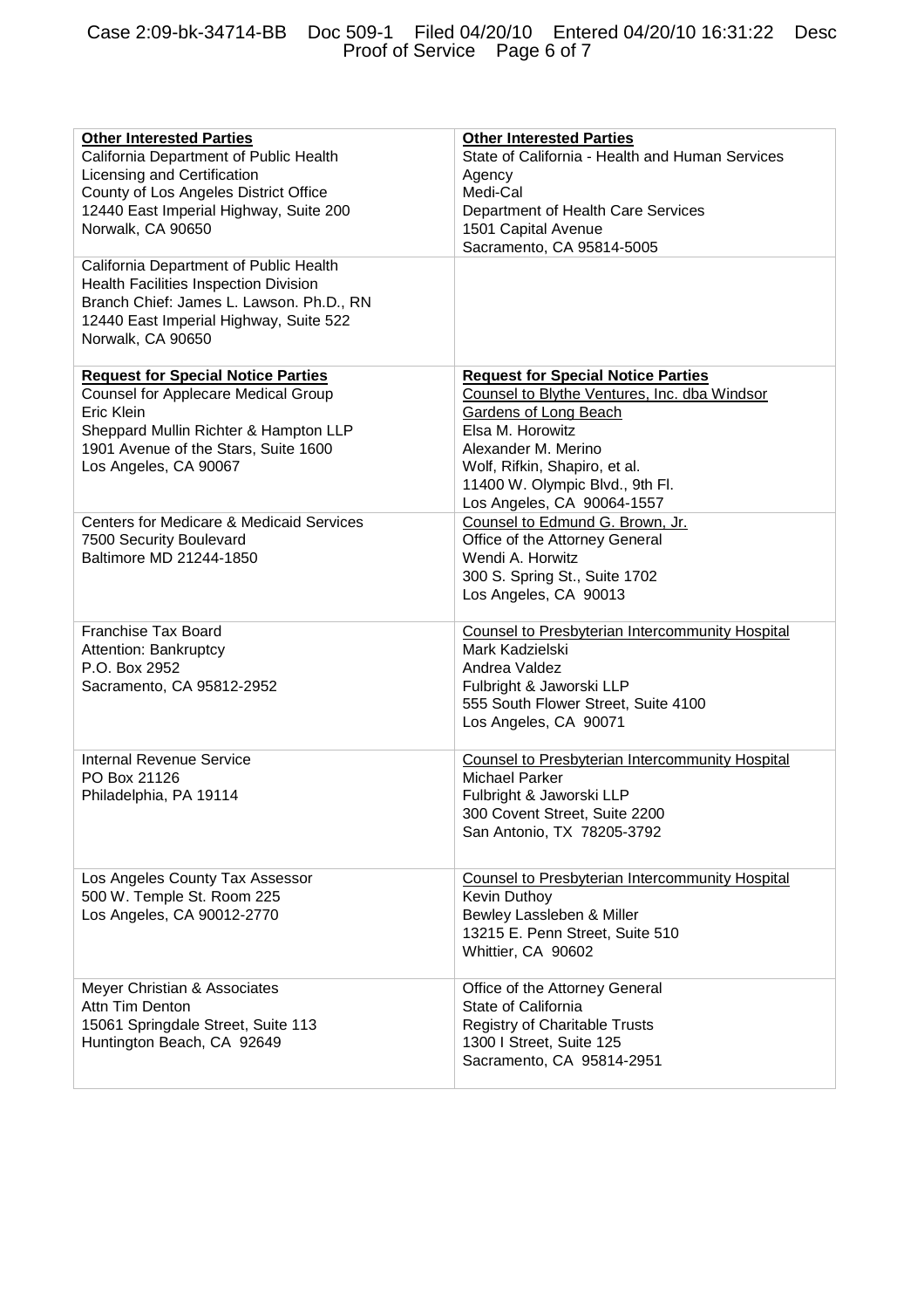| **Other Interested Parties** | **Other Interested Parties** |
|---|---|
| California Department of Public Health<br>Licensing and Certification<br>County of Los Angeles District Office<br>12440 East Imperial Highway, Suite 200<br>Norwalk, CA 90650 | State of California - Health and Human Services Agency<br>Medi-Cal<br>Department of Health Care Services<br>1501 Capital Avenue<br>Sacramento, CA 95814-5005 |
| California Department of Public Health<br>Health Facilities Inspection Division<br>Branch Chief: James L. Lawson. Ph.D., RN<br>12440 East Imperial Highway, Suite 522<br>Norwalk, CA 90650 | |
| **Request for Special Notice Parties**<br>Counsel for Applecare Medical Group<br>Eric Klein<br>Sheppard Mullin Richter & Hampton LLP<br>1901 Avenue of the Stars, Suite 1600<br>Los Angeles, CA 90067 | **Request for Special Notice Parties**<br>Counsel to Blythe Ventures, Inc. dba Windsor Gardens of Long Beach<br>Elsa M. Horowitz<br>Alexander M. Merino<br>Wolf, Rifkin, Shapiro, et al.<br>11400 W. Olympic Blvd., 9th Fl.<br>Los Angeles, CA 90064-1557 |
| Centers for Medicare & Medicaid Services<br>7500 Security Boulevard<br>Baltimore MD 21244-1850 | Counsel to Edmund G. Brown, Jr.<br>Office of the Attorney General<br>Wendi A. Horwitz<br>300 S. Spring St., Suite 1702<br>Los Angeles, CA 90013 |
| Franchise Tax Board<br>Attention: Bankruptcy<br>P.O. Box 2952<br>Sacramento, CA 95812-2952 | Counsel to Presbyterian Intercommunity Hospital<br>Mark Kadzielski<br>Andrea Valdez<br>Fulbright & Jaworski LLP<br>555 South Flower Street, Suite 4100<br>Los Angeles, CA 90071 |
| Internal Revenue Service<br>PO Box 21126<br>Philadelphia, PA 19114 | Counsel to Presbyterian Intercommunity Hospital<br>Michael Parker<br>Fulbright & Jaworski LLP<br>300 Covent Street, Suite 2200<br>San Antonio, TX 78205-3792 |
| Los Angeles County Tax Assessor<br>500 W. Temple St. Room 225<br>Los Angeles, CA 90012-2770 | Counsel to Presbyterian Intercommunity Hospital<br>Kevin Duthoy<br>Bewley Lassleben & Miller<br>13215 E. Penn Street, Suite 510<br>Whittier, CA 90602 |
| Meyer Christian & Associates<br>Attn Tim Denton<br>15061 Springdale Street, Suite 113<br>Huntington Beach, CA 92649 | Office of the Attorney General<br>State of California<br>Registry of Charitable Trusts<br>1300 I Street, Suite 125<br>Sacramento, CA 95814-2951 |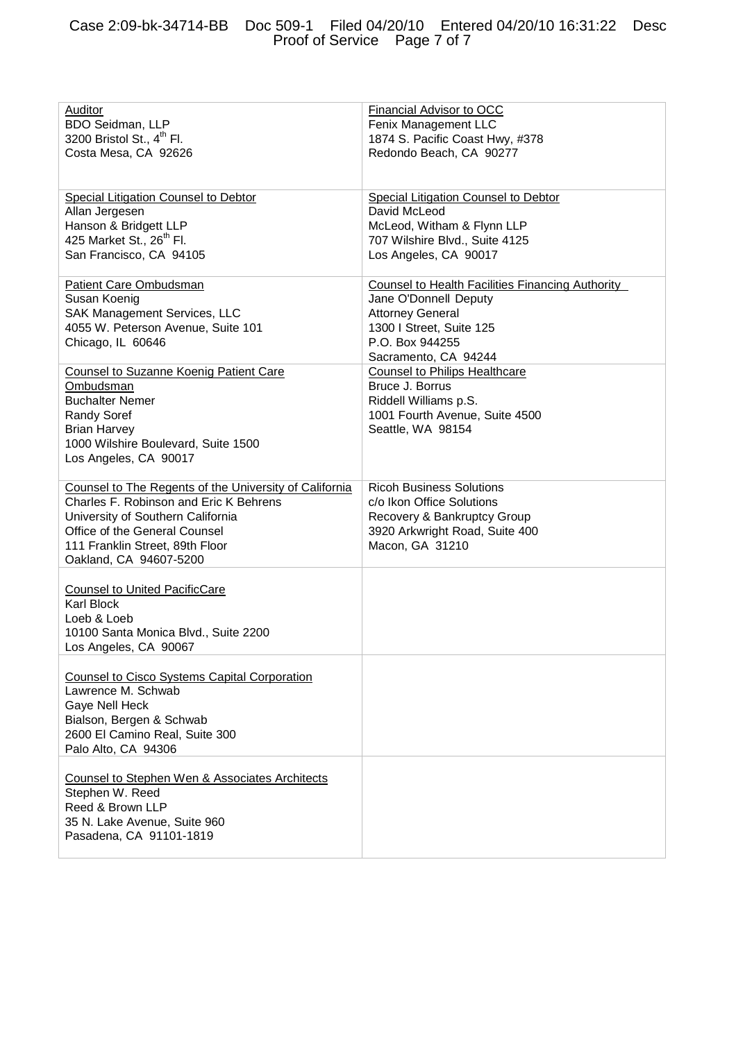| | |
|---|---|
| Auditor<br>BDO Seidman, LLP<br>3200 Bristol St., 4th Fl.<br>Costa Mesa, CA 92626 | Financial Advisor to OCC<br>Fenix Management LLC<br>1874 S. Pacific Coast Hwy, #378<br>Redondo Beach, CA 90277 |
| Special Litigation Counsel to Debtor<br>Allan Jergesen<br>Hanson & Bridgett LLP<br>425 Market St., 26th Fl.<br>San Francisco, CA 94105 | Special Litigation Counsel to Debtor<br>David McLeod<br>McLeod, Witham & Flynn LLP<br>707 Wilshire Blvd., Suite 4125<br>Los Angeles, CA 90017 |
| Patient Care Ombudsman<br>Susan Koenig<br>SAK Management Services, LLC<br>4055 W. Peterson Avenue, Suite 101<br>Chicago, IL 60646 | Counsel to Health Facilities Financing Authority<br>Jane O'Donnell Deputy<br>Attorney General<br>1300 I Street, Suite 125<br>P.O. Box 944255<br>Sacramento, CA 94244 |
| Counsel to Suzanne Koenig Patient Care Ombudsman<br>Buchalter Nemer<br>Randy Soref<br>Brian Harvey<br>1000 Wilshire Boulevard, Suite 1500<br>Los Angeles, CA 90017 | Counsel to Philips Healthcare<br>Bruce J. Borrus<br>Riddell Williams p.S.<br>1001 Fourth Avenue, Suite 4500<br>Seattle, WA 98154 |
| Counsel to The Regents of the University of California<br>Charles F. Robinson and Eric K Behrens<br>University of Southern California<br>Office of the General Counsel<br>111 Franklin Street, 89th Floor<br>Oakland, CA 94607-5200 | Ricoh Business Solutions<br>c/o Ikon Office Solutions<br>Recovery & Bankruptcy Group<br>3920 Arkwright Road, Suite 400<br>Macon, GA 31210 |
| Counsel to United PacificCare<br>Karl Block<br>Loeb & Loeb<br>10100 Santa Monica Blvd., Suite 2200<br>Los Angeles, CA 90067 | |
| Counsel to Cisco Systems Capital Corporation<br>Lawrence M. Schwab<br>Gaye Nell Heck<br>Bialson, Bergen & Schwab<br>2600 El Camino Real, Suite 300<br>Palo Alto, CA 94306 | |
| Counsel to Stephen Wen & Associates Architects<br>Stephen W. Reed<br>Reed & Brown LLP<br>35 N. Lake Avenue, Suite 960<br>Pasadena, CA 91101-1819 | |